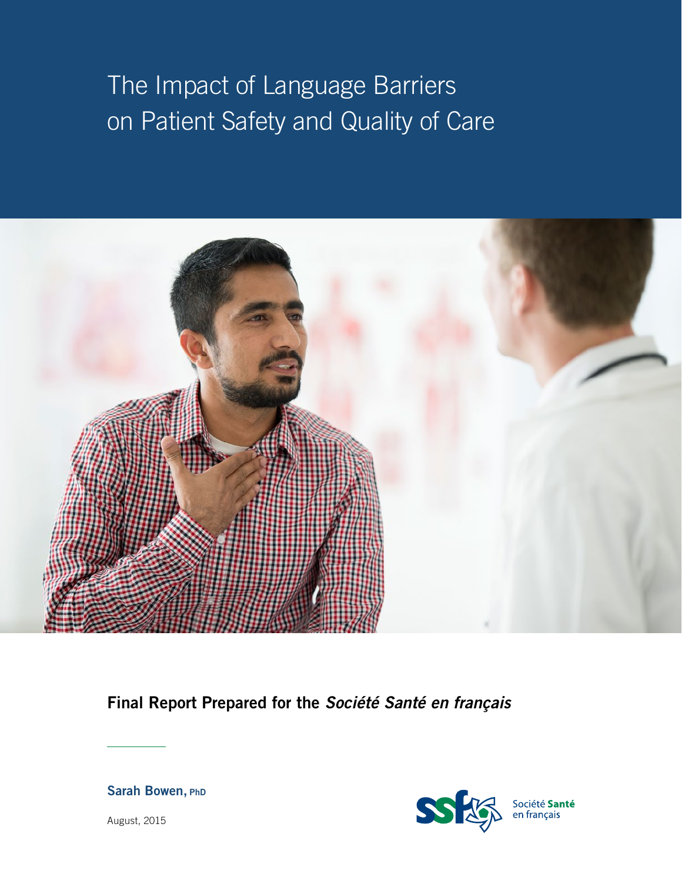# The Impact of Language Barriers on Patient Safety and Quality of Care

**Final Report Prepared for the *Société Santé en français***

**Sarah Bowen, PhD**

August, 2015

Société **Santé** en français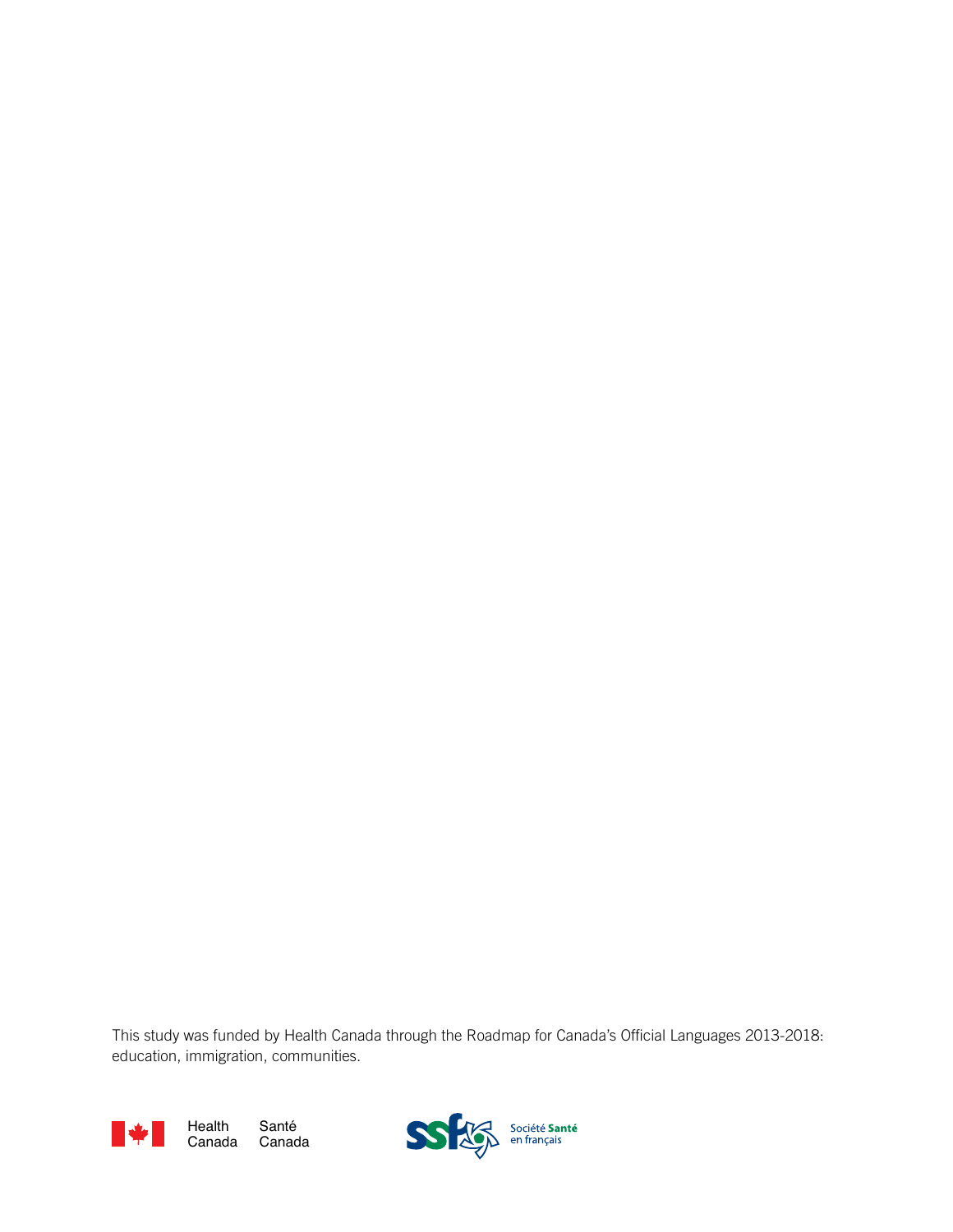This study was funded by Health Canada through the Roadmap for Canada's Official Languages 2013-2018: education, immigration, communities.

Health Canada Santé Canada

Société Santé en français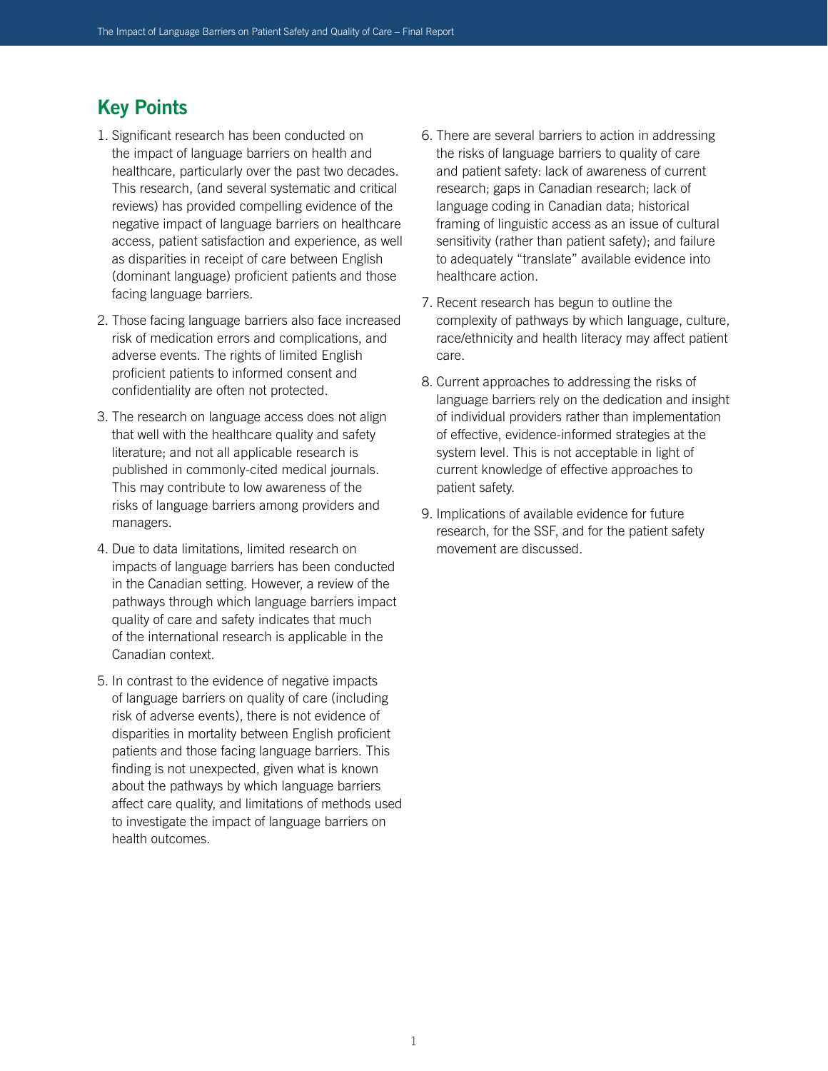## Key Points

1. Significant research has been conducted on the impact of language barriers on health and healthcare, particularly over the past two decades. This research, (and several systematic and critical reviews) has provided compelling evidence of the negative impact of language barriers on healthcare access, patient satisfaction and experience, as well as disparities in receipt of care between English (dominant language) proficient patients and those facing language barriers.
2. Those facing language barriers also face increased risk of medication errors and complications, and adverse events. The rights of limited English proficient patients to informed consent and confidentiality are often not protected.
3. The research on language access does not align that well with the healthcare quality and safety literature; and not all applicable research is published in commonly-cited medical journals. This may contribute to low awareness of the risks of language barriers among providers and managers.
4. Due to data limitations, limited research on impacts of language barriers has been conducted in the Canadian setting. However, a review of the pathways through which language barriers impact quality of care and safety indicates that much of the international research is applicable in the Canadian context.
5. In contrast to the evidence of negative impacts of language barriers on quality of care (including risk of adverse events), there is not evidence of disparities in mortality between English proficient patients and those facing language barriers. This finding is not unexpected, given what is known about the pathways by which language barriers affect care quality, and limitations of methods used to investigate the impact of language barriers on health outcomes.
6. There are several barriers to action in addressing the risks of language barriers to quality of care and patient safety: lack of awareness of current research; gaps in Canadian research; lack of language coding in Canadian data; historical framing of linguistic access as an issue of cultural sensitivity (rather than patient safety); and failure to adequately "translate" available evidence into healthcare action.
7. Recent research has begun to outline the complexity of pathways by which language, culture, race/ethnicity and health literacy may affect patient care.
8. Current approaches to addressing the risks of language barriers rely on the dedication and insight of individual providers rather than implementation of effective, evidence-informed strategies at the system level. This is not acceptable in light of current knowledge of effective approaches to patient safety.
9. Implications of available evidence for future research, for the SSF, and for the patient safety movement are discussed.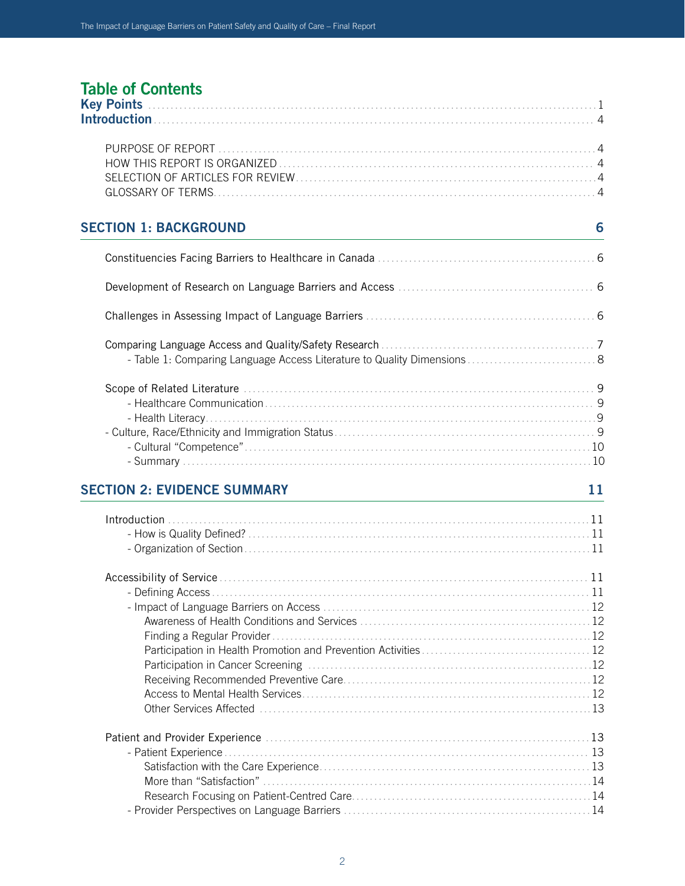# Table of Contents

**Key Points** ........ 1

**Introduction** ........ 4

- PURPOSE OF REPORT ........ 4
- HOW THIS REPORT IS ORGANIZED ........ 4
- SELECTION OF ARTICLES FOR REVIEW ........ 4
- GLOSSARY OF TERMS ........ 4

## SECTION 1: BACKGROUND — 6

- Constituencies Facing Barriers to Healthcare in Canada ........ 6
- Development of Research on Language Barriers and Access ........ 6
- Challenges in Assessing Impact of Language Barriers ........ 6
- Comparing Language Access and Quality/Safety Research ........ 7
  - Table 1: Comparing Language Access Literature to Quality Dimensions ........ 8
- Scope of Related Literature ........ 9
  - Healthcare Communication ........ 9
  - Health Literacy ........ 9
- Culture, Race/Ethnicity and Immigration Status ........ 9
  - Cultural "Competence" ........ 10
  - Summary ........ 10

## SECTION 2: EVIDENCE SUMMARY — 11

- Introduction ........ 11
  - How is Quality Defined? ........ 11
  - Organization of Section ........ 11
- Accessibility of Service ........ 11
  - Defining Access ........ 11
  - Impact of Language Barriers on Access ........ 12
    - Awareness of Health Conditions and Services ........ 12
    - Finding a Regular Provider ........ 12
    - Participation in Health Promotion and Prevention Activities ........ 12
    - Participation in Cancer Screening ........ 12
    - Receiving Recommended Preventive Care ........ 12
    - Access to Mental Health Services ........ 12
    - Other Services Affected ........ 13
- Patient and Provider Experience ........ 13
  - Patient Experience ........ 13
    - Satisfaction with the Care Experience ........ 13
    - More than "Satisfaction" ........ 14
    - Research Focusing on Patient-Centred Care ........ 14
  - Provider Perspectives on Language Barriers ........ 14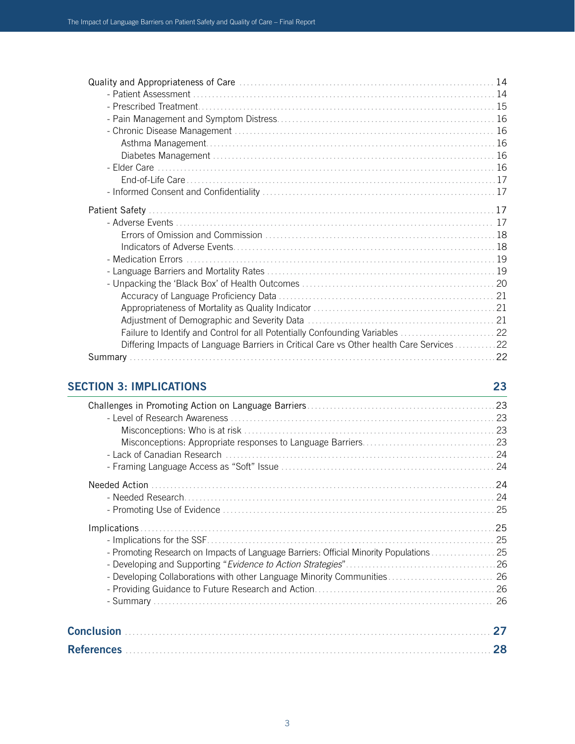Quality and Appropriateness of Care ..... 14
- Patient Assessment ..... 14
- Prescribed Treatment ..... 15
- Pain Management and Symptom Distress ..... 16
- Chronic Disease Management ..... 16
  - Asthma Management ..... 16
  - Diabetes Management ..... 16
- Elder Care ..... 16
  - End-of-Life Care ..... 17
- Informed Consent and Confidentiality ..... 17

Patient Safety ..... 17
- Adverse Events ..... 17
  - Errors of Omission and Commission ..... 18
  - Indicators of Adverse Events ..... 18
- Medication Errors ..... 19
- Language Barriers and Mortality Rates ..... 19
- Unpacking the 'Black Box' of Health Outcomes ..... 20
  - Accuracy of Language Proficiency Data ..... 21
  - Appropriateness of Mortality as Quality Indicator ..... 21
  - Adjustment of Demographic and Severity Data ..... 21
  - Failure to Identify and Control for all Potentially Confounding Variables ..... 22
  - Differing Impacts of Language Barriers in Critical Care vs Other health Care Services ..... 22

Summary ..... 22

## SECTION 3: IMPLICATIONS ..... 23

Challenges in Promoting Action on Language Barriers ..... 23
- Level of Research Awareness ..... 23
  - Misconceptions: Who is at risk ..... 23
  - Misconceptions: Appropriate responses to Language Barriers ..... 23
- Lack of Canadian Research ..... 24
- Framing Language Access as "Soft" Issue ..... 24

Needed Action ..... 24
- Needed Research ..... 24
- Promoting Use of Evidence ..... 25

Implications ..... 25
- Implications for the SSF ..... 25
- Promoting Research on Impacts of Language Barriers: Official Minority Populations ..... 25
- Developing and Supporting "*Evidence to Action Strategies*" ..... 26
- Developing Collaborations with other Language Minority Communities ..... 26
- Providing Guidance to Future Research and Action ..... 26
- Summary ..... 26

## Conclusion ..... 27

## References ..... 28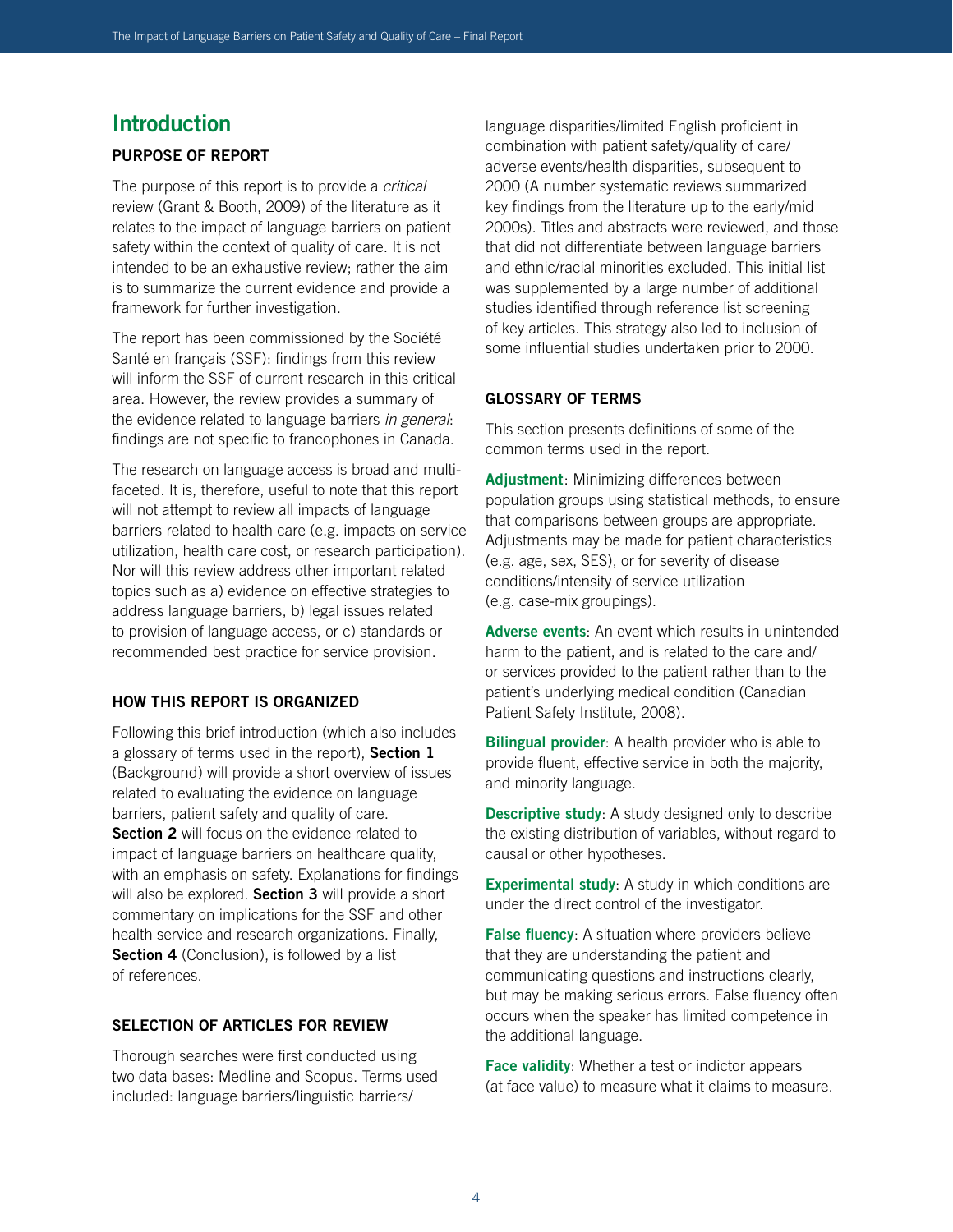# Introduction

### PURPOSE OF REPORT

The purpose of this report is to provide a *critical* review (Grant & Booth, 2009) of the literature as it relates to the impact of language barriers on patient safety within the context of quality of care. It is not intended to be an exhaustive review; rather the aim is to summarize the current evidence and provide a framework for further investigation.

The report has been commissioned by the Société Santé en français (SSF): findings from this review will inform the SSF of current research in this critical area. However, the review provides a summary of the evidence related to language barriers *in general*: findings are not specific to francophones in Canada.

The research on language access is broad and multi-faceted. It is, therefore, useful to note that this report will not attempt to review all impacts of language barriers related to health care (e.g. impacts on service utilization, health care cost, or research participation). Nor will this review address other important related topics such as a) evidence on effective strategies to address language barriers, b) legal issues related to provision of language access, or c) standards or recommended best practice for service provision.

### HOW THIS REPORT IS ORGANIZED

Following this brief introduction (which also includes a glossary of terms used in the report), **Section 1** (Background) will provide a short overview of issues related to evaluating the evidence on language barriers, patient safety and quality of care. **Section 2** will focus on the evidence related to impact of language barriers on healthcare quality, with an emphasis on safety. Explanations for findings will also be explored. **Section 3** will provide a short commentary on implications for the SSF and other health service and research organizations. Finally, **Section 4** (Conclusion), is followed by a list of references.

### SELECTION OF ARTICLES FOR REVIEW

Thorough searches were first conducted using two data bases: Medline and Scopus. Terms used included: language barriers/linguistic barriers/ language disparities/limited English proficient in combination with patient safety/quality of care/ adverse events/health disparities, subsequent to 2000 (A number systematic reviews summarized key findings from the literature up to the early/mid 2000s). Titles and abstracts were reviewed, and those that did not differentiate between language barriers and ethnic/racial minorities excluded. This initial list was supplemented by a large number of additional studies identified through reference list screening of key articles. This strategy also led to inclusion of some influential studies undertaken prior to 2000.

### GLOSSARY OF TERMS

This section presents definitions of some of the common terms used in the report.

**Adjustment**: Minimizing differences between population groups using statistical methods, to ensure that comparisons between groups are appropriate. Adjustments may be made for patient characteristics (e.g. age, sex, SES), or for severity of disease conditions/intensity of service utilization (e.g. case-mix groupings).

**Adverse events**: An event which results in unintended harm to the patient, and is related to the care and/ or services provided to the patient rather than to the patient's underlying medical condition (Canadian Patient Safety Institute, 2008).

**Bilingual provider**: A health provider who is able to provide fluent, effective service in both the majority, and minority language.

**Descriptive study**: A study designed only to describe the existing distribution of variables, without regard to causal or other hypotheses.

**Experimental study**: A study in which conditions are under the direct control of the investigator.

**False fluency**: A situation where providers believe that they are understanding the patient and communicating questions and instructions clearly, but may be making serious errors. False fluency often occurs when the speaker has limited competence in the additional language.

**Face validity**: Whether a test or indictor appears (at face value) to measure what it claims to measure.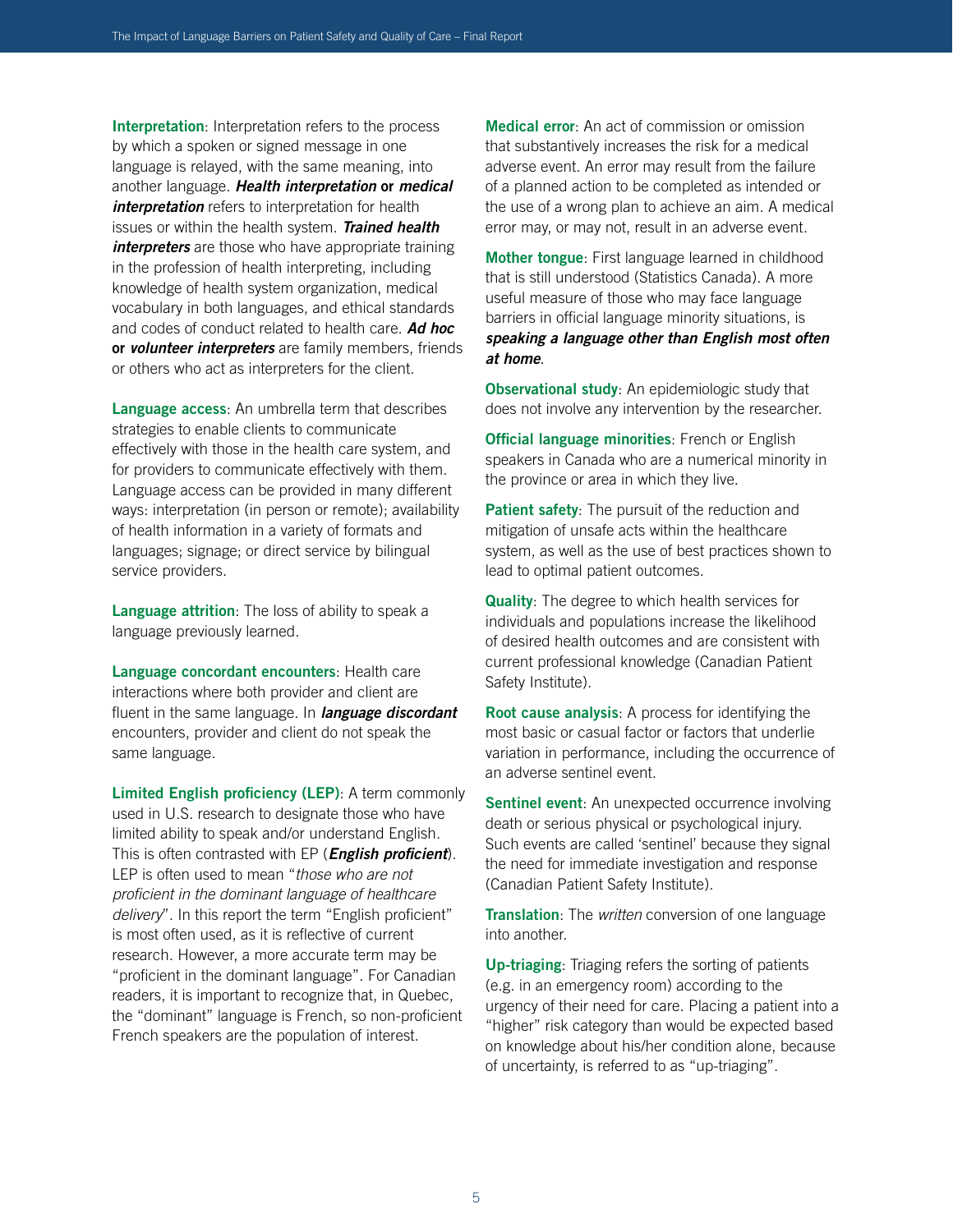**Interpretation**: Interpretation refers to the process by which a spoken or signed message in one language is relayed, with the same meaning, into another language. ***Health interpretation*** **or** ***medical interpretation*** refers to interpretation for health issues or within the health system. ***Trained health interpreters*** are those who have appropriate training in the profession of health interpreting, including knowledge of health system organization, medical vocabulary in both languages, and ethical standards and codes of conduct related to health care. ***Ad hoc*** **or** ***volunteer interpreters*** are family members, friends or others who act as interpreters for the client.

**Language access**: An umbrella term that describes strategies to enable clients to communicate effectively with those in the health care system, and for providers to communicate effectively with them. Language access can be provided in many different ways: interpretation (in person or remote); availability of health information in a variety of formats and languages; signage; or direct service by bilingual service providers.

**Language attrition**: The loss of ability to speak a language previously learned.

**Language concordant encounters**: Health care interactions where both provider and client are fluent in the same language. In ***language discordant*** encounters, provider and client do not speak the same language.

**Limited English proficiency (LEP)**: A term commonly used in U.S. research to designate those who have limited ability to speak and/or understand English. This is often contrasted with EP (***English proficient***). LEP is often used to mean "*those who are not proficient in the dominant language of healthcare delivery*". In this report the term "English proficient" is most often used, as it is reflective of current research. However, a more accurate term may be "proficient in the dominant language". For Canadian readers, it is important to recognize that, in Quebec, the "dominant" language is French, so non-proficient French speakers are the population of interest.

**Medical error**: An act of commission or omission that substantively increases the risk for a medical adverse event. An error may result from the failure of a planned action to be completed as intended or the use of a wrong plan to achieve an aim. A medical error may, or may not, result in an adverse event.

**Mother tongue**: First language learned in childhood that is still understood (Statistics Canada). A more useful measure of those who may face language barriers in official language minority situations, is ***speaking a language other than English most often at home***.

**Observational study**: An epidemiologic study that does not involve any intervention by the researcher.

**Official language minorities**: French or English speakers in Canada who are a numerical minority in the province or area in which they live.

**Patient safety**: The pursuit of the reduction and mitigation of unsafe acts within the healthcare system, as well as the use of best practices shown to lead to optimal patient outcomes.

**Quality**: The degree to which health services for individuals and populations increase the likelihood of desired health outcomes and are consistent with current professional knowledge (Canadian Patient Safety Institute).

**Root cause analysis**: A process for identifying the most basic or casual factor or factors that underlie variation in performance, including the occurrence of an adverse sentinel event.

**Sentinel event**: An unexpected occurrence involving death or serious physical or psychological injury. Such events are called 'sentinel' because they signal the need for immediate investigation and response (Canadian Patient Safety Institute).

**Translation**: The *written* conversion of one language into another.

**Up-triaging**: Triaging refers the sorting of patients (e.g. in an emergency room) according to the urgency of their need for care. Placing a patient into a "higher" risk category than would be expected based on knowledge about his/her condition alone, because of uncertainty, is referred to as "up-triaging".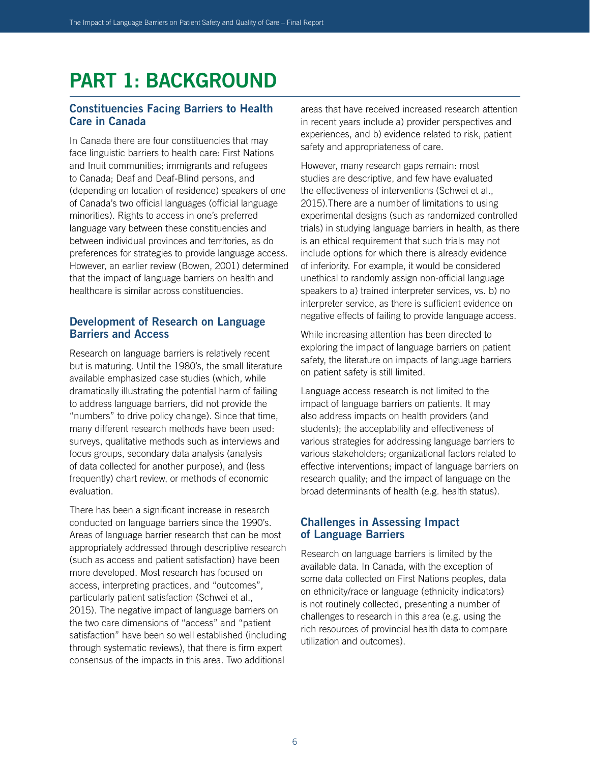# PART 1: BACKGROUND

## Constituencies Facing Barriers to Health Care in Canada

In Canada there are four constituencies that may face linguistic barriers to health care: First Nations and Inuit communities; immigrants and refugees to Canada; Deaf and Deaf-Blind persons, and (depending on location of residence) speakers of one of Canada's two official languages (official language minorities). Rights to access in one's preferred language vary between these constituencies and between individual provinces and territories, as do preferences for strategies to provide language access. However, an earlier review (Bowen, 2001) determined that the impact of language barriers on health and healthcare is similar across constituencies.

## Development of Research on Language Barriers and Access

Research on language barriers is relatively recent but is maturing. Until the 1980's, the small literature available emphasized case studies (which, while dramatically illustrating the potential harm of failing to address language barriers, did not provide the "numbers" to drive policy change). Since that time, many different research methods have been used: surveys, qualitative methods such as interviews and focus groups, secondary data analysis (analysis of data collected for another purpose), and (less frequently) chart review, or methods of economic evaluation.

There has been a significant increase in research conducted on language barriers since the 1990's. Areas of language barrier research that can be most appropriately addressed through descriptive research (such as access and patient satisfaction) have been more developed. Most research has focused on access, interpreting practices, and "outcomes", particularly patient satisfaction (Schwei et al., 2015). The negative impact of language barriers on the two care dimensions of "access" and "patient satisfaction" have been so well established (including through systematic reviews), that there is firm expert consensus of the impacts in this area. Two additional areas that have received increased research attention in recent years include a) provider perspectives and experiences, and b) evidence related to risk, patient safety and appropriateness of care.

However, many research gaps remain: most studies are descriptive, and few have evaluated the effectiveness of interventions (Schwei et al., 2015).There are a number of limitations to using experimental designs (such as randomized controlled trials) in studying language barriers in health, as there is an ethical requirement that such trials may not include options for which there is already evidence of inferiority. For example, it would be considered unethical to randomly assign non-official language speakers to a) trained interpreter services, vs. b) no interpreter service, as there is sufficient evidence on negative effects of failing to provide language access.

While increasing attention has been directed to exploring the impact of language barriers on patient safety, the literature on impacts of language barriers on patient safety is still limited.

Language access research is not limited to the impact of language barriers on patients. It may also address impacts on health providers (and students); the acceptability and effectiveness of various strategies for addressing language barriers to various stakeholders; organizational factors related to effective interventions; impact of language barriers on research quality; and the impact of language on the broad determinants of health (e.g. health status).

## Challenges in Assessing Impact of Language Barriers

Research on language barriers is limited by the available data. In Canada, with the exception of some data collected on First Nations peoples, data on ethnicity/race or language (ethnicity indicators) is not routinely collected, presenting a number of challenges to research in this area (e.g. using the rich resources of provincial health data to compare utilization and outcomes).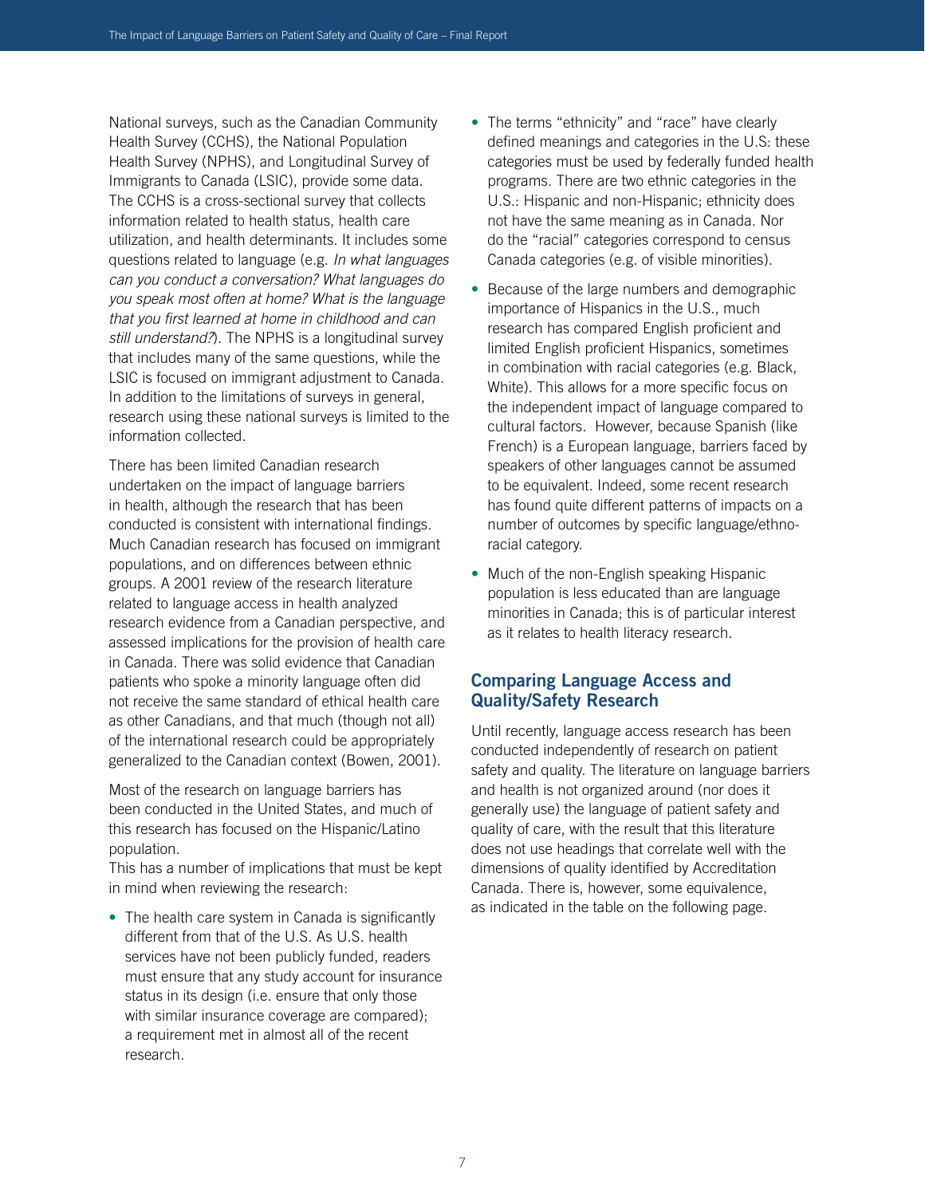National surveys, such as the Canadian Community Health Survey (CCHS), the National Population Health Survey (NPHS), and Longitudinal Survey of Immigrants to Canada (LSIC), provide some data. The CCHS is a cross-sectional survey that collects information related to health status, health care utilization, and health determinants. It includes some questions related to language (e.g. *In what languages can you conduct a conversation? What languages do you speak most often at home? What is the language that you first learned at home in childhood and can still understand?*). The NPHS is a longitudinal survey that includes many of the same questions, while the LSIC is focused on immigrant adjustment to Canada. In addition to the limitations of surveys in general, research using these national surveys is limited to the information collected.

There has been limited Canadian research undertaken on the impact of language barriers in health, although the research that has been conducted is consistent with international findings. Much Canadian research has focused on immigrant populations, and on differences between ethnic groups. A 2001 review of the research literature related to language access in health analyzed research evidence from a Canadian perspective, and assessed implications for the provision of health care in Canada. There was solid evidence that Canadian patients who spoke a minority language often did not receive the same standard of ethical health care as other Canadians, and that much (though not all) of the international research could be appropriately generalized to the Canadian context (Bowen, 2001).

Most of the research on language barriers has been conducted in the United States, and much of this research has focused on the Hispanic/Latino population.
This has a number of implications that must be kept in mind when reviewing the research:

- The health care system in Canada is significantly different from that of the U.S. As U.S. health services have not been publicly funded, readers must ensure that any study account for insurance status in its design (i.e. ensure that only those with similar insurance coverage are compared); a requirement met in almost all of the recent research.
- The terms "ethnicity" and "race" have clearly defined meanings and categories in the U.S: these categories must be used by federally funded health programs. There are two ethnic categories in the U.S.: Hispanic and non-Hispanic; ethnicity does not have the same meaning as in Canada. Nor do the "racial" categories correspond to census Canada categories (e.g. of visible minorities).
- Because of the large numbers and demographic importance of Hispanics in the U.S., much research has compared English proficient and limited English proficient Hispanics, sometimes in combination with racial categories (e.g. Black, White). This allows for a more specific focus on the independent impact of language compared to cultural factors. However, because Spanish (like French) is a European language, barriers faced by speakers of other languages cannot be assumed to be equivalent. Indeed, some recent research has found quite different patterns of impacts on a number of outcomes by specific language/ethno-racial category.
- Much of the non-English speaking Hispanic population is less educated than are language minorities in Canada; this is of particular interest as it relates to health literacy research.

## Comparing Language Access and Quality/Safety Research

Until recently, language access research has been conducted independently of research on patient safety and quality. The literature on language barriers and health is not organized around (nor does it generally use) the language of patient safety and quality of care, with the result that this literature does not use headings that correlate well with the dimensions of quality identified by Accreditation Canada. There is, however, some equivalence, as indicated in the table on the following page.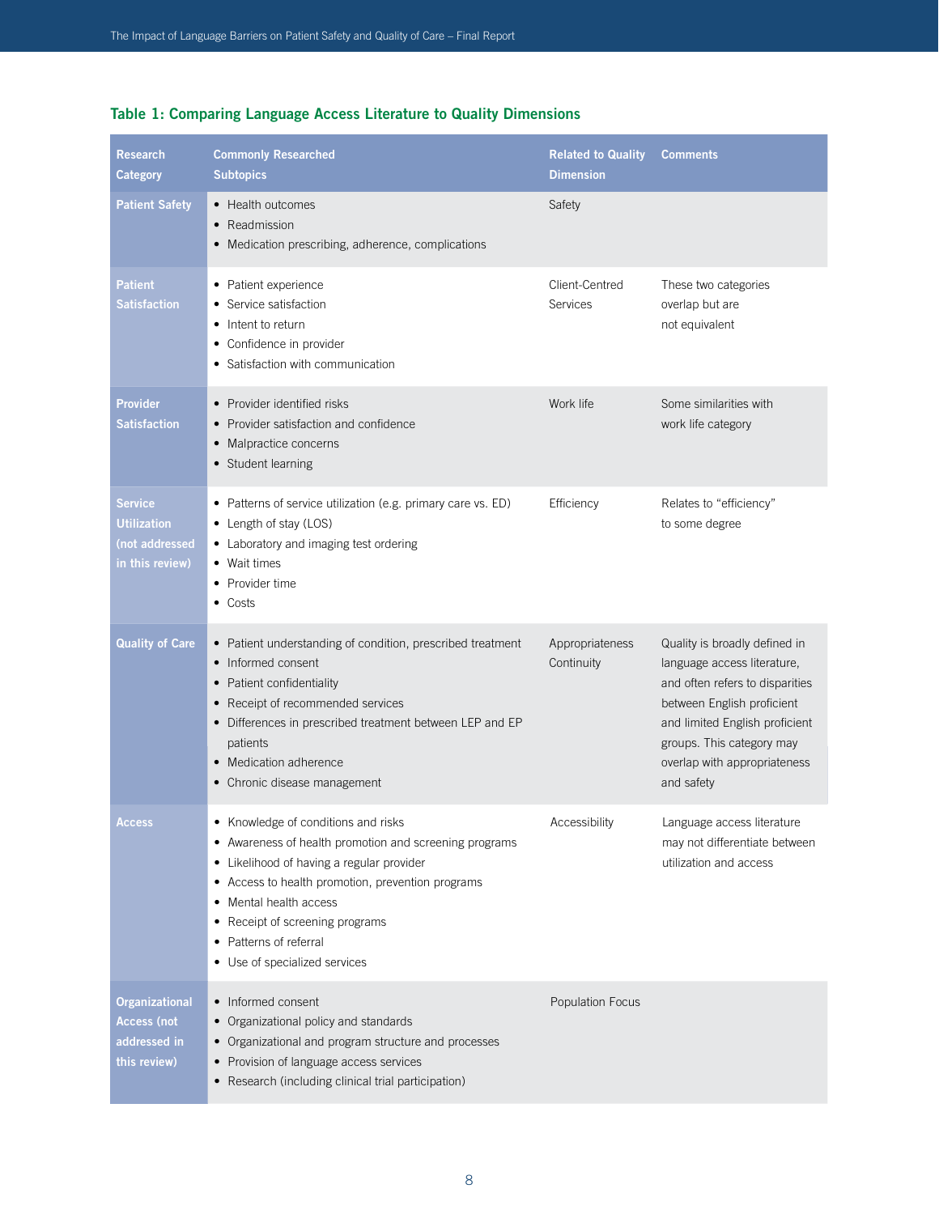**Table 1: Comparing Language Access Literature to Quality Dimensions**

| Research Category | Commonly Researched Subtopics | Related to Quality Dimension | Comments |
|---|---|---|---|
| Patient Safety | • Health outcomes<br>• Readmission<br>• Medication prescribing, adherence, complications | Safety | |
| Patient Satisfaction | • Patient experience<br>• Service satisfaction<br>• Intent to return<br>• Confidence in provider<br>• Satisfaction with communication | Client-Centred Services | These two categories overlap but are not equivalent |
| Provider Satisfaction | • Provider identified risks<br>• Provider satisfaction and confidence<br>• Malpractice concerns<br>• Student learning | Work life | Some similarities with work life category |
| Service Utilization (not addressed in this review) | • Patterns of service utilization (e.g. primary care vs. ED)<br>• Length of stay (LOS)<br>• Laboratory and imaging test ordering<br>• Wait times<br>• Provider time<br>• Costs | Efficiency | Relates to "efficiency" to some degree |
| Quality of Care | • Patient understanding of condition, prescribed treatment<br>• Informed consent<br>• Patient confidentiality<br>• Receipt of recommended services<br>• Differences in prescribed treatment between LEP and EP patients<br>• Medication adherence<br>• Chronic disease management | Appropriateness Continuity | Quality is broadly defined in language access literature, and often refers to disparities between English proficient and limited English proficient groups. This category may overlap with appropriateness and safety |
| Access | • Knowledge of conditions and risks<br>• Awareness of health promotion and screening programs<br>• Likelihood of having a regular provider<br>• Access to health promotion, prevention programs<br>• Mental health access<br>• Receipt of screening programs<br>• Patterns of referral<br>• Use of specialized services | Accessibility | Language access literature may not differentiate between utilization and access |
| Organizational Access (not addressed in this review) | • Informed consent<br>• Organizational policy and standards<br>• Organizational and program structure and processes<br>• Provision of language access services<br>• Research (including clinical trial participation) | Population Focus | |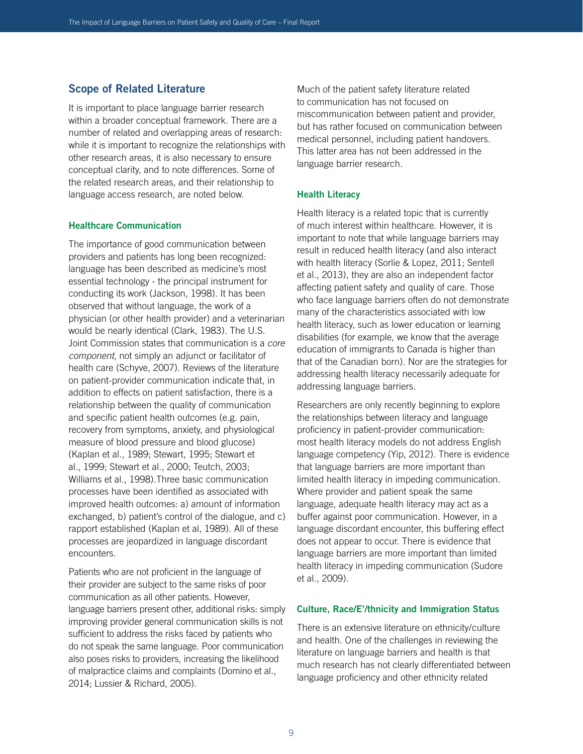## Scope of Related Literature

It is important to place language barrier research within a broader conceptual framework. There are a number of related and overlapping areas of research: while it is important to recognize the relationships with other research areas, it is also necessary to ensure conceptual clarity, and to note differences. Some of the related research areas, and their relationship to language access research, are noted below.

### Healthcare Communication

The importance of good communication between providers and patients has long been recognized: language has been described as medicine's most essential technology - the principal instrument for conducting its work (Jackson, 1998). It has been observed that without language, the work of a physician (or other health provider) and a veterinarian would be nearly identical (Clark, 1983). The U.S. Joint Commission states that communication is a *core component*, not simply an adjunct or facilitator of health care (Schyve, 2007). Reviews of the literature on patient-provider communication indicate that, in addition to effects on patient satisfaction, there is a relationship between the quality of communication and specific patient health outcomes (e.g. pain, recovery from symptoms, anxiety, and physiological measure of blood pressure and blood glucose) (Kaplan et al., 1989; Stewart, 1995; Stewart et al., 1999; Stewart et al., 2000; Teutch, 2003; Williams et al., 1998).Three basic communication processes have been identified as associated with improved health outcomes: a) amount of information exchanged, b) patient's control of the dialogue, and c) rapport established (Kaplan et al, 1989). All of these processes are jeopardized in language discordant encounters.

Patients who are not proficient in the language of their provider are subject to the same risks of poor communication as all other patients. However, language barriers present other, additional risks: simply improving provider general communication skills is not sufficient to address the risks faced by patients who do not speak the same language. Poor communication also poses risks to providers, increasing the likelihood of malpractice claims and complaints (Domino et al., 2014; Lussier & Richard, 2005).

Much of the patient safety literature related to communication has not focused on miscommunication between patient and provider, but has rather focused on communication between medical personnel, including patient handovers. This latter area has not been addressed in the language barrier research.

### Health Literacy

Health literacy is a related topic that is currently of much interest within healthcare. However, it is important to note that while language barriers may result in reduced health literacy (and also interact with health literacy (Sorlie & Lopez, 2011; Sentell et al., 2013), they are also an independent factor affecting patient safety and quality of care. Those who face language barriers often do not demonstrate many of the characteristics associated with low health literacy, such as lower education or learning disabilities (for example, we know that the average education of immigrants to Canada is higher than that of the Canadian born). Nor are the strategies for addressing health literacy necessarily adequate for addressing language barriers.

Researchers are only recently beginning to explore the relationships between literacy and language proficiency in patient-provider communication: most health literacy models do not address English language competency (Yip, 2012). There is evidence that language barriers are more important than limited health literacy in impeding communication. Where provider and patient speak the same language, adequate health literacy may act as a buffer against poor communication. However, in a language discordant encounter, this buffering effect does not appear to occur. There is evidence that language barriers are more important than limited health literacy in impeding communication (Sudore et al., 2009).

### Culture, Race/E'/thnicity and Immigration Status

There is an extensive literature on ethnicity/culture and health. One of the challenges in reviewing the literature on language barriers and health is that much research has not clearly differentiated between language proficiency and other ethnicity related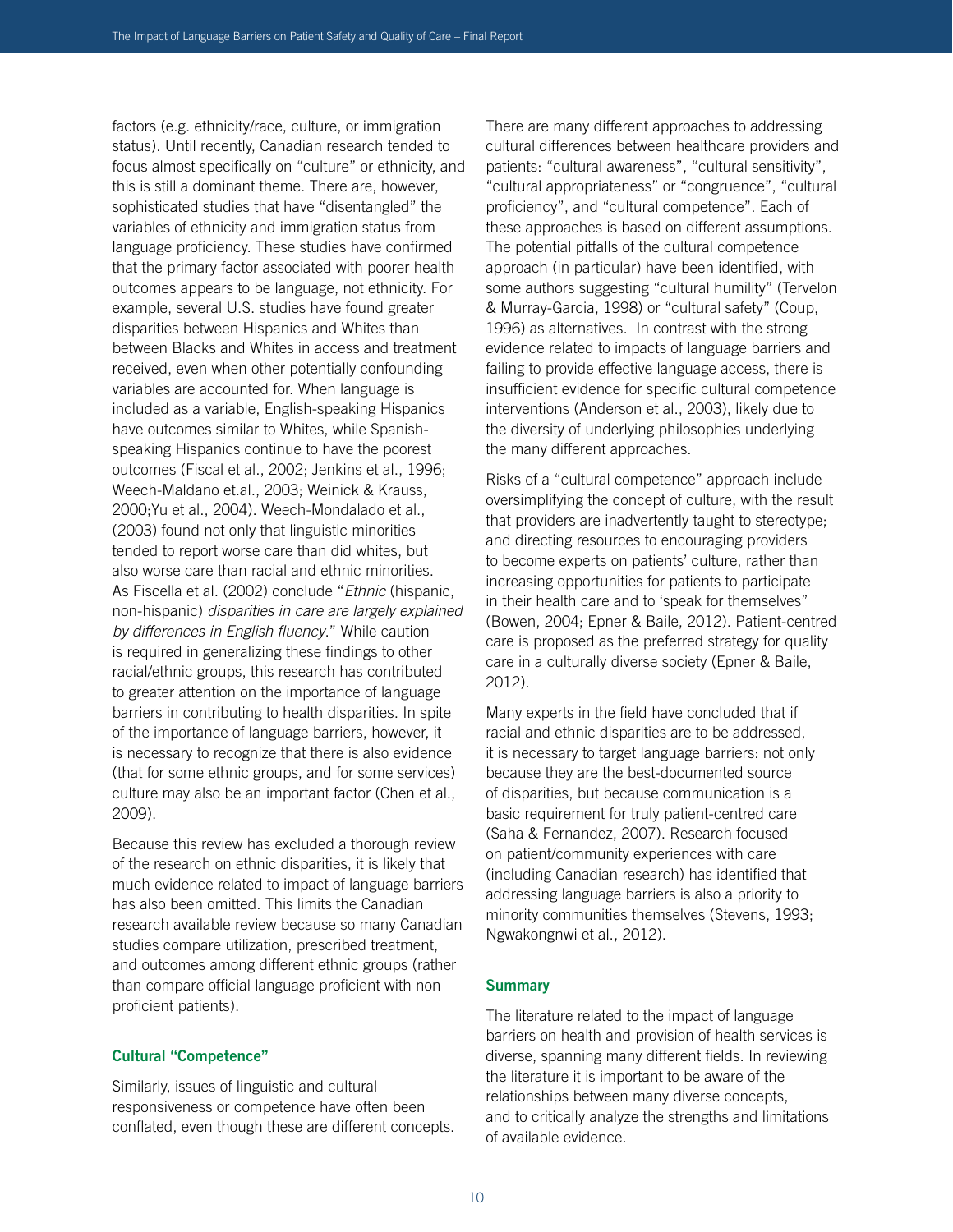factors (e.g. ethnicity/race, culture, or immigration status). Until recently, Canadian research tended to focus almost specifically on "culture" or ethnicity, and this is still a dominant theme. There are, however, sophisticated studies that have "disentangled" the variables of ethnicity and immigration status from language proficiency. These studies have confirmed that the primary factor associated with poorer health outcomes appears to be language, not ethnicity. For example, several U.S. studies have found greater disparities between Hispanics and Whites than between Blacks and Whites in access and treatment received, even when other potentially confounding variables are accounted for. When language is included as a variable, English-speaking Hispanics have outcomes similar to Whites, while Spanish-speaking Hispanics continue to have the poorest outcomes (Fiscal et al., 2002; Jenkins et al., 1996; Weech-Maldano et.al., 2003; Weinick & Krauss, 2000;Yu et al., 2004). Weech-Mondalado et al., (2003) found not only that linguistic minorities tended to report worse care than did whites, but also worse care than racial and ethnic minorities. As Fiscella et al. (2002) conclude "*Ethnic* (hispanic, non-hispanic) *disparities in care are largely explained by differences in English fluency*." While caution is required in generalizing these findings to other racial/ethnic groups, this research has contributed to greater attention on the importance of language barriers in contributing to health disparities. In spite of the importance of language barriers, however, it is necessary to recognize that there is also evidence (that for some ethnic groups, and for some services) culture may also be an important factor (Chen et al., 2009).

Because this review has excluded a thorough review of the research on ethnic disparities, it is likely that much evidence related to impact of language barriers has also been omitted. This limits the Canadian research available review because so many Canadian studies compare utilization, prescribed treatment, and outcomes among different ethnic groups (rather than compare official language proficient with non proficient patients).

### Cultural "Competence"

Similarly, issues of linguistic and cultural responsiveness or competence have often been conflated, even though these are different concepts.

There are many different approaches to addressing cultural differences between healthcare providers and patients: "cultural awareness", "cultural sensitivity", "cultural appropriateness" or "congruence", "cultural proficiency", and "cultural competence". Each of these approaches is based on different assumptions. The potential pitfalls of the cultural competence approach (in particular) have been identified, with some authors suggesting "cultural humility" (Tervelon & Murray-Garcia, 1998) or "cultural safety" (Coup, 1996) as alternatives. In contrast with the strong evidence related to impacts of language barriers and failing to provide effective language access, there is insufficient evidence for specific cultural competence interventions (Anderson et al., 2003), likely due to the diversity of underlying philosophies underlying the many different approaches.

Risks of a "cultural competence" approach include oversimplifying the concept of culture, with the result that providers are inadvertently taught to stereotype; and directing resources to encouraging providers to become experts on patients' culture, rather than increasing opportunities for patients to participate in their health care and to 'speak for themselves" (Bowen, 2004; Epner & Baile, 2012). Patient-centred care is proposed as the preferred strategy for quality care in a culturally diverse society (Epner & Baile, 2012).

Many experts in the field have concluded that if racial and ethnic disparities are to be addressed, it is necessary to target language barriers: not only because they are the best-documented source of disparities, but because communication is a basic requirement for truly patient-centred care (Saha & Fernandez, 2007). Research focused on patient/community experiences with care (including Canadian research) has identified that addressing language barriers is also a priority to minority communities themselves (Stevens, 1993; Ngwakongnwi et al., 2012).

### Summary

The literature related to the impact of language barriers on health and provision of health services is diverse, spanning many different fields. In reviewing the literature it is important to be aware of the relationships between many diverse concepts, and to critically analyze the strengths and limitations of available evidence.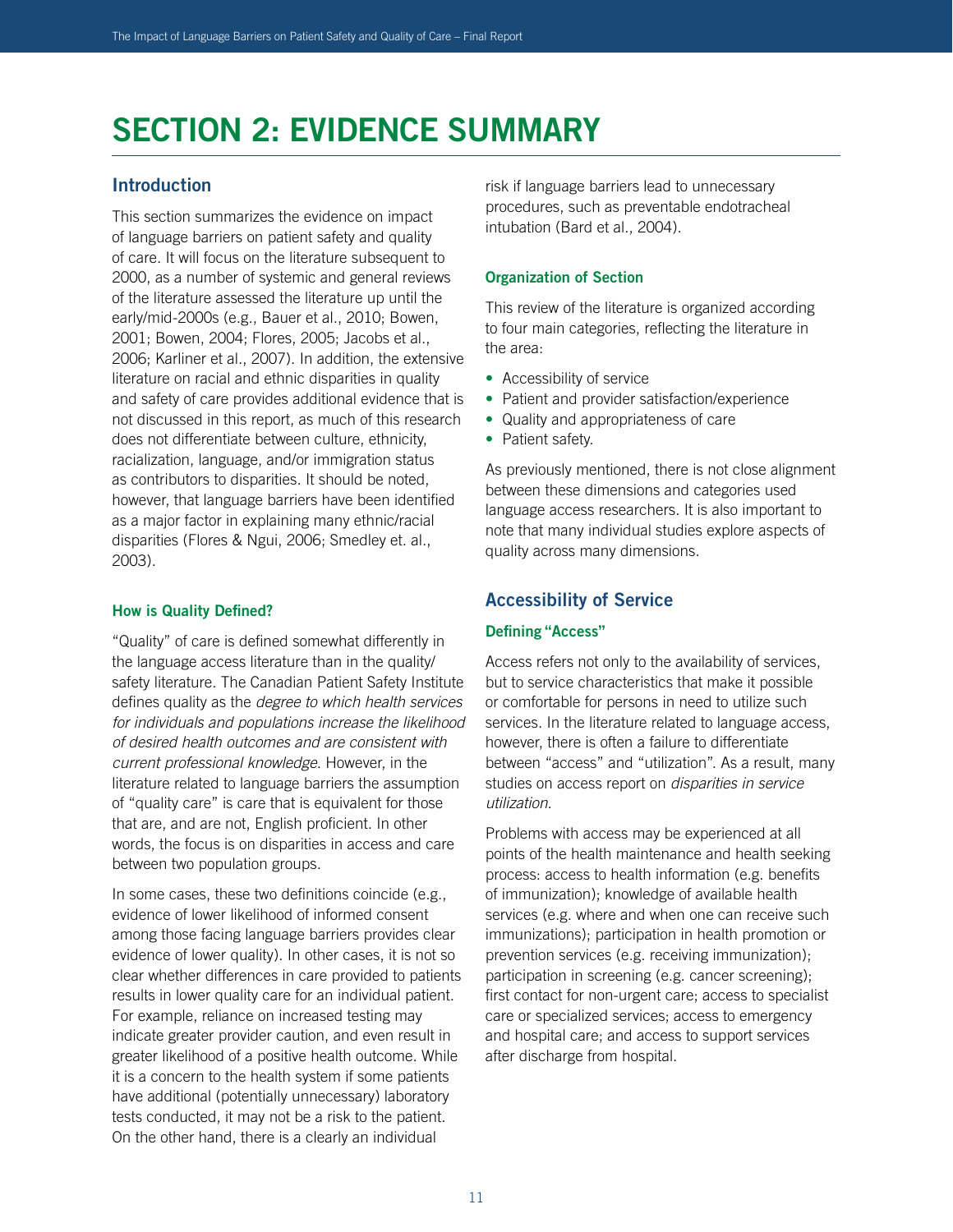# SECTION 2: EVIDENCE SUMMARY

## Introduction

This section summarizes the evidence on impact of language barriers on patient safety and quality of care. It will focus on the literature subsequent to 2000, as a number of systemic and general reviews of the literature assessed the literature up until the early/mid-2000s (e.g., Bauer et al., 2010; Bowen, 2001; Bowen, 2004; Flores, 2005; Jacobs et al., 2006; Karliner et al., 2007). In addition, the extensive literature on racial and ethnic disparities in quality and safety of care provides additional evidence that is not discussed in this report, as much of this research does not differentiate between culture, ethnicity, racialization, language, and/or immigration status as contributors to disparities. It should be noted, however, that language barriers have been identified as a major factor in explaining many ethnic/racial disparities (Flores & Ngui, 2006; Smedley et. al., 2003).

### How is Quality Defined?

"Quality" of care is defined somewhat differently in the language access literature than in the quality/safety literature. The Canadian Patient Safety Institute defines quality as the *degree to which health services for individuals and populations increase the likelihood of desired health outcomes and are consistent with current professional knowledge*. However, in the literature related to language barriers the assumption of "quality care" is care that is equivalent for those that are, and are not, English proficient. In other words, the focus is on disparities in access and care between two population groups.

In some cases, these two definitions coincide (e.g., evidence of lower likelihood of informed consent among those facing language barriers provides clear evidence of lower quality). In other cases, it is not so clear whether differences in care provided to patients results in lower quality care for an individual patient. For example, reliance on increased testing may indicate greater provider caution, and even result in greater likelihood of a positive health outcome. While it is a concern to the health system if some patients have additional (potentially unnecessary) laboratory tests conducted, it may not be a risk to the patient. On the other hand, there is a clearly an individual risk if language barriers lead to unnecessary procedures, such as preventable endotracheal intubation (Bard et al., 2004).

### Organization of Section

This review of the literature is organized according to four main categories, reflecting the literature in the area:

- Accessibility of service
- Patient and provider satisfaction/experience
- Quality and appropriateness of care
- Patient safety.

As previously mentioned, there is not close alignment between these dimensions and categories used language access researchers. It is also important to note that many individual studies explore aspects of quality across many dimensions.

## Accessibility of Service

### Defining "Access"

Access refers not only to the availability of services, but to service characteristics that make it possible or comfortable for persons in need to utilize such services. In the literature related to language access, however, there is often a failure to differentiate between "access" and "utilization". As a result, many studies on access report on *disparities in service utilization*.

Problems with access may be experienced at all points of the health maintenance and health seeking process: access to health information (e.g. benefits of immunization); knowledge of available health services (e.g. where and when one can receive such immunizations); participation in health promotion or prevention services (e.g. receiving immunization); participation in screening (e.g. cancer screening); first contact for non-urgent care; access to specialist care or specialized services; access to emergency and hospital care; and access to support services after discharge from hospital.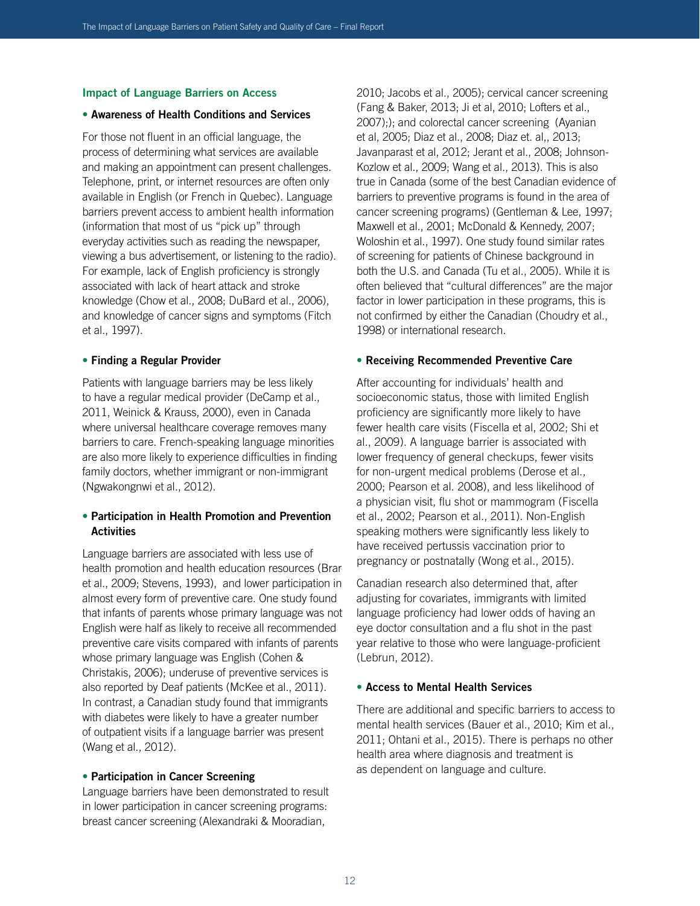### Impact of Language Barriers on Access

- **Awareness of Health Conditions and Services**

For those not fluent in an official language, the process of determining what services are available and making an appointment can present challenges. Telephone, print, or internet resources are often only available in English (or French in Quebec). Language barriers prevent access to ambient health information (information that most of us "pick up" through everyday activities such as reading the newspaper, viewing a bus advertisement, or listening to the radio). For example, lack of English proficiency is strongly associated with lack of heart attack and stroke knowledge (Chow et al., 2008; DuBard et al., 2006), and knowledge of cancer signs and symptoms (Fitch et al., 1997).

- **Finding a Regular Provider**

Patients with language barriers may be less likely to have a regular medical provider (DeCamp et al., 2011, Weinick & Krauss, 2000), even in Canada where universal healthcare coverage removes many barriers to care. French-speaking language minorities are also more likely to experience difficulties in finding family doctors, whether immigrant or non-immigrant (Ngwakongnwi et al., 2012).

- **Participation in Health Promotion and Prevention Activities**

Language barriers are associated with less use of health promotion and health education resources (Brar et al., 2009; Stevens, 1993), and lower participation in almost every form of preventive care. One study found that infants of parents whose primary language was not English were half as likely to receive all recommended preventive care visits compared with infants of parents whose primary language was English (Cohen & Christakis, 2006); underuse of preventive services is also reported by Deaf patients (McKee et al., 2011). In contrast, a Canadian study found that immigrants with diabetes were likely to have a greater number of outpatient visits if a language barrier was present (Wang et al., 2012).

- **Participation in Cancer Screening**

Language barriers have been demonstrated to result in lower participation in cancer screening programs: breast cancer screening (Alexandraki & Mooradian, 2010; Jacobs et al., 2005); cervical cancer screening (Fang & Baker, 2013; Ji et al, 2010; Lofters et al., 2007);); and colorectal cancer screening (Ayanian et al, 2005; Diaz et al., 2008; Diaz et. al,, 2013; Javanparast et al, 2012; Jerant et al., 2008; Johnson-Kozlow et al., 2009; Wang et al., 2013). This is also true in Canada (some of the best Canadian evidence of barriers to preventive programs is found in the area of cancer screening programs) (Gentleman & Lee, 1997; Maxwell et al., 2001; McDonald & Kennedy, 2007; Woloshin et al., 1997). One study found similar rates of screening for patients of Chinese background in both the U.S. and Canada (Tu et al., 2005). While it is often believed that "cultural differences" are the major factor in lower participation in these programs, this is not confirmed by either the Canadian (Choudry et al., 1998) or international research.

- **Receiving Recommended Preventive Care**

After accounting for individuals' health and socioeconomic status, those with limited English proficiency are significantly more likely to have fewer health care visits (Fiscella et al, 2002; Shi et al., 2009). A language barrier is associated with lower frequency of general checkups, fewer visits for non-urgent medical problems (Derose et al., 2000; Pearson et al. 2008), and less likelihood of a physician visit, flu shot or mammogram (Fiscella et al., 2002; Pearson et al., 2011). Non-English speaking mothers were significantly less likely to have received pertussis vaccination prior to pregnancy or postnatally (Wong et al., 2015).

Canadian research also determined that, after adjusting for covariates, immigrants with limited language proficiency had lower odds of having an eye doctor consultation and a flu shot in the past year relative to those who were language-proficient (Lebrun, 2012).

- **Access to Mental Health Services**

There are additional and specific barriers to access to mental health services (Bauer et al., 2010; Kim et al., 2011; Ohtani et al., 2015). There is perhaps no other health area where diagnosis and treatment is as dependent on language and culture.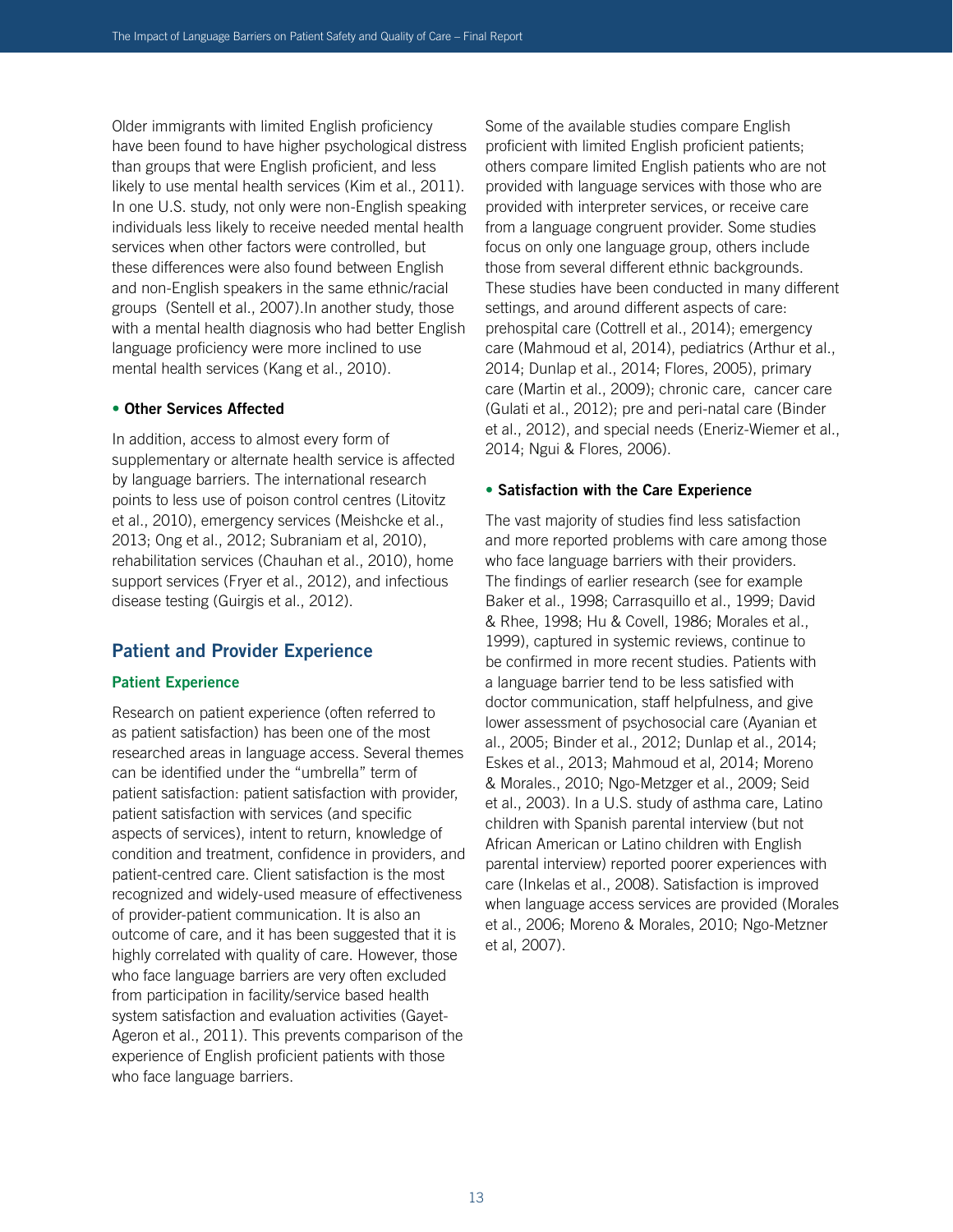Older immigrants with limited English proficiency have been found to have higher psychological distress than groups that were English proficient, and less likely to use mental health services (Kim et al., 2011). In one U.S. study, not only were non-English speaking individuals less likely to receive needed mental health services when other factors were controlled, but these differences were also found between English and non-English speakers in the same ethnic/racial groups (Sentell et al., 2007).In another study, those with a mental health diagnosis who had better English language proficiency were more inclined to use mental health services (Kang et al., 2010).

- **Other Services Affected**

In addition, access to almost every form of supplementary or alternate health service is affected by language barriers. The international research points to less use of poison control centres (Litovitz et al., 2010), emergency services (Meishcke et al., 2013; Ong et al., 2012; Subraniam et al, 2010), rehabilitation services (Chauhan et al., 2010), home support services (Fryer et al., 2012), and infectious disease testing (Guirgis et al., 2012).

## Patient and Provider Experience

### Patient Experience

Research on patient experience (often referred to as patient satisfaction) has been one of the most researched areas in language access. Several themes can be identified under the "umbrella" term of patient satisfaction: patient satisfaction with provider, patient satisfaction with services (and specific aspects of services), intent to return, knowledge of condition and treatment, confidence in providers, and patient-centred care. Client satisfaction is the most recognized and widely-used measure of effectiveness of provider-patient communication. It is also an outcome of care, and it has been suggested that it is highly correlated with quality of care. However, those who face language barriers are very often excluded from participation in facility/service based health system satisfaction and evaluation activities (Gayet-Ageron et al., 2011). This prevents comparison of the experience of English proficient patients with those who face language barriers.

Some of the available studies compare English proficient with limited English proficient patients; others compare limited English patients who are not provided with language services with those who are provided with interpreter services, or receive care from a language congruent provider. Some studies focus on only one language group, others include those from several different ethnic backgrounds. These studies have been conducted in many different settings, and around different aspects of care: prehospital care (Cottrell et al., 2014); emergency care (Mahmoud et al, 2014), pediatrics (Arthur et al., 2014; Dunlap et al., 2014; Flores, 2005), primary care (Martin et al., 2009); chronic care, cancer care (Gulati et al., 2012); pre and peri-natal care (Binder et al., 2012), and special needs (Eneriz-Wiemer et al., 2014; Ngui & Flores, 2006).

- **Satisfaction with the Care Experience**

The vast majority of studies find less satisfaction and more reported problems with care among those who face language barriers with their providers. The findings of earlier research (see for example Baker et al., 1998; Carrasquillo et al., 1999; David & Rhee, 1998; Hu & Covell, 1986; Morales et al., 1999), captured in systemic reviews, continue to be confirmed in more recent studies. Patients with a language barrier tend to be less satisfied with doctor communication, staff helpfulness, and give lower assessment of psychosocial care (Ayanian et al., 2005; Binder et al., 2012; Dunlap et al., 2014; Eskes et al., 2013; Mahmoud et al, 2014; Moreno & Morales., 2010; Ngo-Metzger et al., 2009; Seid et al., 2003). In a U.S. study of asthma care, Latino children with Spanish parental interview (but not African American or Latino children with English parental interview) reported poorer experiences with care (Inkelas et al., 2008). Satisfaction is improved when language access services are provided (Morales et al., 2006; Moreno & Morales, 2010; Ngo-Metzner et al, 2007).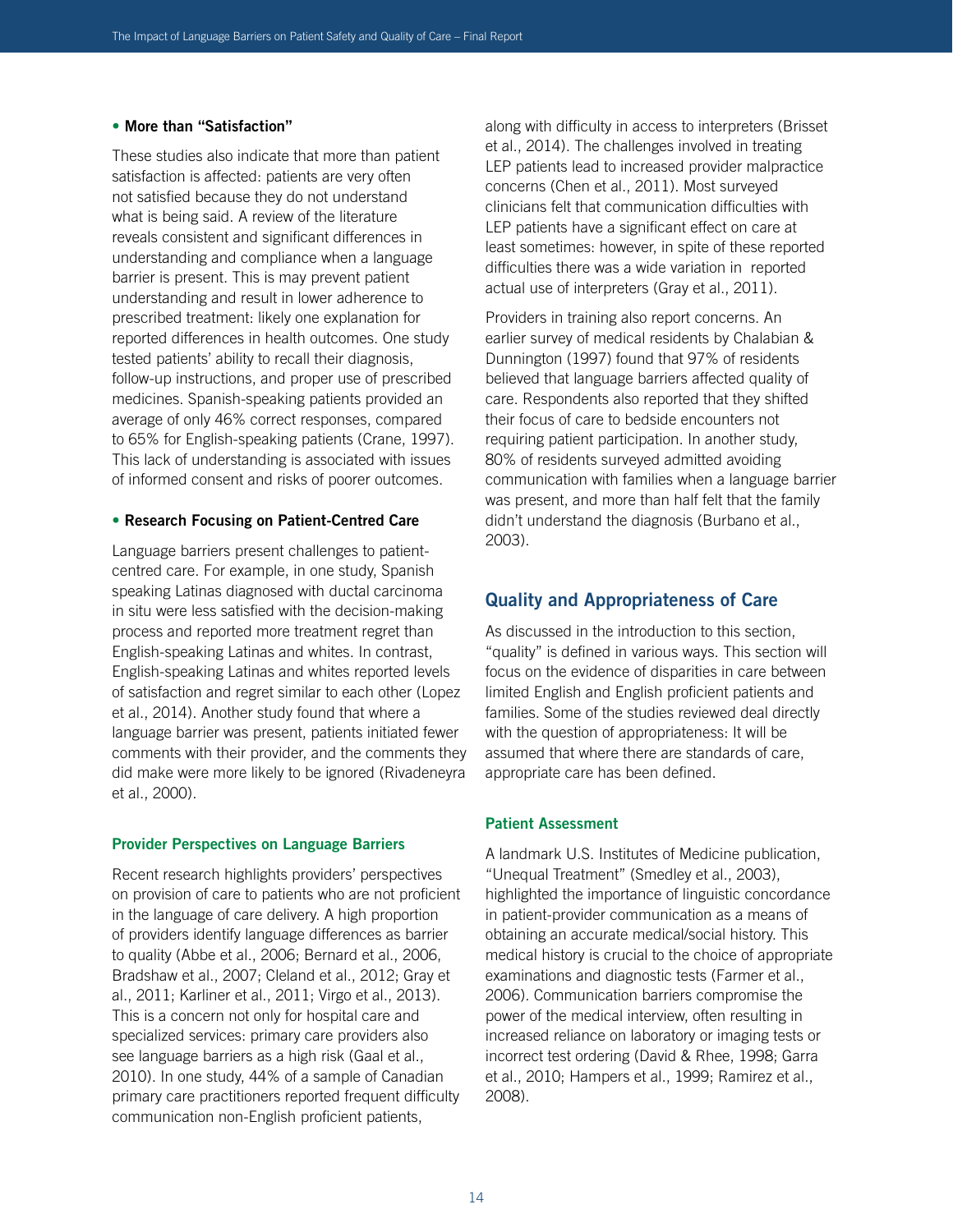**• More than "Satisfaction"**

These studies also indicate that more than patient satisfaction is affected: patients are very often not satisfied because they do not understand what is being said. A review of the literature reveals consistent and significant differences in understanding and compliance when a language barrier is present. This is may prevent patient understanding and result in lower adherence to prescribed treatment: likely one explanation for reported differences in health outcomes. One study tested patients' ability to recall their diagnosis, follow-up instructions, and proper use of prescribed medicines. Spanish-speaking patients provided an average of only 46% correct responses, compared to 65% for English-speaking patients (Crane, 1997). This lack of understanding is associated with issues of informed consent and risks of poorer outcomes.

**• Research Focusing on Patient-Centred Care**

Language barriers present challenges to patient-centred care. For example, in one study, Spanish speaking Latinas diagnosed with ductal carcinoma in situ were less satisfied with the decision-making process and reported more treatment regret than English-speaking Latinas and whites. In contrast, English-speaking Latinas and whites reported levels of satisfaction and regret similar to each other (Lopez et al., 2014). Another study found that where a language barrier was present, patients initiated fewer comments with their provider, and the comments they did make were more likely to be ignored (Rivadeneyra et al., 2000).

### Provider Perspectives on Language Barriers

Recent research highlights providers' perspectives on provision of care to patients who are not proficient in the language of care delivery. A high proportion of providers identify language differences as barrier to quality (Abbe et al., 2006; Bernard et al., 2006, Bradshaw et al., 2007; Cleland et al., 2012; Gray et al., 2011; Karliner et al., 2011; Virgo et al., 2013). This is a concern not only for hospital care and specialized services: primary care providers also see language barriers as a high risk (Gaal et al., 2010). In one study, 44% of a sample of Canadian primary care practitioners reported frequent difficulty communication non-English proficient patients, along with difficulty in access to interpreters (Brisset et al., 2014). The challenges involved in treating LEP patients lead to increased provider malpractice concerns (Chen et al., 2011). Most surveyed clinicians felt that communication difficulties with LEP patients have a significant effect on care at least sometimes: however, in spite of these reported difficulties there was a wide variation in reported actual use of interpreters (Gray et al., 2011).

Providers in training also report concerns. An earlier survey of medical residents by Chalabian & Dunnington (1997) found that 97% of residents believed that language barriers affected quality of care. Respondents also reported that they shifted their focus of care to bedside encounters not requiring patient participation. In another study, 80% of residents surveyed admitted avoiding communication with families when a language barrier was present, and more than half felt that the family didn't understand the diagnosis (Burbano et al., 2003).

## Quality and Appropriateness of Care

As discussed in the introduction to this section, "quality" is defined in various ways. This section will focus on the evidence of disparities in care between limited English and English proficient patients and families. Some of the studies reviewed deal directly with the question of appropriateness: It will be assumed that where there are standards of care, appropriate care has been defined.

### Patient Assessment

A landmark U.S. Institutes of Medicine publication, "Unequal Treatment" (Smedley et al., 2003), highlighted the importance of linguistic concordance in patient-provider communication as a means of obtaining an accurate medical/social history. This medical history is crucial to the choice of appropriate examinations and diagnostic tests (Farmer et al., 2006). Communication barriers compromise the power of the medical interview, often resulting in increased reliance on laboratory or imaging tests or incorrect test ordering (David & Rhee, 1998; Garra et al., 2010; Hampers et al., 1999; Ramirez et al., 2008).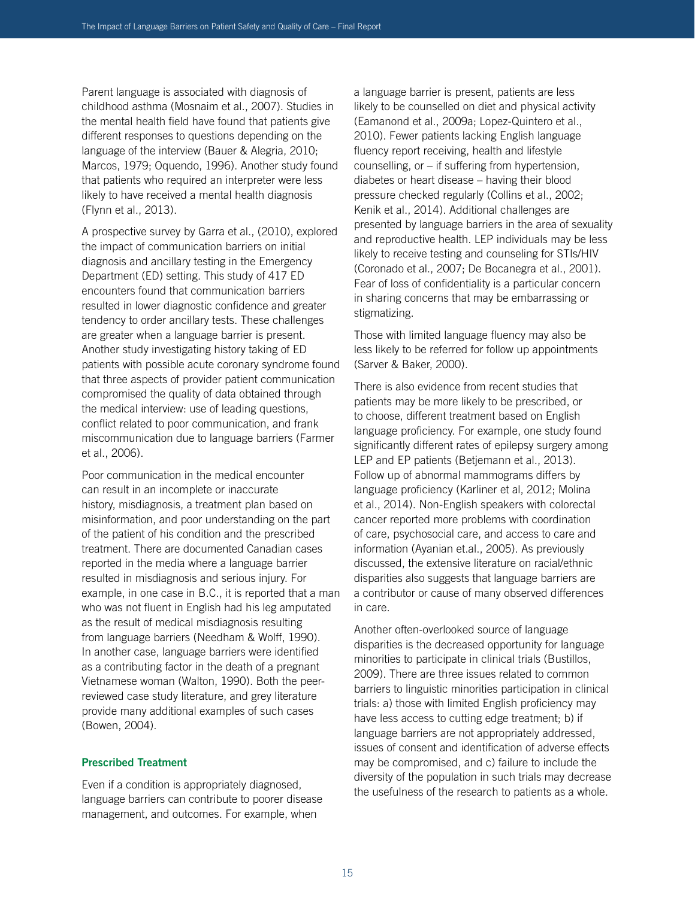Parent language is associated with diagnosis of childhood asthma (Mosnaim et al., 2007). Studies in the mental health field have found that patients give different responses to questions depending on the language of the interview (Bauer & Alegria, 2010; Marcos, 1979; Oquendo, 1996). Another study found that patients who required an interpreter were less likely to have received a mental health diagnosis (Flynn et al., 2013).

A prospective survey by Garra et al., (2010), explored the impact of communication barriers on initial diagnosis and ancillary testing in the Emergency Department (ED) setting. This study of 417 ED encounters found that communication barriers resulted in lower diagnostic confidence and greater tendency to order ancillary tests. These challenges are greater when a language barrier is present. Another study investigating history taking of ED patients with possible acute coronary syndrome found that three aspects of provider patient communication compromised the quality of data obtained through the medical interview: use of leading questions, conflict related to poor communication, and frank miscommunication due to language barriers (Farmer et al., 2006).

Poor communication in the medical encounter can result in an incomplete or inaccurate history, misdiagnosis, a treatment plan based on misinformation, and poor understanding on the part of the patient of his condition and the prescribed treatment. There are documented Canadian cases reported in the media where a language barrier resulted in misdiagnosis and serious injury. For example, in one case in B.C., it is reported that a man who was not fluent in English had his leg amputated as the result of medical misdiagnosis resulting from language barriers (Needham & Wolff, 1990). In another case, language barriers were identified as a contributing factor in the death of a pregnant Vietnamese woman (Walton, 1990). Both the peer-reviewed case study literature, and grey literature provide many additional examples of such cases (Bowen, 2004).

### Prescribed Treatment

Even if a condition is appropriately diagnosed, language barriers can contribute to poorer disease management, and outcomes. For example, when a language barrier is present, patients are less likely to be counselled on diet and physical activity (Eamanond et al., 2009a; Lopez-Quintero et al., 2010). Fewer patients lacking English language fluency report receiving, health and lifestyle counselling, or – if suffering from hypertension, diabetes or heart disease – having their blood pressure checked regularly (Collins et al., 2002; Kenik et al., 2014). Additional challenges are presented by language barriers in the area of sexuality and reproductive health. LEP individuals may be less likely to receive testing and counseling for STIs/HIV (Coronado et al., 2007; De Bocanegra et al., 2001). Fear of loss of confidentiality is a particular concern in sharing concerns that may be embarrassing or stigmatizing.

Those with limited language fluency may also be less likely to be referred for follow up appointments (Sarver & Baker, 2000).

There is also evidence from recent studies that patients may be more likely to be prescribed, or to choose, different treatment based on English language proficiency. For example, one study found significantly different rates of epilepsy surgery among LEP and EP patients (Betjemann et al., 2013). Follow up of abnormal mammograms differs by language proficiency (Karliner et al, 2012; Molina et al., 2014). Non-English speakers with colorectal cancer reported more problems with coordination of care, psychosocial care, and access to care and information (Ayanian et.al., 2005). As previously discussed, the extensive literature on racial/ethnic disparities also suggests that language barriers are a contributor or cause of many observed differences in care.

Another often-overlooked source of language disparities is the decreased opportunity for language minorities to participate in clinical trials (Bustillos, 2009). There are three issues related to common barriers to linguistic minorities participation in clinical trials: a) those with limited English proficiency may have less access to cutting edge treatment; b) if language barriers are not appropriately addressed, issues of consent and identification of adverse effects may be compromised, and c) failure to include the diversity of the population in such trials may decrease the usefulness of the research to patients as a whole.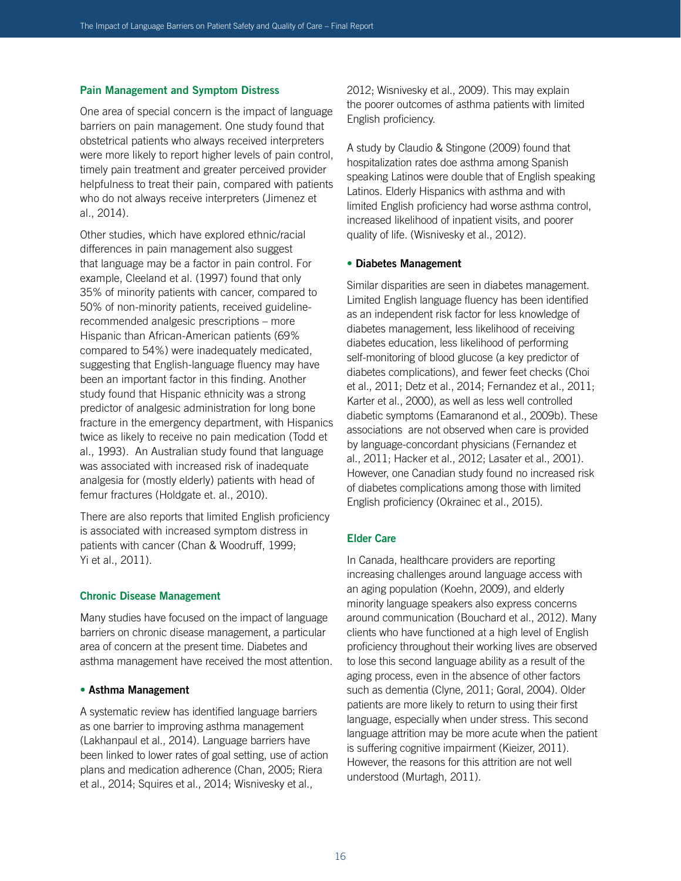### Pain Management and Symptom Distress

One area of special concern is the impact of language barriers on pain management. One study found that obstetrical patients who always received interpreters were more likely to report higher levels of pain control, timely pain treatment and greater perceived provider helpfulness to treat their pain, compared with patients who do not always receive interpreters (Jimenez et al., 2014).

Other studies, which have explored ethnic/racial differences in pain management also suggest that language may be a factor in pain control. For example, Cleeland et al. (1997) found that only 35% of minority patients with cancer, compared to 50% of non-minority patients, received guideline-recommended analgesic prescriptions – more Hispanic than African-American patients (69% compared to 54%) were inadequately medicated, suggesting that English-language fluency may have been an important factor in this finding. Another study found that Hispanic ethnicity was a strong predictor of analgesic administration for long bone fracture in the emergency department, with Hispanics twice as likely to receive no pain medication (Todd et al., 1993). An Australian study found that language was associated with increased risk of inadequate analgesia for (mostly elderly) patients with head of femur fractures (Holdgate et. al., 2010).

There are also reports that limited English proficiency is associated with increased symptom distress in patients with cancer (Chan & Woodruff, 1999; Yi et al., 2011).

### Chronic Disease Management

Many studies have focused on the impact of language barriers on chronic disease management, a particular area of concern at the present time. Diabetes and asthma management have received the most attention.

- **Asthma Management**

A systematic review has identified language barriers as one barrier to improving asthma management (Lakhanpaul et al., 2014). Language barriers have been linked to lower rates of goal setting, use of action plans and medication adherence (Chan, 2005; Riera et al., 2014; Squires et al., 2014; Wisnivesky et al., 2012; Wisnivesky et al., 2009). This may explain the poorer outcomes of asthma patients with limited English proficiency.

A study by Claudio & Stingone (2009) found that hospitalization rates doe asthma among Spanish speaking Latinos were double that of English speaking Latinos. Elderly Hispanics with asthma and with limited English proficiency had worse asthma control, increased likelihood of inpatient visits, and poorer quality of life. (Wisnivesky et al., 2012).

- **Diabetes Management**

Similar disparities are seen in diabetes management. Limited English language fluency has been identified as an independent risk factor for less knowledge of diabetes management, less likelihood of receiving diabetes education, less likelihood of performing self-monitoring of blood glucose (a key predictor of diabetes complications), and fewer feet checks (Choi et al., 2011; Detz et al., 2014; Fernandez et al., 2011; Karter et al., 2000), as well as less well controlled diabetic symptoms (Eamaranond et al., 2009b). These associations are not observed when care is provided by language-concordant physicians (Fernandez et al., 2011; Hacker et al., 2012; Lasater et al., 2001). However, one Canadian study found no increased risk of diabetes complications among those with limited English proficiency (Okrainec et al., 2015).

### Elder Care

In Canada, healthcare providers are reporting increasing challenges around language access with an aging population (Koehn, 2009), and elderly minority language speakers also express concerns around communication (Bouchard et al., 2012). Many clients who have functioned at a high level of English proficiency throughout their working lives are observed to lose this second language ability as a result of the aging process, even in the absence of other factors such as dementia (Clyne, 2011; Goral, 2004). Older patients are more likely to return to using their first language, especially when under stress. This second language attrition may be more acute when the patient is suffering cognitive impairment (Kieizer, 2011). However, the reasons for this attrition are not well understood (Murtagh, 2011).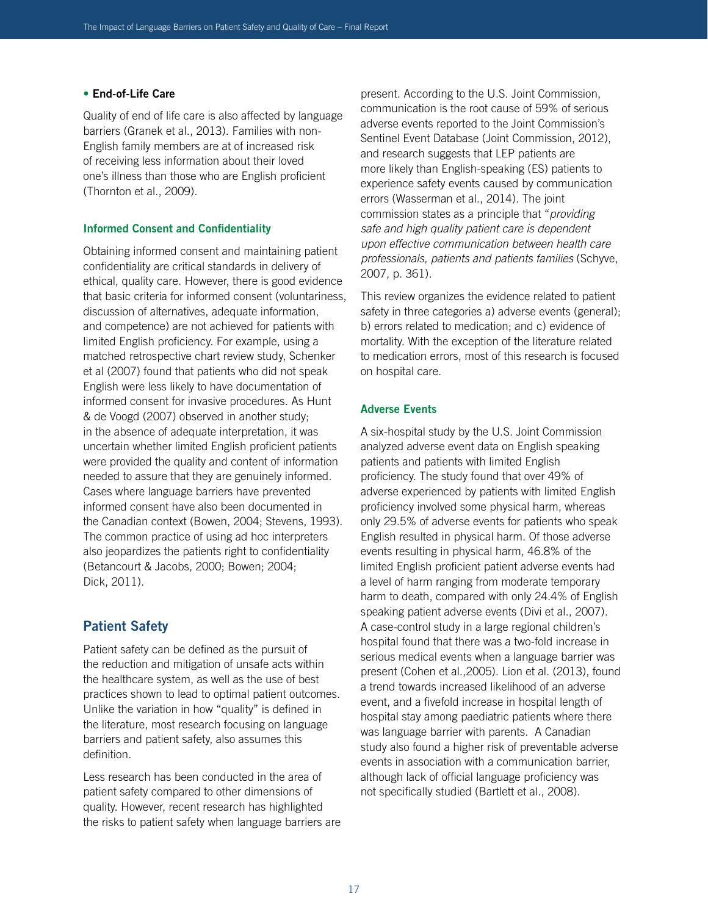- **End-of-Life Care**

Quality of end of life care is also affected by language barriers (Granek et al., 2013). Families with non-English family members are at of increased risk of receiving less information about their loved one's illness than those who are English proficient (Thornton et al., 2009).

### Informed Consent and Confidentiality

Obtaining informed consent and maintaining patient confidentiality are critical standards in delivery of ethical, quality care. However, there is good evidence that basic criteria for informed consent (voluntariness, discussion of alternatives, adequate information, and competence) are not achieved for patients with limited English proficiency. For example, using a matched retrospective chart review study, Schenker et al (2007) found that patients who did not speak English were less likely to have documentation of informed consent for invasive procedures. As Hunt & de Voogd (2007) observed in another study; in the absence of adequate interpretation, it was uncertain whether limited English proficient patients were provided the quality and content of information needed to assure that they are genuinely informed. Cases where language barriers have prevented informed consent have also been documented in the Canadian context (Bowen, 2004; Stevens, 1993). The common practice of using ad hoc interpreters also jeopardizes the patients right to confidentiality (Betancourt & Jacobs, 2000; Bowen; 2004; Dick, 2011).

## Patient Safety

Patient safety can be defined as the pursuit of the reduction and mitigation of unsafe acts within the healthcare system, as well as the use of best practices shown to lead to optimal patient outcomes. Unlike the variation in how "quality" is defined in the literature, most research focusing on language barriers and patient safety, also assumes this definition.

Less research has been conducted in the area of patient safety compared to other dimensions of quality. However, recent research has highlighted the risks to patient safety when language barriers are present. According to the U.S. Joint Commission, communication is the root cause of 59% of serious adverse events reported to the Joint Commission's Sentinel Event Database (Joint Commission, 2012), and research suggests that LEP patients are more likely than English-speaking (ES) patients to experience safety events caused by communication errors (Wasserman et al., 2014). The joint commission states as a principle that "*providing safe and high quality patient care is dependent upon effective communication between health care professionals, patients and patients families* (Schyve, 2007, p. 361).

This review organizes the evidence related to patient safety in three categories a) adverse events (general); b) errors related to medication; and c) evidence of mortality. With the exception of the literature related to medication errors, most of this research is focused on hospital care.

### Adverse Events

A six-hospital study by the U.S. Joint Commission analyzed adverse event data on English speaking patients and patients with limited English proficiency. The study found that over 49% of adverse experienced by patients with limited English proficiency involved some physical harm, whereas only 29.5% of adverse events for patients who speak English resulted in physical harm. Of those adverse events resulting in physical harm, 46.8% of the limited English proficient patient adverse events had a level of harm ranging from moderate temporary harm to death, compared with only 24.4% of English speaking patient adverse events (Divi et al., 2007). A case-control study in a large regional children's hospital found that there was a two-fold increase in serious medical events when a language barrier was present (Cohen et al.,2005). Lion et al. (2013), found a trend towards increased likelihood of an adverse event, and a fivefold increase in hospital length of hospital stay among paediatric patients where there was language barrier with parents. A Canadian study also found a higher risk of preventable adverse events in association with a communication barrier, although lack of official language proficiency was not specifically studied (Bartlett et al., 2008).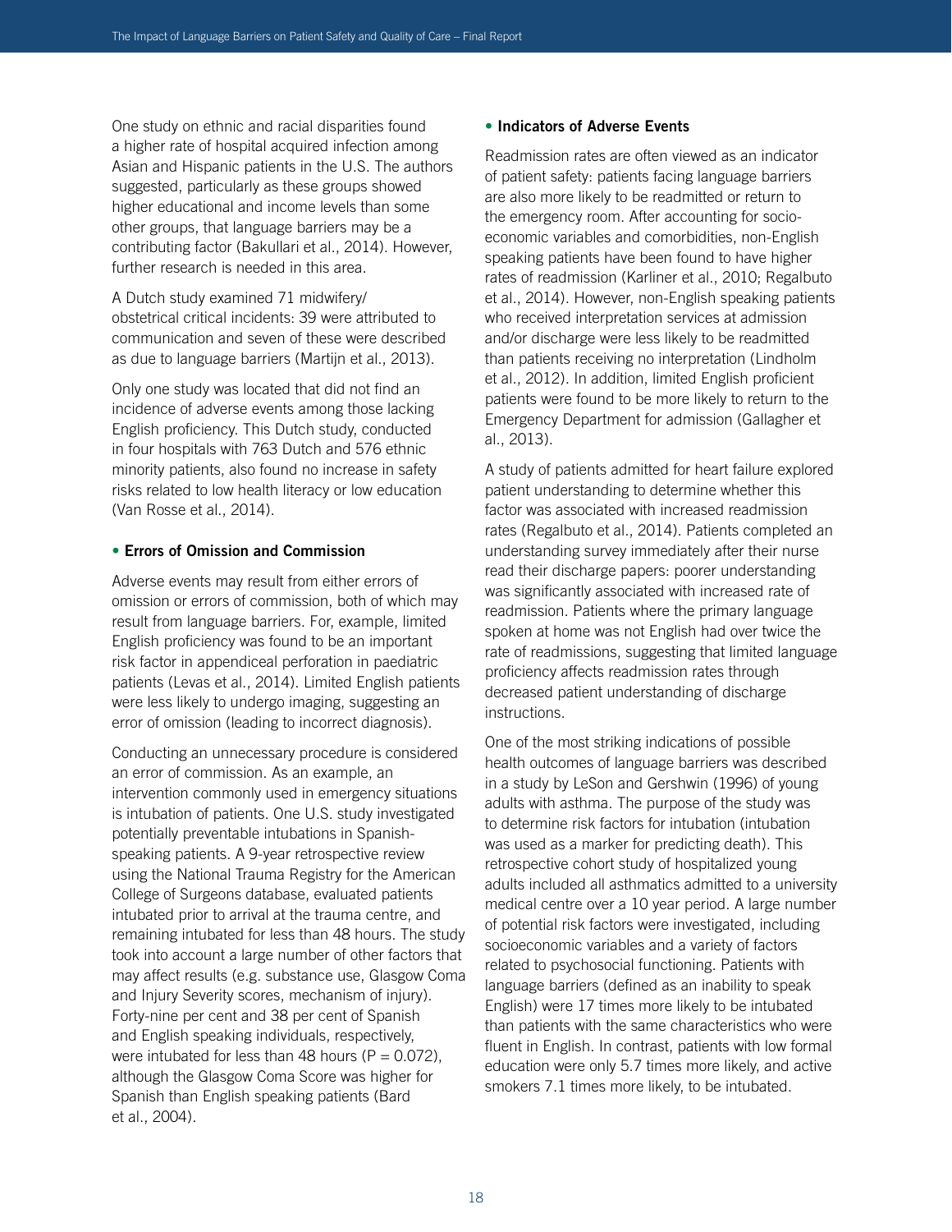One study on ethnic and racial disparities found a higher rate of hospital acquired infection among Asian and Hispanic patients in the U.S. The authors suggested, particularly as these groups showed higher educational and income levels than some other groups, that language barriers may be a contributing factor (Bakullari et al., 2014). However, further research is needed in this area.

A Dutch study examined 71 midwifery/obstetrical critical incidents: 39 were attributed to communication and seven of these were described as due to language barriers (Martijn et al., 2013).

Only one study was located that did not find an incidence of adverse events among those lacking English proficiency. This Dutch study, conducted in four hospitals with 763 Dutch and 576 ethnic minority patients, also found no increase in safety risks related to low health literacy or low education (Van Rosse et al., 2014).

### • Errors of Omission and Commission

Adverse events may result from either errors of omission or errors of commission, both of which may result from language barriers. For, example, limited English proficiency was found to be an important risk factor in appendiceal perforation in paediatric patients (Levas et al., 2014). Limited English patients were less likely to undergo imaging, suggesting an error of omission (leading to incorrect diagnosis).

Conducting an unnecessary procedure is considered an error of commission. As an example, an intervention commonly used in emergency situations is intubation of patients. One U.S. study investigated potentially preventable intubations in Spanish-speaking patients. A 9-year retrospective review using the National Trauma Registry for the American College of Surgeons database, evaluated patients intubated prior to arrival at the trauma centre, and remaining intubated for less than 48 hours. The study took into account a large number of other factors that may affect results (e.g. substance use, Glasgow Coma and Injury Severity scores, mechanism of injury). Forty-nine per cent and 38 per cent of Spanish and English speaking individuals, respectively, were intubated for less than 48 hours ($P = 0.072$), although the Glasgow Coma Score was higher for Spanish than English speaking patients (Bard et al., 2004).

### • Indicators of Adverse Events

Readmission rates are often viewed as an indicator of patient safety: patients facing language barriers are also more likely to be readmitted or return to the emergency room. After accounting for socio-economic variables and comorbidities, non-English speaking patients have been found to have higher rates of readmission (Karliner et al., 2010; Regalbuto et al., 2014). However, non-English speaking patients who received interpretation services at admission and/or discharge were less likely to be readmitted than patients receiving no interpretation (Lindholm et al., 2012). In addition, limited English proficient patients were found to be more likely to return to the Emergency Department for admission (Gallagher et al., 2013).

A study of patients admitted for heart failure explored patient understanding to determine whether this factor was associated with increased readmission rates (Regalbuto et al., 2014). Patients completed an understanding survey immediately after their nurse read their discharge papers: poorer understanding was significantly associated with increased rate of readmission. Patients where the primary language spoken at home was not English had over twice the rate of readmissions, suggesting that limited language proficiency affects readmission rates through decreased patient understanding of discharge instructions.

One of the most striking indications of possible health outcomes of language barriers was described in a study by LeSon and Gershwin (1996) of young adults with asthma. The purpose of the study was to determine risk factors for intubation (intubation was used as a marker for predicting death). This retrospective cohort study of hospitalized young adults included all asthmatics admitted to a university medical centre over a 10 year period. A large number of potential risk factors were investigated, including socioeconomic variables and a variety of factors related to psychosocial functioning. Patients with language barriers (defined as an inability to speak English) were 17 times more likely to be intubated than patients with the same characteristics who were fluent in English. In contrast, patients with low formal education were only 5.7 times more likely, and active smokers 7.1 times more likely, to be intubated.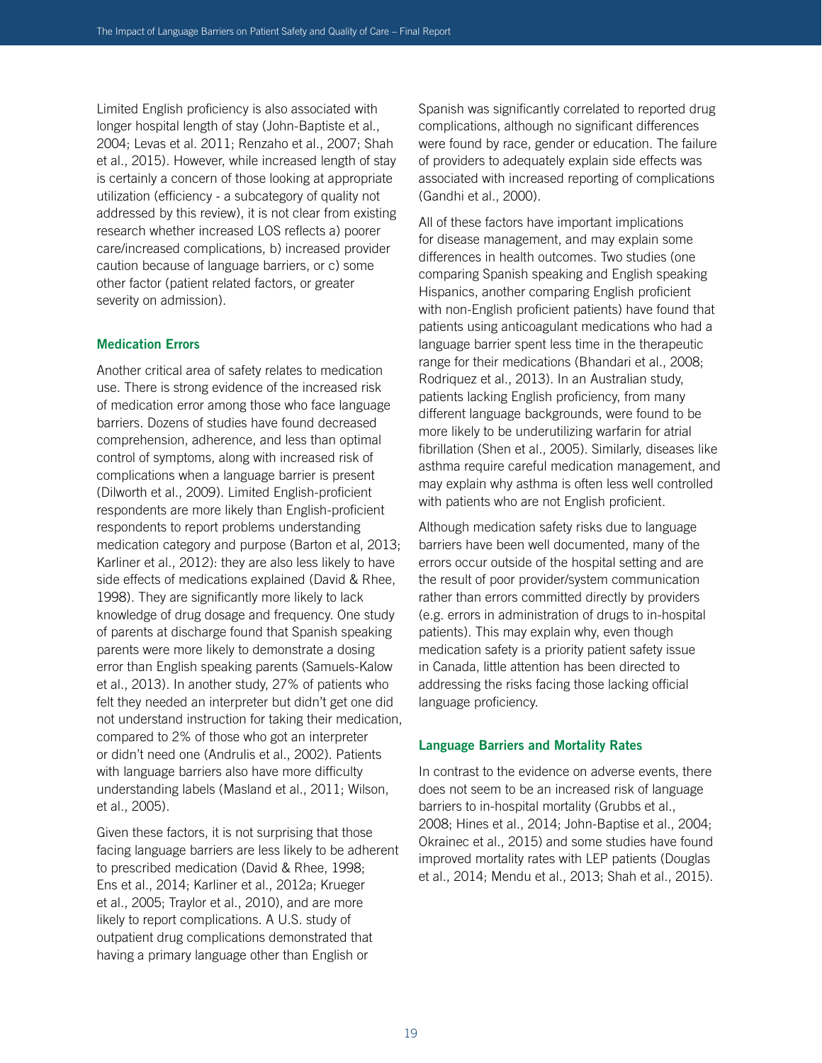Limited English proficiency is also associated with longer hospital length of stay (John-Baptiste et al., 2004; Levas et al. 2011; Renzaho et al., 2007; Shah et al., 2015). However, while increased length of stay is certainly a concern of those looking at appropriate utilization (efficiency - a subcategory of quality not addressed by this review), it is not clear from existing research whether increased LOS reflects a) poorer care/increased complications, b) increased provider caution because of language barriers, or c) some other factor (patient related factors, or greater severity on admission).

### Medication Errors

Another critical area of safety relates to medication use. There is strong evidence of the increased risk of medication error among those who face language barriers. Dozens of studies have found decreased comprehension, adherence, and less than optimal control of symptoms, along with increased risk of complications when a language barrier is present (Dilworth et al., 2009). Limited English-proficient respondents are more likely than English-proficient respondents to report problems understanding medication category and purpose (Barton et al, 2013; Karliner et al., 2012): they are also less likely to have side effects of medications explained (David & Rhee, 1998). They are significantly more likely to lack knowledge of drug dosage and frequency. One study of parents at discharge found that Spanish speaking parents were more likely to demonstrate a dosing error than English speaking parents (Samuels-Kalow et al., 2013). In another study, 27% of patients who felt they needed an interpreter but didn't get one did not understand instruction for taking their medication, compared to 2% of those who got an interpreter or didn't need one (Andrulis et al., 2002). Patients with language barriers also have more difficulty understanding labels (Masland et al., 2011; Wilson, et al., 2005).

Given these factors, it is not surprising that those facing language barriers are less likely to be adherent to prescribed medication (David & Rhee, 1998; Ens et al., 2014; Karliner et al., 2012a; Krueger et al., 2005; Traylor et al., 2010), and are more likely to report complications. A U.S. study of outpatient drug complications demonstrated that having a primary language other than English or Spanish was significantly correlated to reported drug complications, although no significant differences were found by race, gender or education. The failure of providers to adequately explain side effects was associated with increased reporting of complications (Gandhi et al., 2000).

All of these factors have important implications for disease management, and may explain some differences in health outcomes. Two studies (one comparing Spanish speaking and English speaking Hispanics, another comparing English proficient with non-English proficient patients) have found that patients using anticoagulant medications who had a language barrier spent less time in the therapeutic range for their medications (Bhandari et al., 2008; Rodriquez et al., 2013). In an Australian study, patients lacking English proficiency, from many different language backgrounds, were found to be more likely to be underutilizing warfarin for atrial fibrillation (Shen et al., 2005). Similarly, diseases like asthma require careful medication management, and may explain why asthma is often less well controlled with patients who are not English proficient.

Although medication safety risks due to language barriers have been well documented, many of the errors occur outside of the hospital setting and are the result of poor provider/system communication rather than errors committed directly by providers (e.g. errors in administration of drugs to in-hospital patients). This may explain why, even though medication safety is a priority patient safety issue in Canada, little attention has been directed to addressing the risks facing those lacking official language proficiency.

### Language Barriers and Mortality Rates

In contrast to the evidence on adverse events, there does not seem to be an increased risk of language barriers to in-hospital mortality (Grubbs et al., 2008; Hines et al., 2014; John-Baptise et al., 2004; Okrainec et al., 2015) and some studies have found improved mortality rates with LEP patients (Douglas et al., 2014; Mendu et al., 2013; Shah et al., 2015).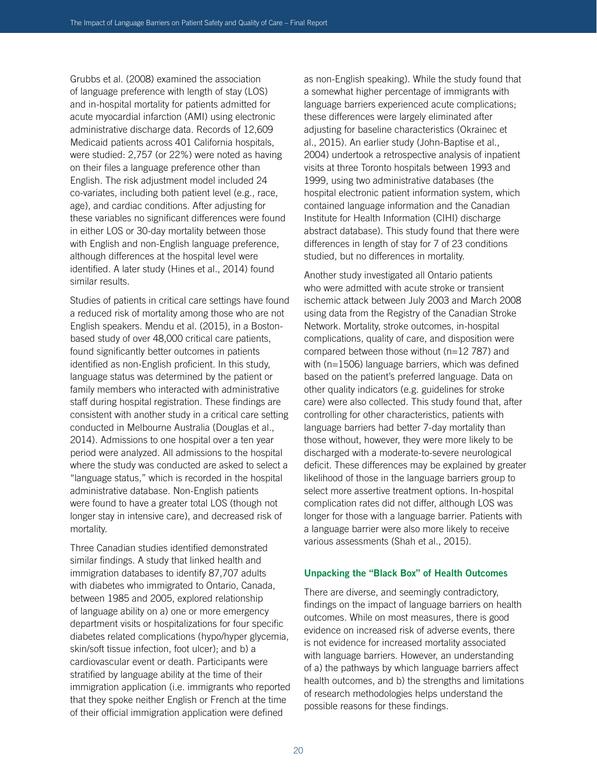Grubbs et al. (2008) examined the association of language preference with length of stay (LOS) and in-hospital mortality for patients admitted for acute myocardial infarction (AMI) using electronic administrative discharge data. Records of 12,609 Medicaid patients across 401 California hospitals, were studied: 2,757 (or 22%) were noted as having on their files a language preference other than English. The risk adjustment model included 24 co-variates, including both patient level (e.g., race, age), and cardiac conditions. After adjusting for these variables no significant differences were found in either LOS or 30-day mortality between those with English and non-English language preference, although differences at the hospital level were identified. A later study (Hines et al., 2014) found similar results.

Studies of patients in critical care settings have found a reduced risk of mortality among those who are not English speakers. Mendu et al. (2015), in a Boston-based study of over 48,000 critical care patients, found significantly better outcomes in patients identified as non-English proficient. In this study, language status was determined by the patient or family members who interacted with administrative staff during hospital registration. These findings are consistent with another study in a critical care setting conducted in Melbourne Australia (Douglas et al., 2014). Admissions to one hospital over a ten year period were analyzed. All admissions to the hospital where the study was conducted are asked to select a "language status," which is recorded in the hospital administrative database. Non-English patients were found to have a greater total LOS (though not longer stay in intensive care), and decreased risk of mortality.

Three Canadian studies identified demonstrated similar findings. A study that linked health and immigration databases to identify 87,707 adults with diabetes who immigrated to Ontario, Canada, between 1985 and 2005, explored relationship of language ability on a) one or more emergency department visits or hospitalizations for four specific diabetes related complications (hypo/hyper glycemia, skin/soft tissue infection, foot ulcer); and b) a cardiovascular event or death. Participants were stratified by language ability at the time of their immigration application (i.e. immigrants who reported that they spoke neither English or French at the time of their official immigration application were defined as non-English speaking). While the study found that a somewhat higher percentage of immigrants with language barriers experienced acute complications; these differences were largely eliminated after adjusting for baseline characteristics (Okrainec et al., 2015). An earlier study (John-Baptise et al., 2004) undertook a retrospective analysis of inpatient visits at three Toronto hospitals between 1993 and 1999, using two administrative databases (the hospital electronic patient information system, which contained language information and the Canadian Institute for Health Information (CIHI) discharge abstract database). This study found that there were differences in length of stay for 7 of 23 conditions studied, but no differences in mortality.

Another study investigated all Ontario patients who were admitted with acute stroke or transient ischemic attack between July 2003 and March 2008 using data from the Registry of the Canadian Stroke Network. Mortality, stroke outcomes, in-hospital complications, quality of care, and disposition were compared between those without (n=12 787) and with (n=1506) language barriers, which was defined based on the patient's preferred language. Data on other quality indicators (e.g. guidelines for stroke care) were also collected. This study found that, after controlling for other characteristics, patients with language barriers had better 7-day mortality than those without, however, they were more likely to be discharged with a moderate-to-severe neurological deficit. These differences may be explained by greater likelihood of those in the language barriers group to select more assertive treatment options. In-hospital complication rates did not differ, although LOS was longer for those with a language barrier. Patients with a language barrier were also more likely to receive various assessments (Shah et al., 2015).

### Unpacking the "Black Box" of Health Outcomes

There are diverse, and seemingly contradictory, findings on the impact of language barriers on health outcomes. While on most measures, there is good evidence on increased risk of adverse events, there is not evidence for increased mortality associated with language barriers. However, an understanding of a) the pathways by which language barriers affect health outcomes, and b) the strengths and limitations of research methodologies helps understand the possible reasons for these findings.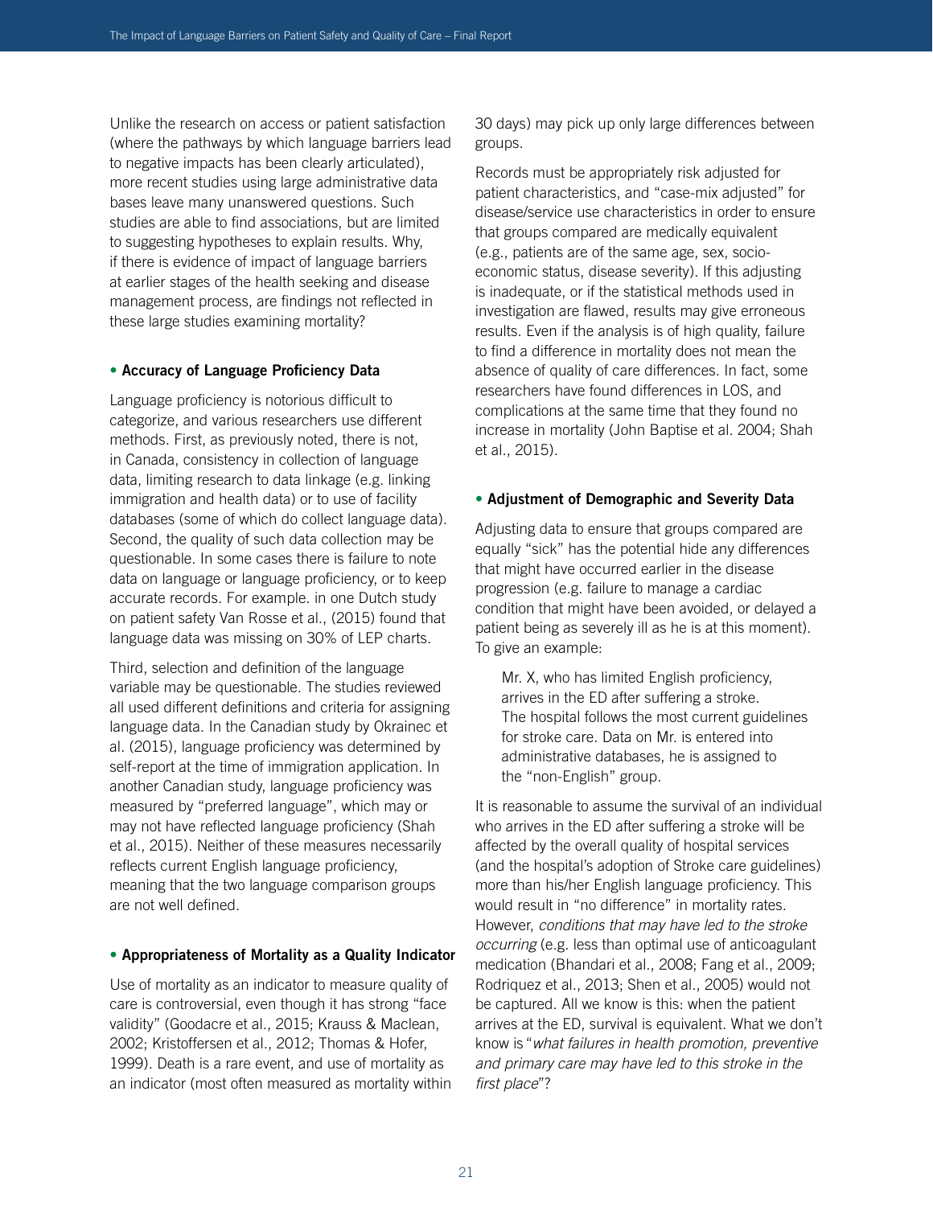Unlike the research on access or patient satisfaction (where the pathways by which language barriers lead to negative impacts has been clearly articulated), more recent studies using large administrative data bases leave many unanswered questions. Such studies are able to find associations, but are limited to suggesting hypotheses to explain results. Why, if there is evidence of impact of language barriers at earlier stages of the health seeking and disease management process, are findings not reflected in these large studies examining mortality?

- **Accuracy of Language Proficiency Data**

Language proficiency is notorious difficult to categorize, and various researchers use different methods. First, as previously noted, there is not, in Canada, consistency in collection of language data, limiting research to data linkage (e.g. linking immigration and health data) or to use of facility databases (some of which do collect language data). Second, the quality of such data collection may be questionable. In some cases there is failure to note data on language or language proficiency, or to keep accurate records. For example. in one Dutch study on patient safety Van Rosse et al., (2015) found that language data was missing on 30% of LEP charts.

Third, selection and definition of the language variable may be questionable. The studies reviewed all used different definitions and criteria for assigning language data. In the Canadian study by Okrainec et al. (2015), language proficiency was determined by self-report at the time of immigration application. In another Canadian study, language proficiency was measured by "preferred language", which may or may not have reflected language proficiency (Shah et al., 2015). Neither of these measures necessarily reflects current English language proficiency, meaning that the two language comparison groups are not well defined.

- **Appropriateness of Mortality as a Quality Indicator**

Use of mortality as an indicator to measure quality of care is controversial, even though it has strong "face validity" (Goodacre et al., 2015; Krauss & Maclean, 2002; Kristoffersen et al., 2012; Thomas & Hofer, 1999). Death is a rare event, and use of mortality as an indicator (most often measured as mortality within 30 days) may pick up only large differences between groups.

Records must be appropriately risk adjusted for patient characteristics, and "case-mix adjusted" for disease/service use characteristics in order to ensure that groups compared are medically equivalent (e.g., patients are of the same age, sex, socio-economic status, disease severity). If this adjusting is inadequate, or if the statistical methods used in investigation are flawed, results may give erroneous results. Even if the analysis is of high quality, failure to find a difference in mortality does not mean the absence of quality of care differences. In fact, some researchers have found differences in LOS, and complications at the same time that they found no increase in mortality (John Baptise et al. 2004; Shah et al., 2015).

- **Adjustment of Demographic and Severity Data**

Adjusting data to ensure that groups compared are equally "sick" has the potential hide any differences that might have occurred earlier in the disease progression (e.g. failure to manage a cardiac condition that might have been avoided, or delayed a patient being as severely ill as he is at this moment). To give an example:

> Mr. X, who has limited English proficiency, arrives in the ED after suffering a stroke. The hospital follows the most current guidelines for stroke care. Data on Mr. is entered into administrative databases, he is assigned to the "non-English" group.

It is reasonable to assume the survival of an individual who arrives in the ED after suffering a stroke will be affected by the overall quality of hospital services (and the hospital's adoption of Stroke care guidelines) more than his/her English language proficiency. This would result in "no difference" in mortality rates. However, *conditions that may have led to the stroke occurring* (e.g. less than optimal use of anticoagulant medication (Bhandari et al., 2008; Fang et al., 2009; Rodriquez et al., 2013; Shen et al., 2005) would not be captured. All we know is this: when the patient arrives at the ED, survival is equivalent. What we don't know is "*what failures in health promotion, preventive and primary care may have led to this stroke in the first place*"?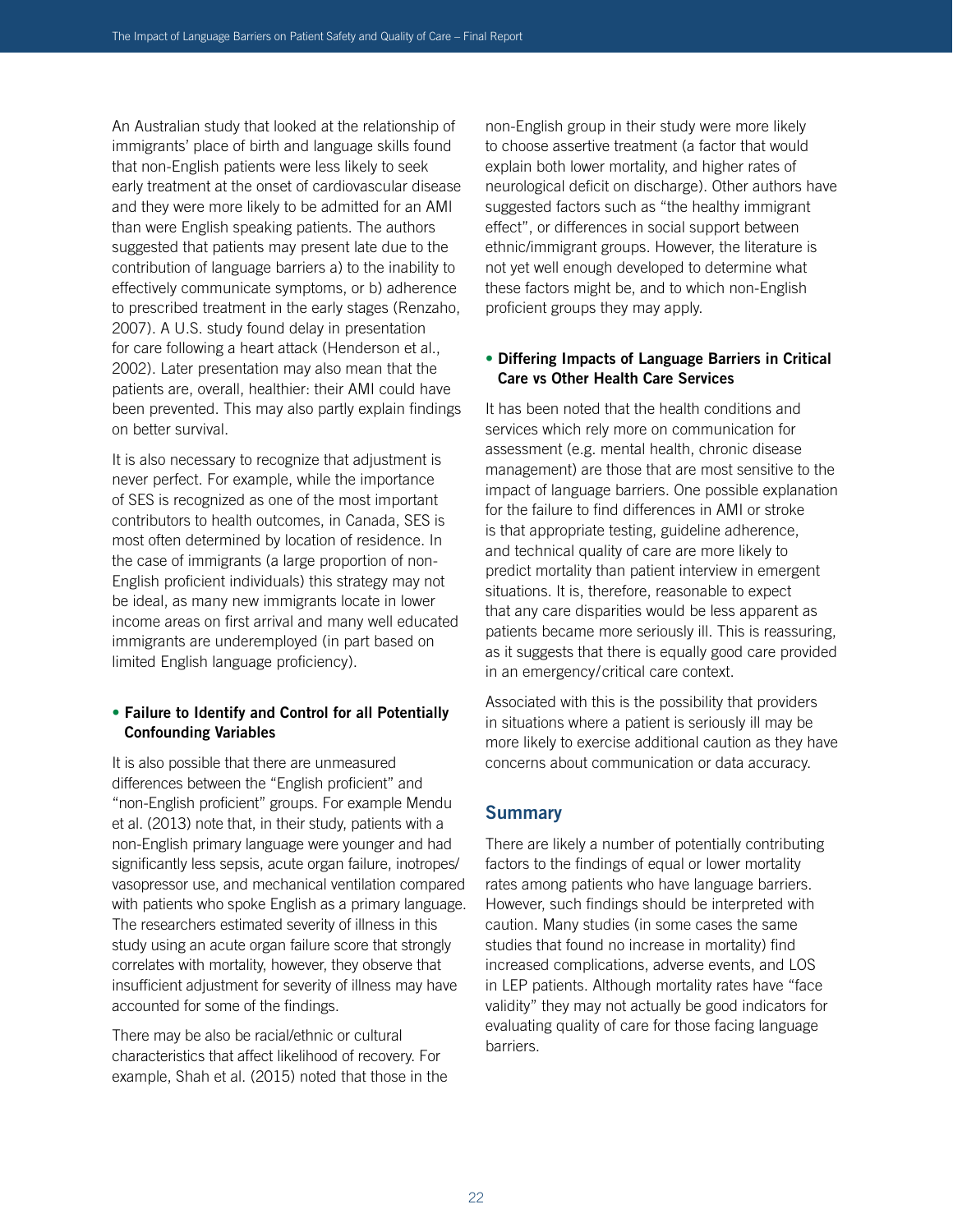An Australian study that looked at the relationship of immigrants' place of birth and language skills found that non-English patients were less likely to seek early treatment at the onset of cardiovascular disease and they were more likely to be admitted for an AMI than were English speaking patients. The authors suggested that patients may present late due to the contribution of language barriers a) to the inability to effectively communicate symptoms, or b) adherence to prescribed treatment in the early stages (Renzaho, 2007). A U.S. study found delay in presentation for care following a heart attack (Henderson et al., 2002). Later presentation may also mean that the patients are, overall, healthier: their AMI could have been prevented. This may also partly explain findings on better survival.

It is also necessary to recognize that adjustment is never perfect. For example, while the importance of SES is recognized as one of the most important contributors to health outcomes, in Canada, SES is most often determined by location of residence. In the case of immigrants (a large proportion of non-English proficient individuals) this strategy may not be ideal, as many new immigrants locate in lower income areas on first arrival and many well educated immigrants are underemployed (in part based on limited English language proficiency).

- **Failure to Identify and Control for all Potentially Confounding Variables**

It is also possible that there are unmeasured differences between the "English proficient" and "non-English proficient" groups. For example Mendu et al. (2013) note that, in their study, patients with a non-English primary language were younger and had significantly less sepsis, acute organ failure, inotropes/vasopressor use, and mechanical ventilation compared with patients who spoke English as a primary language. The researchers estimated severity of illness in this study using an acute organ failure score that strongly correlates with mortality, however, they observe that insufficient adjustment for severity of illness may have accounted for some of the findings.

There may be also be racial/ethnic or cultural characteristics that affect likelihood of recovery. For example, Shah et al. (2015) noted that those in the non-English group in their study were more likely to choose assertive treatment (a factor that would explain both lower mortality, and higher rates of neurological deficit on discharge). Other authors have suggested factors such as "the healthy immigrant effect", or differences in social support between ethnic/immigrant groups. However, the literature is not yet well enough developed to determine what these factors might be, and to which non-English proficient groups they may apply.

- **Differing Impacts of Language Barriers in Critical Care vs Other Health Care Services**

It has been noted that the health conditions and services which rely more on communication for assessment (e.g. mental health, chronic disease management) are those that are most sensitive to the impact of language barriers. One possible explanation for the failure to find differences in AMI or stroke is that appropriate testing, guideline adherence, and technical quality of care are more likely to predict mortality than patient interview in emergent situations. It is, therefore, reasonable to expect that any care disparities would be less apparent as patients became more seriously ill. This is reassuring, as it suggests that there is equally good care provided in an emergency/critical care context.

Associated with this is the possibility that providers in situations where a patient is seriously ill may be more likely to exercise additional caution as they have concerns about communication or data accuracy.

## Summary

There are likely a number of potentially contributing factors to the findings of equal or lower mortality rates among patients who have language barriers. However, such findings should be interpreted with caution. Many studies (in some cases the same studies that found no increase in mortality) find increased complications, adverse events, and LOS in LEP patients. Although mortality rates have "face validity" they may not actually be good indicators for evaluating quality of care for those facing language barriers.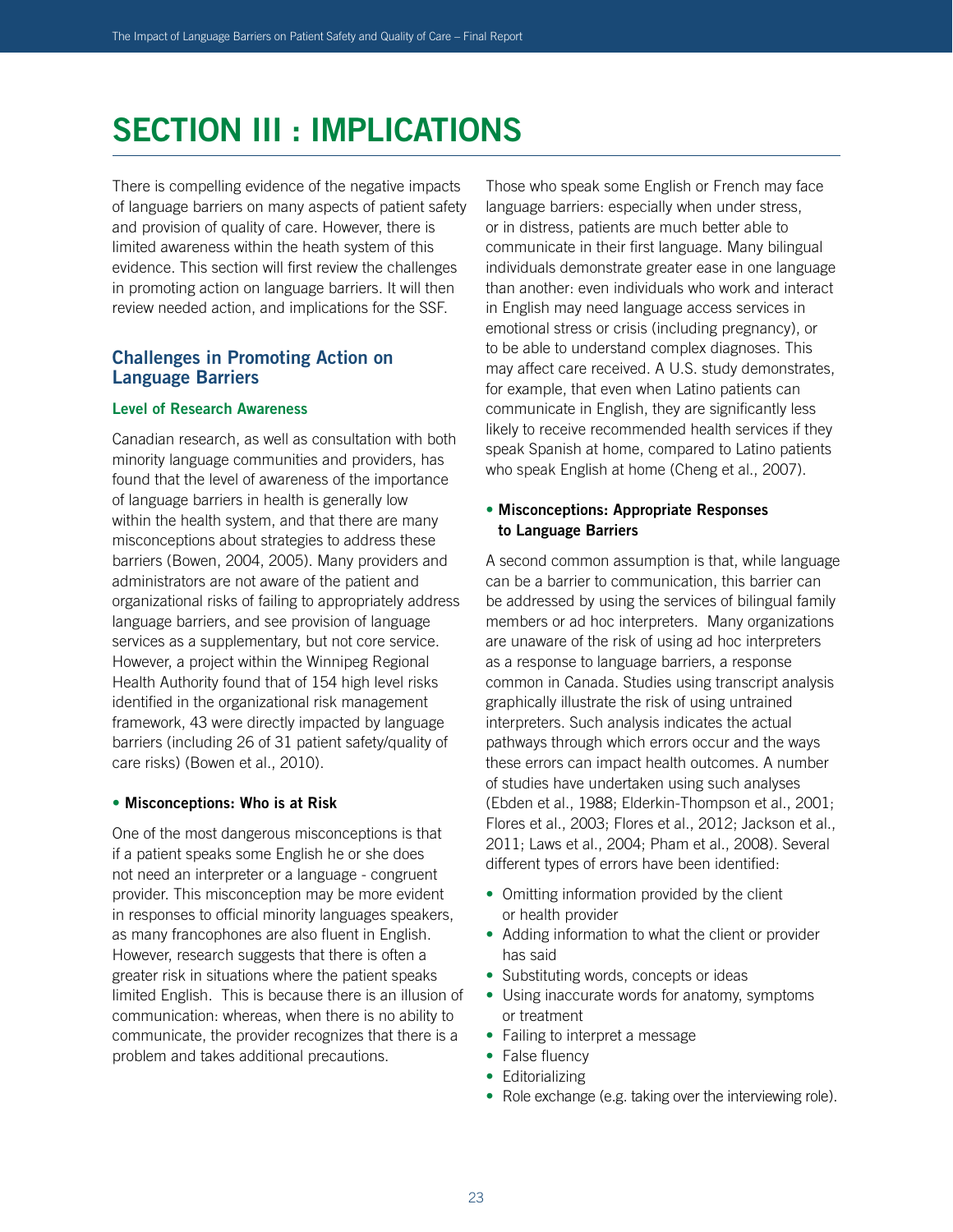# SECTION III : IMPLICATIONS

There is compelling evidence of the negative impacts of language barriers on many aspects of patient safety and provision of quality of care. However, there is limited awareness within the heath system of this evidence. This section will first review the challenges in promoting action on language barriers. It will then review needed action, and implications for the SSF.

## Challenges in Promoting Action on Language Barriers

### Level of Research Awareness

Canadian research, as well as consultation with both minority language communities and providers, has found that the level of awareness of the importance of language barriers in health is generally low within the health system, and that there are many misconceptions about strategies to address these barriers (Bowen, 2004, 2005). Many providers and administrators are not aware of the patient and organizational risks of failing to appropriately address language barriers, and see provision of language services as a supplementary, but not core service. However, a project within the Winnipeg Regional Health Authority found that of 154 high level risks identified in the organizational risk management framework, 43 were directly impacted by language barriers (including 26 of 31 patient safety/quality of care risks) (Bowen et al., 2010).

#### • Misconceptions: Who is at Risk

One of the most dangerous misconceptions is that if a patient speaks some English he or she does not need an interpreter or a language - congruent provider. This misconception may be more evident in responses to official minority languages speakers, as many francophones are also fluent in English. However, research suggests that there is often a greater risk in situations where the patient speaks limited English. This is because there is an illusion of communication: whereas, when there is no ability to communicate, the provider recognizes that there is a problem and takes additional precautions.

Those who speak some English or French may face language barriers: especially when under stress, or in distress, patients are much better able to communicate in their first language. Many bilingual individuals demonstrate greater ease in one language than another: even individuals who work and interact in English may need language access services in emotional stress or crisis (including pregnancy), or to be able to understand complex diagnoses. This may affect care received. A U.S. study demonstrates, for example, that even when Latino patients can communicate in English, they are significantly less likely to receive recommended health services if they speak Spanish at home, compared to Latino patients who speak English at home (Cheng et al., 2007).

#### • Misconceptions: Appropriate Responses to Language Barriers

A second common assumption is that, while language can be a barrier to communication, this barrier can be addressed by using the services of bilingual family members or ad hoc interpreters. Many organizations are unaware of the risk of using ad hoc interpreters as a response to language barriers, a response common in Canada. Studies using transcript analysis graphically illustrate the risk of using untrained interpreters. Such analysis indicates the actual pathways through which errors occur and the ways these errors can impact health outcomes. A number of studies have undertaken using such analyses (Ebden et al., 1988; Elderkin-Thompson et al., 2001; Flores et al., 2003; Flores et al., 2012; Jackson et al., 2011; Laws et al., 2004; Pham et al., 2008). Several different types of errors have been identified:

- Omitting information provided by the client or health provider
- Adding information to what the client or provider has said
- Substituting words, concepts or ideas
- Using inaccurate words for anatomy, symptoms or treatment
- Failing to interpret a message
- False fluency
- Editorializing
- Role exchange (e.g. taking over the interviewing role).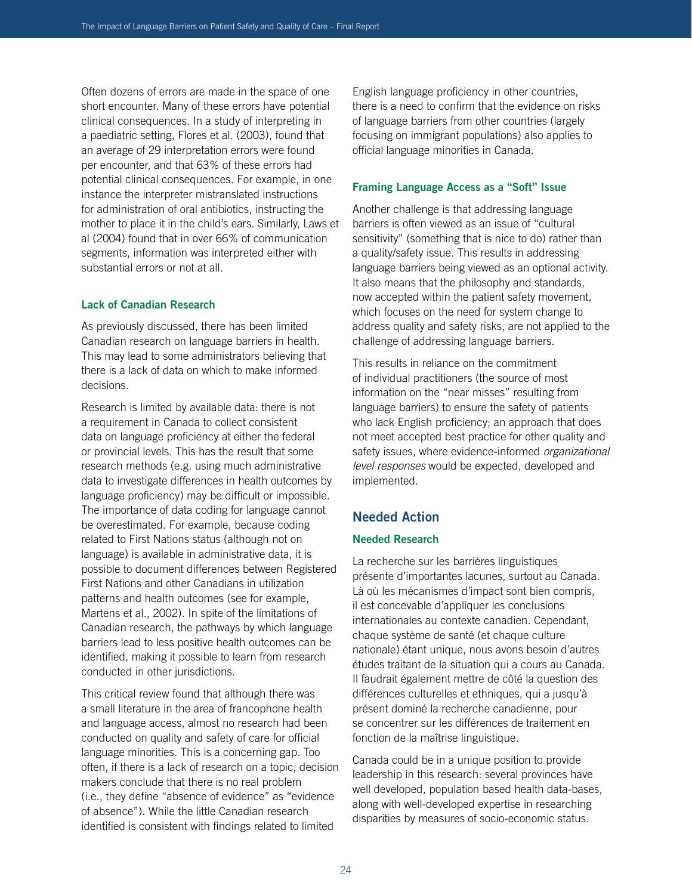Often dozens of errors are made in the space of one short encounter. Many of these errors have potential clinical consequences. In a study of interpreting in a paediatric setting, Flores et al. (2003), found that an average of 29 interpretation errors were found per encounter, and that 63% of these errors had potential clinical consequences. For example, in one instance the interpreter mistranslated instructions for administration of oral antibiotics, instructing the mother to place it in the child's ears. Similarly, Laws et al (2004) found that in over 66% of communication segments, information was interpreted either with substantial errors or not at all.

### Lack of Canadian Research

As previously discussed, there has been limited Canadian research on language barriers in health. This may lead to some administrators believing that there is a lack of data on which to make informed decisions.

Research is limited by available data: there is not a requirement in Canada to collect consistent data on language proficiency at either the federal or provincial levels. This has the result that some research methods (e.g. using much administrative data to investigate differences in health outcomes by language proficiency) may be difficult or impossible. The importance of data coding for language cannot be overestimated. For example, because coding related to First Nations status (although not on language) is available in administrative data, it is possible to document differences between Registered First Nations and other Canadians in utilization patterns and health outcomes (see for example, Martens et al., 2002). In spite of the limitations of Canadian research, the pathways by which language barriers lead to less positive health outcomes can be identified, making it possible to learn from research conducted in other jurisdictions.

This critical review found that although there was a small literature in the area of francophone health and language access, almost no research had been conducted on quality and safety of care for official language minorities. This is a concerning gap. Too often, if there is a lack of research on a topic, decision makers conclude that there is no real problem (i.e., they define "absence of evidence" as "evidence of absence"). While the little Canadian research identified is consistent with findings related to limited English language proficiency in other countries, there is a need to confirm that the evidence on risks of language barriers from other countries (largely focusing on immigrant populations) also applies to official language minorities in Canada.

### Framing Language Access as a "Soft" Issue

Another challenge is that addressing language barriers is often viewed as an issue of "cultural sensitivity" (something that is nice to do) rather than a quality/safety issue. This results in addressing language barriers being viewed as an optional activity. It also means that the philosophy and standards, now accepted within the patient safety movement, which focuses on the need for system change to address quality and safety risks, are not applied to the challenge of addressing language barriers.

This results in reliance on the commitment of individual practitioners (the source of most information on the "near misses" resulting from language barriers) to ensure the safety of patients who lack English proficiency; an approach that does not meet accepted best practice for other quality and safety issues, where evidence-informed *organizational level responses* would be expected, developed and implemented.

## Needed Action

### Needed Research

La recherche sur les barrières linguistiques présente d'importantes lacunes, surtout au Canada. Là où les mécanismes d'impact sont bien compris, il est concevable d'appliquer les conclusions internationales au contexte canadien. Cependant, chaque système de santé (et chaque culture nationale) étant unique, nous avons besoin d'autres études traitant de la situation qui a cours au Canada. Il faudrait également mettre de côté la question des différences culturelles et ethniques, qui a jusqu'à présent dominé la recherche canadienne, pour se concentrer sur les différences de traitement en fonction de la maîtrise linguistique.

Canada could be in a unique position to provide leadership in this research: several provinces have well developed, population based health data-bases, along with well-developed expertise in researching disparities by measures of socio-economic status.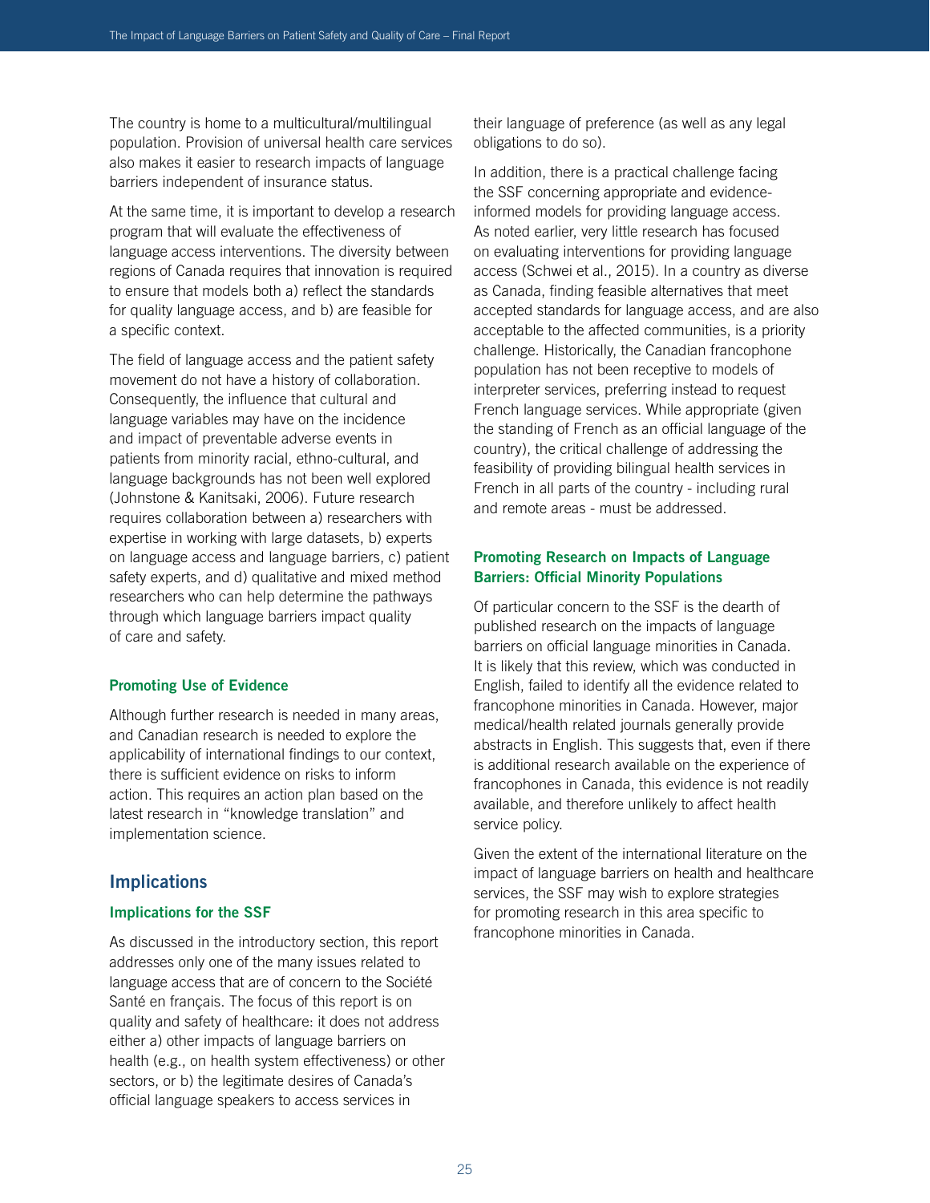The country is home to a multicultural/multilingual population. Provision of universal health care services also makes it easier to research impacts of language barriers independent of insurance status.

At the same time, it is important to develop a research program that will evaluate the effectiveness of language access interventions. The diversity between regions of Canada requires that innovation is required to ensure that models both a) reflect the standards for quality language access, and b) are feasible for a specific context.

The field of language access and the patient safety movement do not have a history of collaboration. Consequently, the influence that cultural and language variables may have on the incidence and impact of preventable adverse events in patients from minority racial, ethno-cultural, and language backgrounds has not been well explored (Johnstone & Kanitsaki, 2006). Future research requires collaboration between a) researchers with expertise in working with large datasets, b) experts on language access and language barriers, c) patient safety experts, and d) qualitative and mixed method researchers who can help determine the pathways through which language barriers impact quality of care and safety.

### Promoting Use of Evidence

Although further research is needed in many areas, and Canadian research is needed to explore the applicability of international findings to our context, there is sufficient evidence on risks to inform action. This requires an action plan based on the latest research in "knowledge translation" and implementation science.

## Implications

### Implications for the SSF

As discussed in the introductory section, this report addresses only one of the many issues related to language access that are of concern to the Société Santé en français. The focus of this report is on quality and safety of healthcare: it does not address either a) other impacts of language barriers on health (e.g., on health system effectiveness) or other sectors, or b) the legitimate desires of Canada's official language speakers to access services in their language of preference (as well as any legal obligations to do so).

In addition, there is a practical challenge facing the SSF concerning appropriate and evidence-informed models for providing language access. As noted earlier, very little research has focused on evaluating interventions for providing language access (Schwei et al., 2015). In a country as diverse as Canada, finding feasible alternatives that meet accepted standards for language access, and are also acceptable to the affected communities, is a priority challenge. Historically, the Canadian francophone population has not been receptive to models of interpreter services, preferring instead to request French language services. While appropriate (given the standing of French as an official language of the country), the critical challenge of addressing the feasibility of providing bilingual health services in French in all parts of the country - including rural and remote areas - must be addressed.

### Promoting Research on Impacts of Language Barriers: Official Minority Populations

Of particular concern to the SSF is the dearth of published research on the impacts of language barriers on official language minorities in Canada. It is likely that this review, which was conducted in English, failed to identify all the evidence related to francophone minorities in Canada. However, major medical/health related journals generally provide abstracts in English. This suggests that, even if there is additional research available on the experience of francophones in Canada, this evidence is not readily available, and therefore unlikely to affect health service policy.

Given the extent of the international literature on the impact of language barriers on health and healthcare services, the SSF may wish to explore strategies for promoting research in this area specific to francophone minorities in Canada.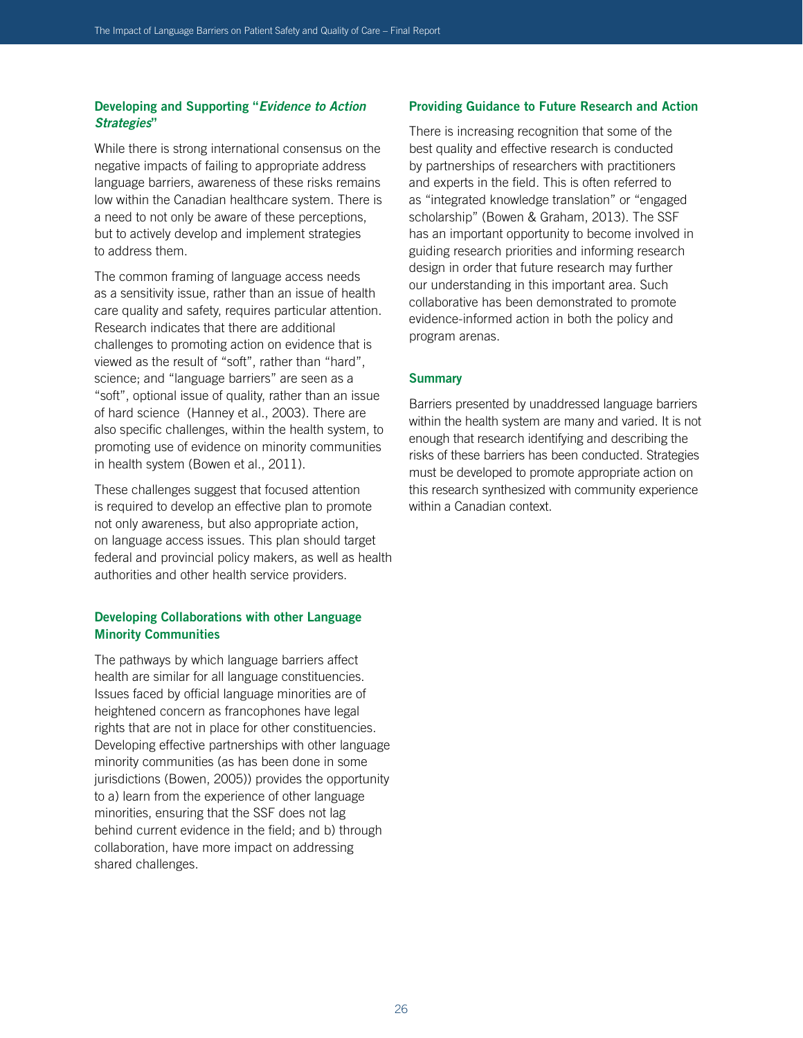### Developing and Supporting "*Evidence to Action Strategies*"

While there is strong international consensus on the negative impacts of failing to appropriate address language barriers, awareness of these risks remains low within the Canadian healthcare system. There is a need to not only be aware of these perceptions, but to actively develop and implement strategies to address them.

The common framing of language access needs as a sensitivity issue, rather than an issue of health care quality and safety, requires particular attention. Research indicates that there are additional challenges to promoting action on evidence that is viewed as the result of "soft", rather than "hard", science; and "language barriers" are seen as a "soft", optional issue of quality, rather than an issue of hard science (Hanney et al., 2003). There are also specific challenges, within the health system, to promoting use of evidence on minority communities in health system (Bowen et al., 2011).

These challenges suggest that focused attention is required to develop an effective plan to promote not only awareness, but also appropriate action, on language access issues. This plan should target federal and provincial policy makers, as well as health authorities and other health service providers.

### Developing Collaborations with other Language Minority Communities

The pathways by which language barriers affect health are similar for all language constituencies. Issues faced by official language minorities are of heightened concern as francophones have legal rights that are not in place for other constituencies. Developing effective partnerships with other language minority communities (as has been done in some jurisdictions (Bowen, 2005)) provides the opportunity to a) learn from the experience of other language minorities, ensuring that the SSF does not lag behind current evidence in the field; and b) through collaboration, have more impact on addressing shared challenges.

### Providing Guidance to Future Research and Action

There is increasing recognition that some of the best quality and effective research is conducted by partnerships of researchers with practitioners and experts in the field. This is often referred to as "integrated knowledge translation" or "engaged scholarship" (Bowen & Graham, 2013). The SSF has an important opportunity to become involved in guiding research priorities and informing research design in order that future research may further our understanding in this important area. Such collaborative has been demonstrated to promote evidence-informed action in both the policy and program arenas.

### Summary

Barriers presented by unaddressed language barriers within the health system are many and varied. It is not enough that research identifying and describing the risks of these barriers has been conducted. Strategies must be developed to promote appropriate action on this research synthesized with community experience within a Canadian context.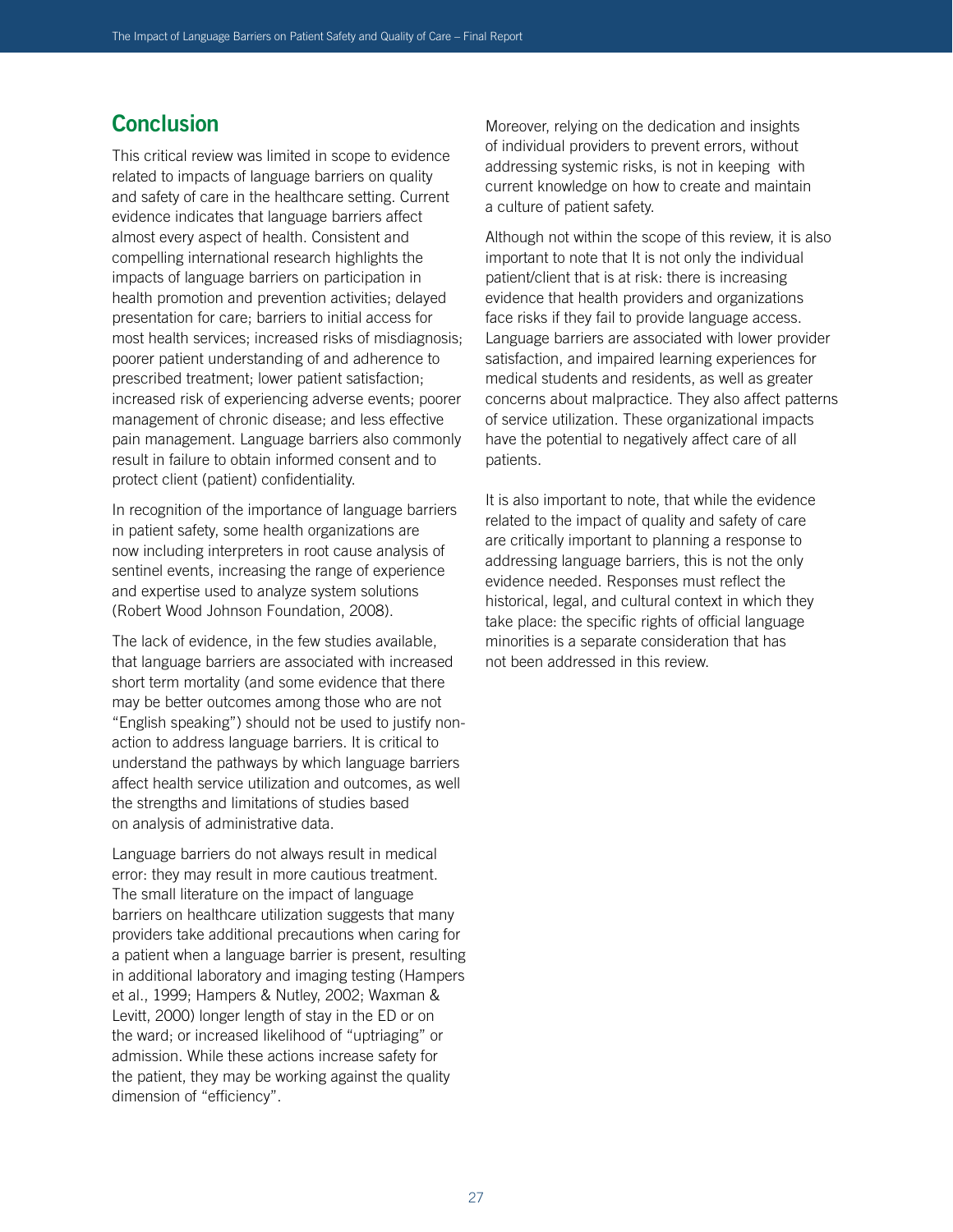## Conclusion

This critical review was limited in scope to evidence related to impacts of language barriers on quality and safety of care in the healthcare setting. Current evidence indicates that language barriers affect almost every aspect of health. Consistent and compelling international research highlights the impacts of language barriers on participation in health promotion and prevention activities; delayed presentation for care; barriers to initial access for most health services; increased risks of misdiagnosis; poorer patient understanding of and adherence to prescribed treatment; lower patient satisfaction; increased risk of experiencing adverse events; poorer management of chronic disease; and less effective pain management. Language barriers also commonly result in failure to obtain informed consent and to protect client (patient) confidentiality.

In recognition of the importance of language barriers in patient safety, some health organizations are now including interpreters in root cause analysis of sentinel events, increasing the range of experience and expertise used to analyze system solutions (Robert Wood Johnson Foundation, 2008).

The lack of evidence, in the few studies available, that language barriers are associated with increased short term mortality (and some evidence that there may be better outcomes among those who are not "English speaking") should not be used to justify non-action to address language barriers. It is critical to understand the pathways by which language barriers affect health service utilization and outcomes, as well the strengths and limitations of studies based on analysis of administrative data.

Language barriers do not always result in medical error: they may result in more cautious treatment. The small literature on the impact of language barriers on healthcare utilization suggests that many providers take additional precautions when caring for a patient when a language barrier is present, resulting in additional laboratory and imaging testing (Hampers et al., 1999; Hampers & Nutley, 2002; Waxman & Levitt, 2000) longer length of stay in the ED or on the ward; or increased likelihood of "uptriaging" or admission. While these actions increase safety for the patient, they may be working against the quality dimension of "efficiency".

Moreover, relying on the dedication and insights of individual providers to prevent errors, without addressing systemic risks, is not in keeping with current knowledge on how to create and maintain a culture of patient safety.

Although not within the scope of this review, it is also important to note that It is not only the individual patient/client that is at risk: there is increasing evidence that health providers and organizations face risks if they fail to provide language access. Language barriers are associated with lower provider satisfaction, and impaired learning experiences for medical students and residents, as well as greater concerns about malpractice. They also affect patterns of service utilization. These organizational impacts have the potential to negatively affect care of all patients.

It is also important to note, that while the evidence related to the impact of quality and safety of care are critically important to planning a response to addressing language barriers, this is not the only evidence needed. Responses must reflect the historical, legal, and cultural context in which they take place: the specific rights of official language minorities is a separate consideration that has not been addressed in this review.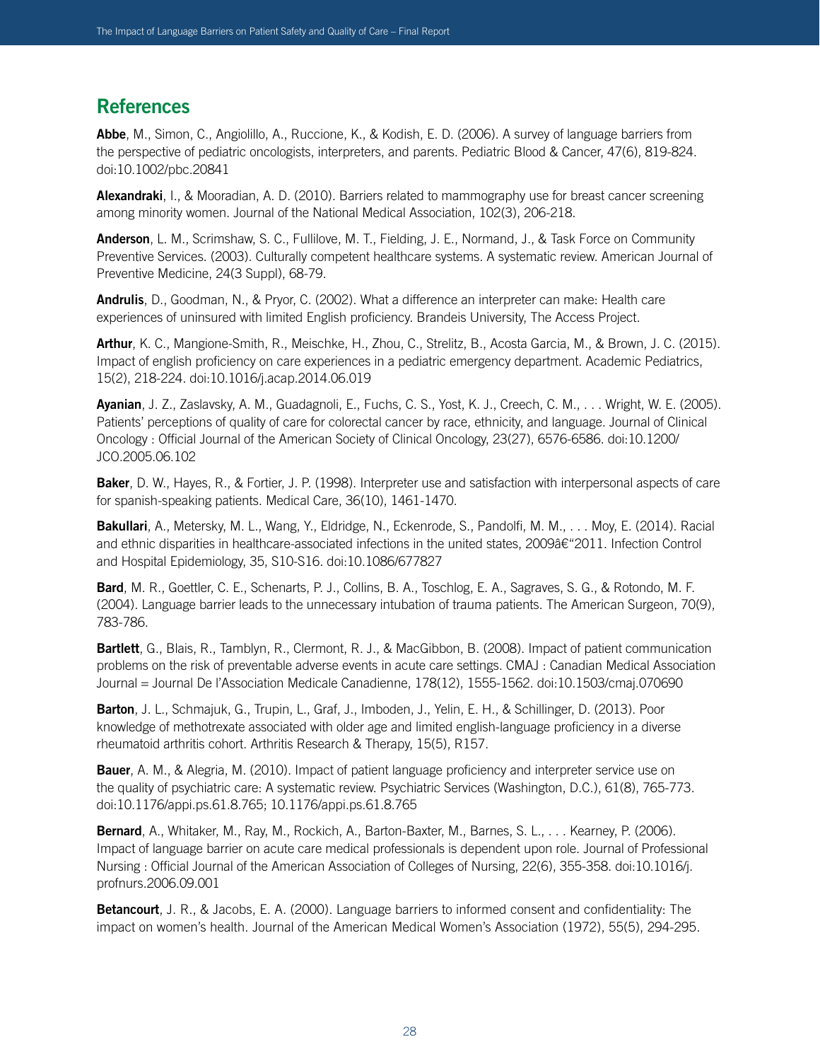## References

**Abbe**, M., Simon, C., Angiolillo, A., Ruccione, K., & Kodish, E. D. (2006). A survey of language barriers from the perspective of pediatric oncologists, interpreters, and parents. Pediatric Blood & Cancer, 47(6), 819-824. doi:10.1002/pbc.20841

**Alexandraki**, I., & Mooradian, A. D. (2010). Barriers related to mammography use for breast cancer screening among minority women. Journal of the National Medical Association, 102(3), 206-218.

**Anderson**, L. M., Scrimshaw, S. C., Fullilove, M. T., Fielding, J. E., Normand, J., & Task Force on Community Preventive Services. (2003). Culturally competent healthcare systems. A systematic review. American Journal of Preventive Medicine, 24(3 Suppl), 68-79.

**Andrulis**, D., Goodman, N., & Pryor, C. (2002). What a difference an interpreter can make: Health care experiences of uninsured with limited English proficiency. Brandeis University, The Access Project.

**Arthur**, K. C., Mangione-Smith, R., Meischke, H., Zhou, C., Strelitz, B., Acosta Garcia, M., & Brown, J. C. (2015). Impact of english proficiency on care experiences in a pediatric emergency department. Academic Pediatrics, 15(2), 218-224. doi:10.1016/j.acap.2014.06.019

**Ayanian**, J. Z., Zaslavsky, A. M., Guadagnoli, E., Fuchs, C. S., Yost, K. J., Creech, C. M., . . . Wright, W. E. (2005). Patients' perceptions of quality of care for colorectal cancer by race, ethnicity, and language. Journal of Clinical Oncology : Official Journal of the American Society of Clinical Oncology, 23(27), 6576-6586. doi:10.1200/JCO.2005.06.102

**Baker**, D. W., Hayes, R., & Fortier, J. P. (1998). Interpreter use and satisfaction with interpersonal aspects of care for spanish-speaking patients. Medical Care, 36(10), 1461-1470.

**Bakullari**, A., Metersky, M. L., Wang, Y., Eldridge, N., Eckenrode, S., Pandolfi, M. M., . . . Moy, E. (2014). Racial and ethnic disparities in healthcare-associated infections in the united states, 2009â€"2011. Infection Control and Hospital Epidemiology, 35, S10-S16. doi:10.1086/677827

**Bard**, M. R., Goettler, C. E., Schenarts, P. J., Collins, B. A., Toschlog, E. A., Sagraves, S. G., & Rotondo, M. F. (2004). Language barrier leads to the unnecessary intubation of trauma patients. The American Surgeon, 70(9), 783-786.

**Bartlett**, G., Blais, R., Tamblyn, R., Clermont, R. J., & MacGibbon, B. (2008). Impact of patient communication problems on the risk of preventable adverse events in acute care settings. CMAJ : Canadian Medical Association Journal = Journal De l'Association Medicale Canadienne, 178(12), 1555-1562. doi:10.1503/cmaj.070690

**Barton**, J. L., Schmajuk, G., Trupin, L., Graf, J., Imboden, J., Yelin, E. H., & Schillinger, D. (2013). Poor knowledge of methotrexate associated with older age and limited english-language proficiency in a diverse rheumatoid arthritis cohort. Arthritis Research & Therapy, 15(5), R157.

**Bauer**, A. M., & Alegria, M. (2010). Impact of patient language proficiency and interpreter service use on the quality of psychiatric care: A systematic review. Psychiatric Services (Washington, D.C.), 61(8), 765-773. doi:10.1176/appi.ps.61.8.765; 10.1176/appi.ps.61.8.765

**Bernard**, A., Whitaker, M., Ray, M., Rockich, A., Barton-Baxter, M., Barnes, S. L., . . . Kearney, P. (2006). Impact of language barrier on acute care medical professionals is dependent upon role. Journal of Professional Nursing : Official Journal of the American Association of Colleges of Nursing, 22(6), 355-358. doi:10.1016/j.profnurs.2006.09.001

**Betancourt**, J. R., & Jacobs, E. A. (2000). Language barriers to informed consent and confidentiality: The impact on women's health. Journal of the American Medical Women's Association (1972), 55(5), 294-295.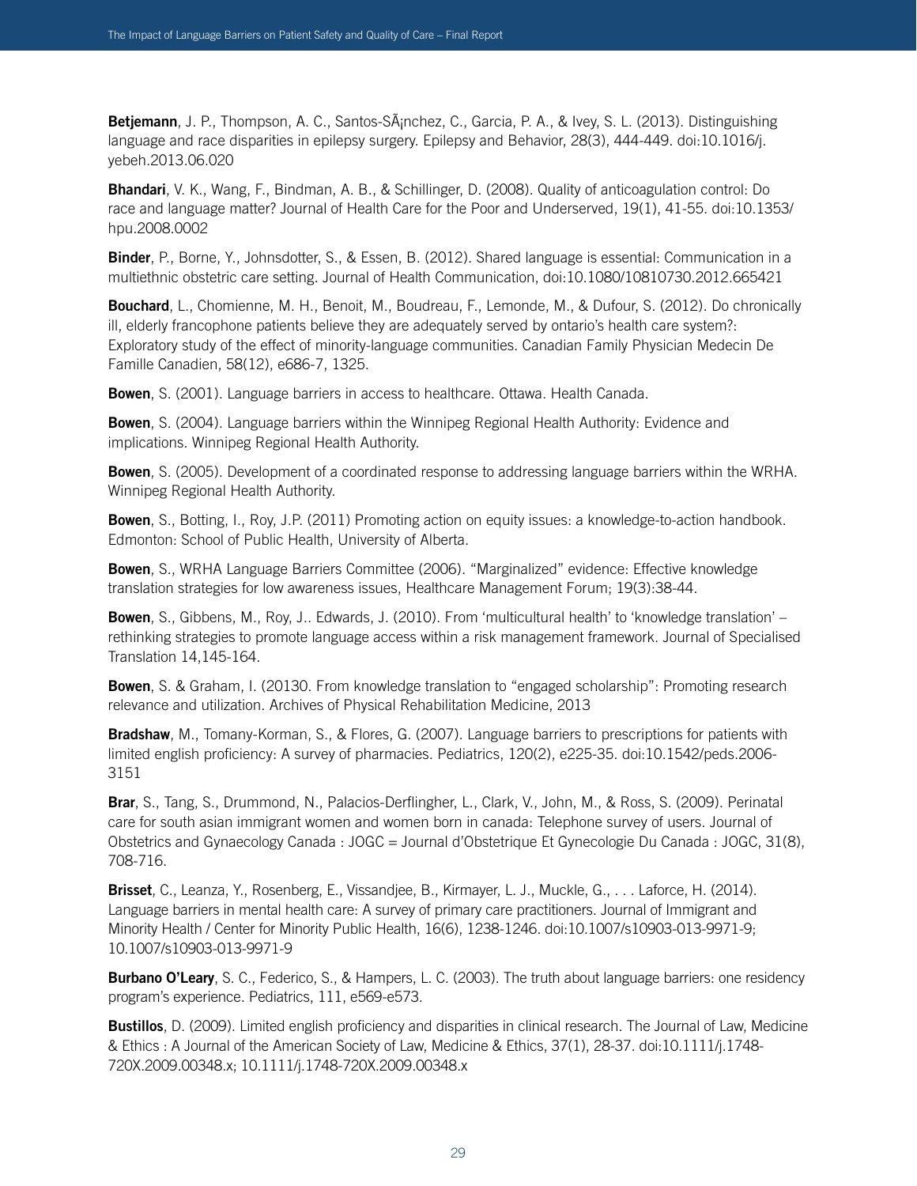**Betjemann**, J. P., Thompson, A. C., Santos-SÃ¡nchez, C., Garcia, P. A., & Ivey, S. L. (2013). Distinguishing language and race disparities in epilepsy surgery. Epilepsy and Behavior, 28(3), 444-449. doi:10.1016/j.yebeh.2013.06.020

**Bhandari**, V. K., Wang, F., Bindman, A. B., & Schillinger, D. (2008). Quality of anticoagulation control: Do race and language matter? Journal of Health Care for the Poor and Underserved, 19(1), 41-55. doi:10.1353/hpu.2008.0002

**Binder**, P., Borne, Y., Johnsdotter, S., & Essen, B. (2012). Shared language is essential: Communication in a multiethnic obstetric care setting. Journal of Health Communication, doi:10.1080/10810730.2012.665421

**Bouchard**, L., Chomienne, M. H., Benoit, M., Boudreau, F., Lemonde, M., & Dufour, S. (2012). Do chronically ill, elderly francophone patients believe they are adequately served by ontario's health care system?: Exploratory study of the effect of minority-language communities. Canadian Family Physician Medecin De Famille Canadien, 58(12), e686-7, 1325.

**Bowen**, S. (2001). Language barriers in access to healthcare. Ottawa. Health Canada.

**Bowen**, S. (2004). Language barriers within the Winnipeg Regional Health Authority: Evidence and implications. Winnipeg Regional Health Authority.

**Bowen**, S. (2005). Development of a coordinated response to addressing language barriers within the WRHA. Winnipeg Regional Health Authority.

**Bowen**, S., Botting, I., Roy, J.P. (2011) Promoting action on equity issues: a knowledge-to-action handbook. Edmonton: School of Public Health, University of Alberta.

**Bowen**, S., WRHA Language Barriers Committee (2006). "Marginalized" evidence: Effective knowledge translation strategies for low awareness issues, Healthcare Management Forum; 19(3):38-44.

**Bowen**, S., Gibbens, M., Roy, J.. Edwards, J. (2010). From 'multicultural health' to 'knowledge translation' – rethinking strategies to promote language access within a risk management framework. Journal of Specialised Translation 14,145-164.

**Bowen**, S. & Graham, I. (20130. From knowledge translation to "engaged scholarship": Promoting research relevance and utilization. Archives of Physical Rehabilitation Medicine, 2013

**Bradshaw**, M., Tomany-Korman, S., & Flores, G. (2007). Language barriers to prescriptions for patients with limited english proficiency: A survey of pharmacies. Pediatrics, 120(2), e225-35. doi:10.1542/peds.2006-3151

**Brar**, S., Tang, S., Drummond, N., Palacios-Derflingher, L., Clark, V., John, M., & Ross, S. (2009). Perinatal care for south asian immigrant women and women born in canada: Telephone survey of users. Journal of Obstetrics and Gynaecology Canada : JOGC = Journal d'Obstetrique Et Gynecologie Du Canada : JOGC, 31(8), 708-716.

**Brisset**, C., Leanza, Y., Rosenberg, E., Vissandjee, B., Kirmayer, L. J., Muckle, G., . . . Laforce, H. (2014). Language barriers in mental health care: A survey of primary care practitioners. Journal of Immigrant and Minority Health / Center for Minority Public Health, 16(6), 1238-1246. doi:10.1007/s10903-013-9971-9; 10.1007/s10903-013-9971-9

**Burbano O'Leary**, S. C., Federico, S., & Hampers, L. C. (2003). The truth about language barriers: one residency program's experience. Pediatrics, 111, e569-e573.

**Bustillos**, D. (2009). Limited english proficiency and disparities in clinical research. The Journal of Law, Medicine & Ethics : A Journal of the American Society of Law, Medicine & Ethics, 37(1), 28-37. doi:10.1111/j.1748-720X.2009.00348.x; 10.1111/j.1748-720X.2009.00348.x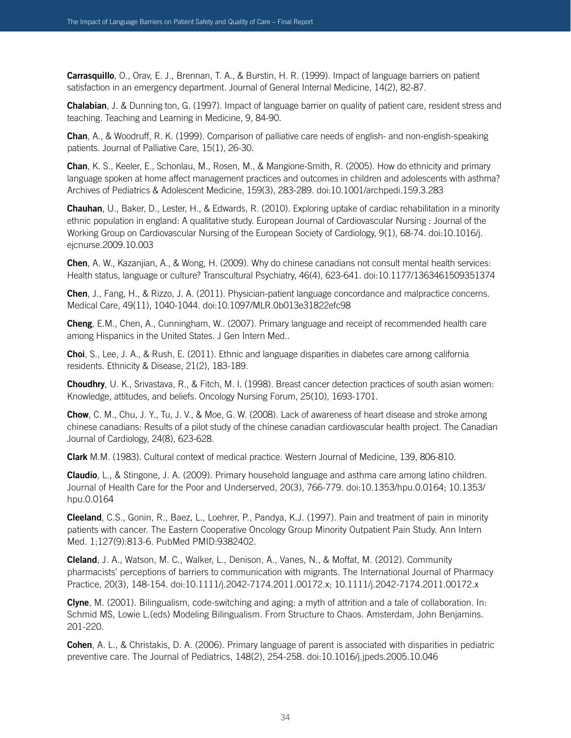**Carrasquillo**, O., Orav, E. J., Brennan, T. A., & Burstin, H. R. (1999). Impact of language barriers on patient satisfaction in an emergency department. Journal of General Internal Medicine, 14(2), 82-87.

**Chalabian**, J. & Dunning ton, G. (1997). Impact of language barrier on quality of patient care, resident stress and teaching. Teaching and Learning in Medicine, 9, 84-90.

**Chan**, A., & Woodruff, R. K. (1999). Comparison of palliative care needs of english- and non-english-speaking patients. Journal of Palliative Care, 15(1), 26-30.

**Chan**, K. S., Keeler, E., Schonlau, M., Rosen, M., & Mangione-Smith, R. (2005). How do ethnicity and primary language spoken at home affect management practices and outcomes in children and adolescents with asthma? Archives of Pediatrics & Adolescent Medicine, 159(3), 283-289. doi:10.1001/archpedi.159.3.283

**Chauhan**, U., Baker, D., Lester, H., & Edwards, R. (2010). Exploring uptake of cardiac rehabilitation in a minority ethnic population in england: A qualitative study. European Journal of Cardiovascular Nursing : Journal of the Working Group on Cardiovascular Nursing of the European Society of Cardiology, 9(1), 68-74. doi:10.1016/j.ejcnurse.2009.10.003

**Chen**, A. W., Kazanjian, A., & Wong, H. (2009). Why do chinese canadians not consult mental health services: Health status, language or culture? Transcultural Psychiatry, 46(4), 623-641. doi:10.1177/1363461509351374

**Chen**, J., Fang, H., & Rizzo, J. A. (2011). Physician-patient language concordance and malpractice concerns. Medical Care, 49(11), 1040-1044. doi:10.1097/MLR.0b013e31822efc98

**Cheng**, E.M., Chen, A., Cunningham, W.. (2007). Primary language and receipt of recommended health care among Hispanics in the United States. J Gen Intern Med..

**Choi**, S., Lee, J. A., & Rush, E. (2011). Ethnic and language disparities in diabetes care among california residents. Ethnicity & Disease, 21(2), 183-189.

**Choudhry**, U. K., Srivastava, R., & Fitch, M. I. (1998). Breast cancer detection practices of south asian women: Knowledge, attitudes, and beliefs. Oncology Nursing Forum, 25(10), 1693-1701.

**Chow**, C. M., Chu, J. Y., Tu, J. V., & Moe, G. W. (2008). Lack of awareness of heart disease and stroke among chinese canadians: Results of a pilot study of the chinese canadian cardiovascular health project. The Canadian Journal of Cardiology, 24(8), 623-628.

**Clark** M.M. (1983). Cultural context of medical practice. Western Journal of Medicine, 139, 806-810.

**Claudio**, L., & Stingone, J. A. (2009). Primary household language and asthma care among latino children. Journal of Health Care for the Poor and Underserved, 20(3), 766-779. doi:10.1353/hpu.0.0164; 10.1353/hpu.0.0164

**Cleeland**, C.S., Gonin, R., Baez, L., Loehrer, P., Pandya, K.J. (1997). Pain and treatment of pain in minority patients with cancer. The Eastern Cooperative Oncology Group Minority Outpatient Pain Study. Ann Intern Med. 1;127(9):813-6. PubMed PMID:9382402.

**Cleland**, J. A., Watson, M. C., Walker, L., Denison, A., Vanes, N., & Moffat, M. (2012). Community pharmacists' perceptions of barriers to communication with migrants. The International Journal of Pharmacy Practice, 20(3), 148-154. doi:10.1111/j.2042-7174.2011.00172.x; 10.1111/j.2042-7174.2011.00172.x

**Clyne**, M. (2001). Bilingualism, code-switching and aging: a myth of attrition and a tale of collaboration. In: Schmid MS, Lowie L.(eds) Modeling Bilingualism. From Structure to Chaos. Amsterdam, John Benjamins. 201-220.

**Cohen**, A. L., & Christakis, D. A. (2006). Primary language of parent is associated with disparities in pediatric preventive care. The Journal of Pediatrics, 148(2), 254-258. doi:10.1016/j.jpeds.2005.10.046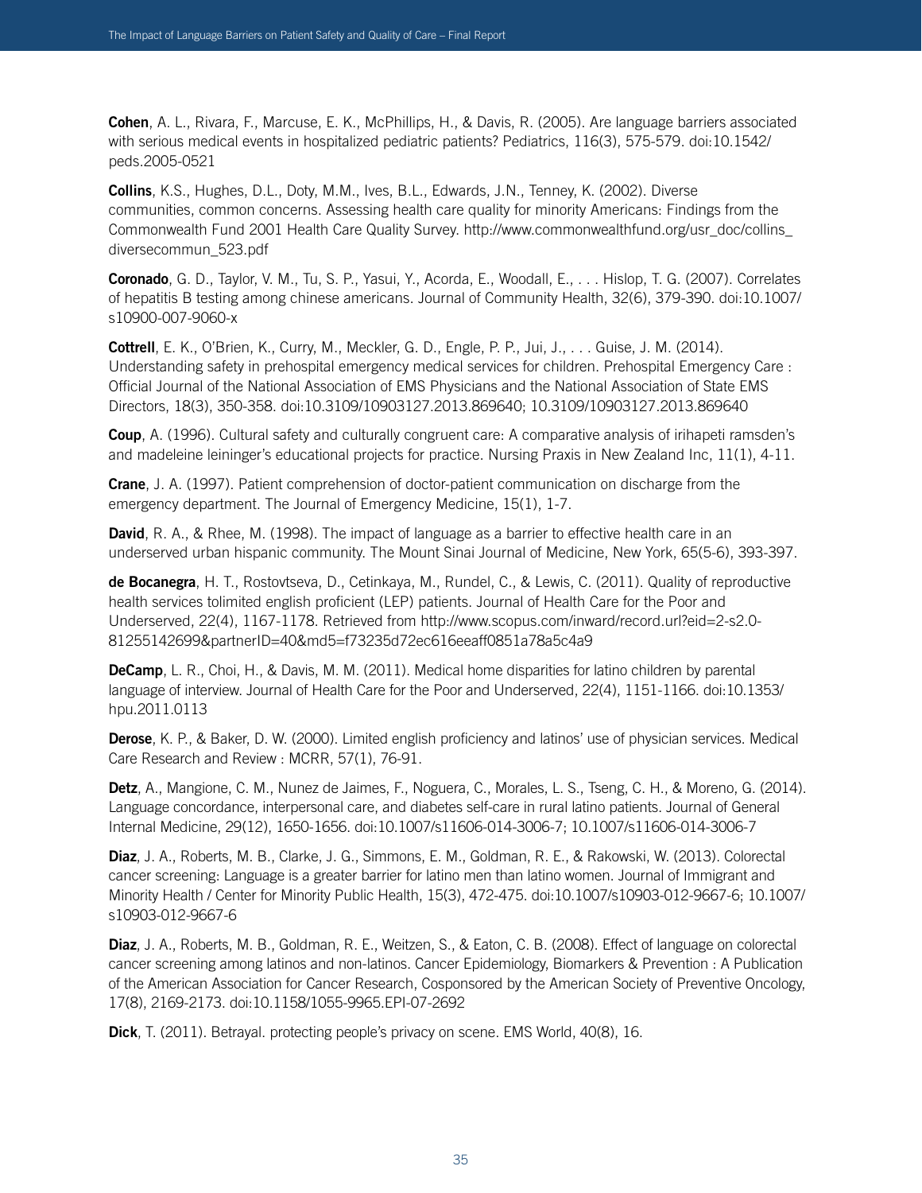**Cohen**, A. L., Rivara, F., Marcuse, E. K., McPhillips, H., & Davis, R. (2005). Are language barriers associated with serious medical events in hospitalized pediatric patients? Pediatrics, 116(3), 575-579. doi:10.1542/peds.2005-0521

**Collins**, K.S., Hughes, D.L., Doty, M.M., Ives, B.L., Edwards, J.N., Tenney, K. (2002). Diverse communities, common concerns. Assessing health care quality for minority Americans: Findings from the Commonwealth Fund 2001 Health Care Quality Survey. http://www.commonwealthfund.org/usr_doc/collins_diversecommun_523.pdf

**Coronado**, G. D., Taylor, V. M., Tu, S. P., Yasui, Y., Acorda, E., Woodall, E., . . . Hislop, T. G. (2007). Correlates of hepatitis B testing among chinese americans. Journal of Community Health, 32(6), 379-390. doi:10.1007/s10900-007-9060-x

**Cottrell**, E. K., O'Brien, K., Curry, M., Meckler, G. D., Engle, P. P., Jui, J., . . . Guise, J. M. (2014). Understanding safety in prehospital emergency medical services for children. Prehospital Emergency Care : Official Journal of the National Association of EMS Physicians and the National Association of State EMS Directors, 18(3), 350-358. doi:10.3109/10903127.2013.869640; 10.3109/10903127.2013.869640

**Coup**, A. (1996). Cultural safety and culturally congruent care: A comparative analysis of irihapeti ramsden's and madeleine leininger's educational projects for practice. Nursing Praxis in New Zealand Inc, 11(1), 4-11.

**Crane**, J. A. (1997). Patient comprehension of doctor-patient communication on discharge from the emergency department. The Journal of Emergency Medicine, 15(1), 1-7.

**David**, R. A., & Rhee, M. (1998). The impact of language as a barrier to effective health care in an underserved urban hispanic community. The Mount Sinai Journal of Medicine, New York, 65(5-6), 393-397.

**de Bocanegra**, H. T., Rostovtseva, D., Cetinkaya, M., Rundel, C., & Lewis, C. (2011). Quality of reproductive health services tolimited english proficient (LEP) patients. Journal of Health Care for the Poor and Underserved, 22(4), 1167-1178. Retrieved from http://www.scopus.com/inward/record.url?eid=2-s2.0-81255142699&partnerID=40&md5=f73235d72ec616eeaff0851a78a5c4a9

**DeCamp**, L. R., Choi, H., & Davis, M. M. (2011). Medical home disparities for latino children by parental language of interview. Journal of Health Care for the Poor and Underserved, 22(4), 1151-1166. doi:10.1353/hpu.2011.0113

**Derose**, K. P., & Baker, D. W. (2000). Limited english proficiency and latinos' use of physician services. Medical Care Research and Review : MCRR, 57(1), 76-91.

**Detz**, A., Mangione, C. M., Nunez de Jaimes, F., Noguera, C., Morales, L. S., Tseng, C. H., & Moreno, G. (2014). Language concordance, interpersonal care, and diabetes self-care in rural latino patients. Journal of General Internal Medicine, 29(12), 1650-1656. doi:10.1007/s11606-014-3006-7; 10.1007/s11606-014-3006-7

**Diaz**, J. A., Roberts, M. B., Clarke, J. G., Simmons, E. M., Goldman, R. E., & Rakowski, W. (2013). Colorectal cancer screening: Language is a greater barrier for latino men than latino women. Journal of Immigrant and Minority Health / Center for Minority Public Health, 15(3), 472-475. doi:10.1007/s10903-012-9667-6; 10.1007/s10903-012-9667-6

**Diaz**, J. A., Roberts, M. B., Goldman, R. E., Weitzen, S., & Eaton, C. B. (2008). Effect of language on colorectal cancer screening among latinos and non-latinos. Cancer Epidemiology, Biomarkers & Prevention : A Publication of the American Association for Cancer Research, Cosponsored by the American Society of Preventive Oncology, 17(8), 2169-2173. doi:10.1158/1055-9965.EPI-07-2692

**Dick**, T. (2011). Betrayal. protecting people's privacy on scene. EMS World, 40(8), 16.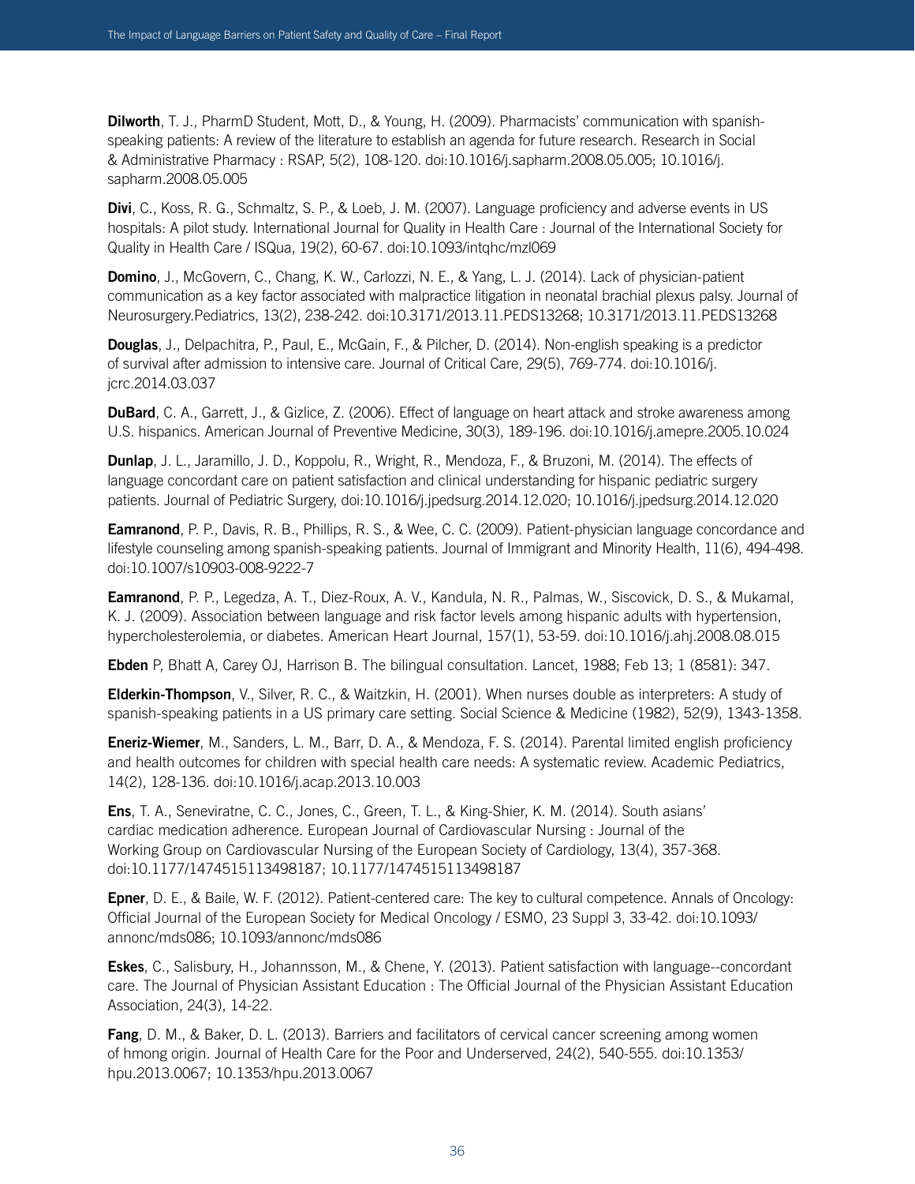**Dilworth**, T. J., PharmD Student, Mott, D., & Young, H. (2009). Pharmacists' communication with spanish-speaking patients: A review of the literature to establish an agenda for future research. Research in Social & Administrative Pharmacy : RSAP, 5(2), 108-120. doi:10.1016/j.sapharm.2008.05.005; 10.1016/j.sapharm.2008.05.005

**Divi**, C., Koss, R. G., Schmaltz, S. P., & Loeb, J. M. (2007). Language proficiency and adverse events in US hospitals: A pilot study. International Journal for Quality in Health Care : Journal of the International Society for Quality in Health Care / ISQua, 19(2), 60-67. doi:10.1093/intqhc/mzl069

**Domino**, J., McGovern, C., Chang, K. W., Carlozzi, N. E., & Yang, L. J. (2014). Lack of physician-patient communication as a key factor associated with malpractice litigation in neonatal brachial plexus palsy. Journal of Neurosurgery.Pediatrics, 13(2), 238-242. doi:10.3171/2013.11.PEDS13268; 10.3171/2013.11.PEDS13268

**Douglas**, J., Delpachitra, P., Paul, E., McGain, F., & Pilcher, D. (2014). Non-english speaking is a predictor of survival after admission to intensive care. Journal of Critical Care, 29(5), 769-774. doi:10.1016/j.jcrc.2014.03.037

**DuBard**, C. A., Garrett, J., & Gizlice, Z. (2006). Effect of language on heart attack and stroke awareness among U.S. hispanics. American Journal of Preventive Medicine, 30(3), 189-196. doi:10.1016/j.amepre.2005.10.024

**Dunlap**, J. L., Jaramillo, J. D., Koppolu, R., Wright, R., Mendoza, F., & Bruzoni, M. (2014). The effects of language concordant care on patient satisfaction and clinical understanding for hispanic pediatric surgery patients. Journal of Pediatric Surgery, doi:10.1016/j.jpedsurg.2014.12.020; 10.1016/j.jpedsurg.2014.12.020

**Eamranond**, P. P., Davis, R. B., Phillips, R. S., & Wee, C. C. (2009). Patient-physician language concordance and lifestyle counseling among spanish-speaking patients. Journal of Immigrant and Minority Health, 11(6), 494-498. doi:10.1007/s10903-008-9222-7

**Eamranond**, P. P., Legedza, A. T., Diez-Roux, A. V., Kandula, N. R., Palmas, W., Siscovick, D. S., & Mukamal, K. J. (2009). Association between language and risk factor levels among hispanic adults with hypertension, hypercholesterolemia, or diabetes. American Heart Journal, 157(1), 53-59. doi:10.1016/j.ahj.2008.08.015

**Ebden** P, Bhatt A, Carey OJ, Harrison B. The bilingual consultation. Lancet, 1988; Feb 13; 1 (8581): 347.

**Elderkin-Thompson**, V., Silver, R. C., & Waitzkin, H. (2001). When nurses double as interpreters: A study of spanish-speaking patients in a US primary care setting. Social Science & Medicine (1982), 52(9), 1343-1358.

**Eneriz-Wiemer**, M., Sanders, L. M., Barr, D. A., & Mendoza, F. S. (2014). Parental limited english proficiency and health outcomes for children with special health care needs: A systematic review. Academic Pediatrics, 14(2), 128-136. doi:10.1016/j.acap.2013.10.003

**Ens**, T. A., Seneviratne, C. C., Jones, C., Green, T. L., & King-Shier, K. M. (2014). South asians' cardiac medication adherence. European Journal of Cardiovascular Nursing : Journal of the Working Group on Cardiovascular Nursing of the European Society of Cardiology, 13(4), 357-368. doi:10.1177/1474515113498187; 10.1177/1474515113498187

**Epner**, D. E., & Baile, W. F. (2012). Patient-centered care: The key to cultural competence. Annals of Oncology: Official Journal of the European Society for Medical Oncology / ESMO, 23 Suppl 3, 33-42. doi:10.1093/annonc/mds086; 10.1093/annonc/mds086

**Eskes**, C., Salisbury, H., Johannsson, M., & Chene, Y. (2013). Patient satisfaction with language--concordant care. The Journal of Physician Assistant Education : The Official Journal of the Physician Assistant Education Association, 24(3), 14-22.

**Fang**, D. M., & Baker, D. L. (2013). Barriers and facilitators of cervical cancer screening among women of hmong origin. Journal of Health Care for the Poor and Underserved, 24(2), 540-555. doi:10.1353/hpu.2013.0067; 10.1353/hpu.2013.0067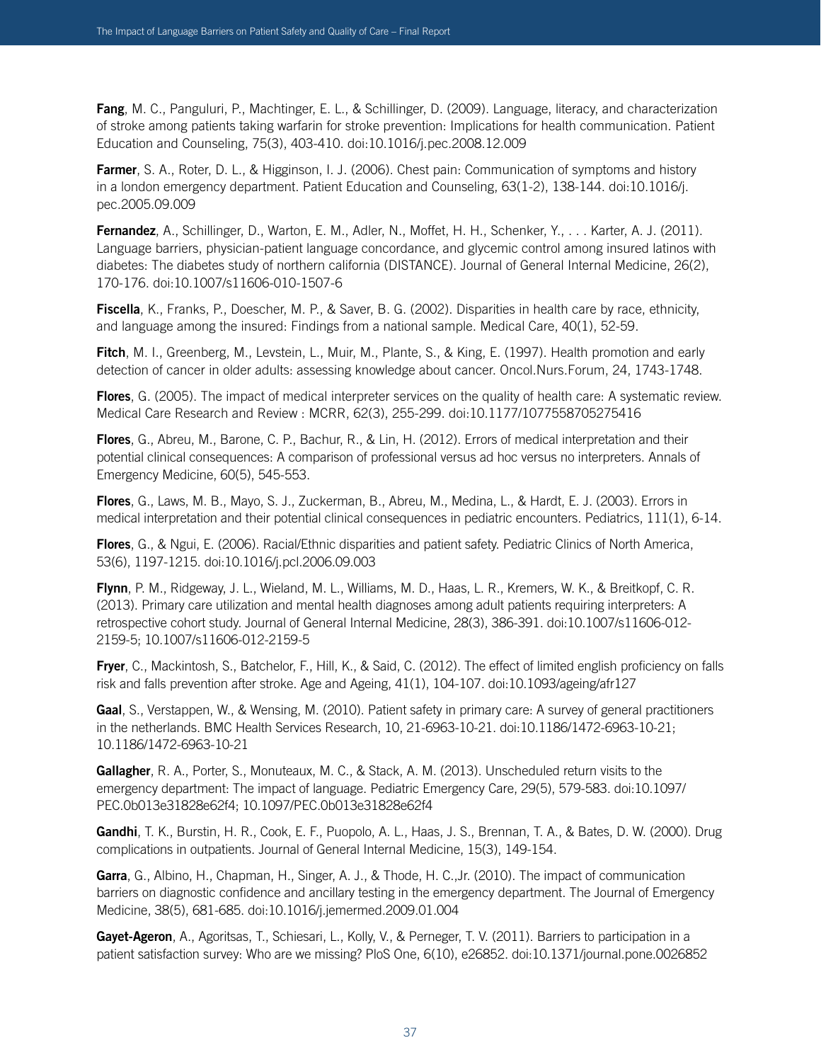**Fang**, M. C., Panguluri, P., Machtinger, E. L., & Schillinger, D. (2009). Language, literacy, and characterization of stroke among patients taking warfarin for stroke prevention: Implications for health communication. Patient Education and Counseling, 75(3), 403-410. doi:10.1016/j.pec.2008.12.009

**Farmer**, S. A., Roter, D. L., & Higginson, I. J. (2006). Chest pain: Communication of symptoms and history in a london emergency department. Patient Education and Counseling, 63(1-2), 138-144. doi:10.1016/j.pec.2005.09.009

**Fernandez**, A., Schillinger, D., Warton, E. M., Adler, N., Moffet, H. H., Schenker, Y., . . . Karter, A. J. (2011). Language barriers, physician-patient language concordance, and glycemic control among insured latinos with diabetes: The diabetes study of northern california (DISTANCE). Journal of General Internal Medicine, 26(2), 170-176. doi:10.1007/s11606-010-1507-6

**Fiscella**, K., Franks, P., Doescher, M. P., & Saver, B. G. (2002). Disparities in health care by race, ethnicity, and language among the insured: Findings from a national sample. Medical Care, 40(1), 52-59.

**Fitch**, M. I., Greenberg, M., Levstein, L., Muir, M., Plante, S., & King, E. (1997). Health promotion and early detection of cancer in older adults: assessing knowledge about cancer. Oncol.Nurs.Forum, 24, 1743-1748.

**Flores**, G. (2005). The impact of medical interpreter services on the quality of health care: A systematic review. Medical Care Research and Review : MCRR, 62(3), 255-299. doi:10.1177/1077558705275416

**Flores**, G., Abreu, M., Barone, C. P., Bachur, R., & Lin, H. (2012). Errors of medical interpretation and their potential clinical consequences: A comparison of professional versus ad hoc versus no interpreters. Annals of Emergency Medicine, 60(5), 545-553.

**Flores**, G., Laws, M. B., Mayo, S. J., Zuckerman, B., Abreu, M., Medina, L., & Hardt, E. J. (2003). Errors in medical interpretation and their potential clinical consequences in pediatric encounters. Pediatrics, 111(1), 6-14.

**Flores**, G., & Ngui, E. (2006). Racial/Ethnic disparities and patient safety. Pediatric Clinics of North America, 53(6), 1197-1215. doi:10.1016/j.pcl.2006.09.003

**Flynn**, P. M., Ridgeway, J. L., Wieland, M. L., Williams, M. D., Haas, L. R., Kremers, W. K., & Breitkopf, C. R. (2013). Primary care utilization and mental health diagnoses among adult patients requiring interpreters: A retrospective cohort study. Journal of General Internal Medicine, 28(3), 386-391. doi:10.1007/s11606-012-2159-5; 10.1007/s11606-012-2159-5

**Fryer**, C., Mackintosh, S., Batchelor, F., Hill, K., & Said, C. (2012). The effect of limited english proficiency on falls risk and falls prevention after stroke. Age and Ageing, 41(1), 104-107. doi:10.1093/ageing/afr127

**Gaal**, S., Verstappen, W., & Wensing, M. (2010). Patient safety in primary care: A survey of general practitioners in the netherlands. BMC Health Services Research, 10, 21-6963-10-21. doi:10.1186/1472-6963-10-21; 10.1186/1472-6963-10-21

**Gallagher**, R. A., Porter, S., Monuteaux, M. C., & Stack, A. M. (2013). Unscheduled return visits to the emergency department: The impact of language. Pediatric Emergency Care, 29(5), 579-583. doi:10.1097/PEC.0b013e31828e62f4; 10.1097/PEC.0b013e31828e62f4

**Gandhi**, T. K., Burstin, H. R., Cook, E. F., Puopolo, A. L., Haas, J. S., Brennan, T. A., & Bates, D. W. (2000). Drug complications in outpatients. Journal of General Internal Medicine, 15(3), 149-154.

**Garra**, G., Albino, H., Chapman, H., Singer, A. J., & Thode, H. C.,Jr. (2010). The impact of communication barriers on diagnostic confidence and ancillary testing in the emergency department. The Journal of Emergency Medicine, 38(5), 681-685. doi:10.1016/j.jemermed.2009.01.004

**Gayet-Ageron**, A., Agoritsas, T., Schiesari, L., Kolly, V., & Perneger, T. V. (2011). Barriers to participation in a patient satisfaction survey: Who are we missing? PloS One, 6(10), e26852. doi:10.1371/journal.pone.0026852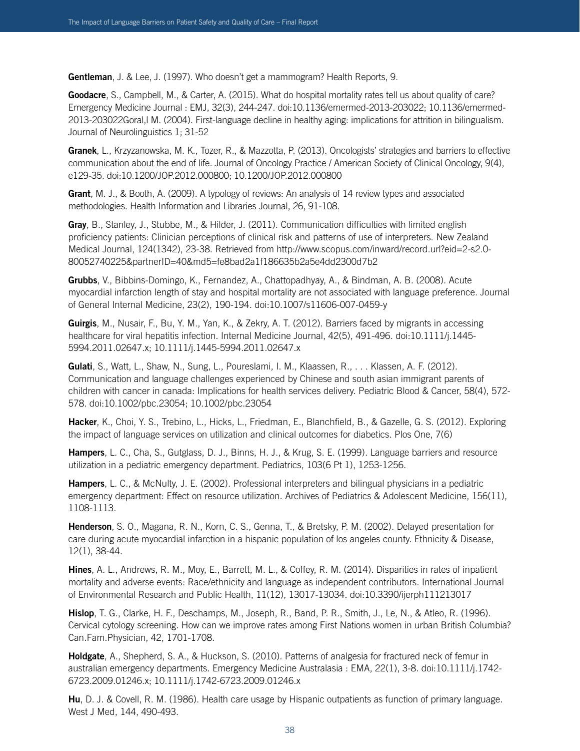**Gentleman**, J. & Lee, J. (1997). Who doesn't get a mammogram? Health Reports, 9.

**Goodacre**, S., Campbell, M., & Carter, A. (2015). What do hospital mortality rates tell us about quality of care? Emergency Medicine Journal : EMJ, 32(3), 244-247. doi:10.1136/emermed-2013-203022; 10.1136/emermed-2013-203022Goral,l M. (2004). First-language decline in healthy aging: implications for attrition in bilingualism. Journal of Neurolinguistics 1; 31-52

**Granek**, L., Krzyzanowska, M. K., Tozer, R., & Mazzotta, P. (2013). Oncologists' strategies and barriers to effective communication about the end of life. Journal of Oncology Practice / American Society of Clinical Oncology, 9(4), e129-35. doi:10.1200/JOP.2012.000800; 10.1200/JOP.2012.000800

**Grant**, M. J., & Booth, A. (2009). A typology of reviews: An analysis of 14 review types and associated methodologies. Health Information and Libraries Journal, 26, 91-108.

**Gray**, B., Stanley, J., Stubbe, M., & Hilder, J. (2011). Communication difficulties with limited english proficiency patients: Clinician perceptions of clinical risk and patterns of use of interpreters. New Zealand Medical Journal, 124(1342), 23-38. Retrieved from http://www.scopus.com/inward/record.url?eid=2-s2.0-80052740225&partnerID=40&md5=fe8bad2a1f186635b2a5e4dd2300d7b2

**Grubbs**, V., Bibbins-Domingo, K., Fernandez, A., Chattopadhyay, A., & Bindman, A. B. (2008). Acute myocardial infarction length of stay and hospital mortality are not associated with language preference. Journal of General Internal Medicine, 23(2), 190-194. doi:10.1007/s11606-007-0459-y

**Guirgis**, M., Nusair, F., Bu, Y. M., Yan, K., & Zekry, A. T. (2012). Barriers faced by migrants in accessing healthcare for viral hepatitis infection. Internal Medicine Journal, 42(5), 491-496. doi:10.1111/j.1445-5994.2011.02647.x; 10.1111/j.1445-5994.2011.02647.x

**Gulati**, S., Watt, L., Shaw, N., Sung, L., Poureslami, I. M., Klaassen, R., . . . Klassen, A. F. (2012). Communication and language challenges experienced by Chinese and south asian immigrant parents of children with cancer in canada: Implications for health services delivery. Pediatric Blood & Cancer, 58(4), 572-578. doi:10.1002/pbc.23054; 10.1002/pbc.23054

**Hacker**, K., Choi, Y. S., Trebino, L., Hicks, L., Friedman, E., Blanchfield, B., & Gazelle, G. S. (2012). Exploring the impact of language services on utilization and clinical outcomes for diabetics. Plos One, 7(6)

**Hampers**, L. C., Cha, S., Gutglass, D. J., Binns, H. J., & Krug, S. E. (1999). Language barriers and resource utilization in a pediatric emergency department. Pediatrics, 103(6 Pt 1), 1253-1256.

**Hampers**, L. C., & McNulty, J. E. (2002). Professional interpreters and bilingual physicians in a pediatric emergency department: Effect on resource utilization. Archives of Pediatrics & Adolescent Medicine, 156(11), 1108-1113.

**Henderson**, S. O., Magana, R. N., Korn, C. S., Genna, T., & Bretsky, P. M. (2002). Delayed presentation for care during acute myocardial infarction in a hispanic population of los angeles county. Ethnicity & Disease, 12(1), 38-44.

**Hines**, A. L., Andrews, R. M., Moy, E., Barrett, M. L., & Coffey, R. M. (2014). Disparities in rates of inpatient mortality and adverse events: Race/ethnicity and language as independent contributors. International Journal of Environmental Research and Public Health, 11(12), 13017-13034. doi:10.3390/ijerph111213017

**Hislop**, T. G., Clarke, H. F., Deschamps, M., Joseph, R., Band, P. R., Smith, J., Le, N., & Atleo, R. (1996). Cervical cytology screening. How can we improve rates among First Nations women in urban British Columbia? Can.Fam.Physician, 42, 1701-1708.

**Holdgate**, A., Shepherd, S. A., & Huckson, S. (2010). Patterns of analgesia for fractured neck of femur in australian emergency departments. Emergency Medicine Australasia : EMA, 22(1), 3-8. doi:10.1111/j.1742-6723.2009.01246.x; 10.1111/j.1742-6723.2009.01246.x

**Hu**, D. J. & Covell, R. M. (1986). Health care usage by Hispanic outpatients as function of primary language. West J Med, 144, 490-493.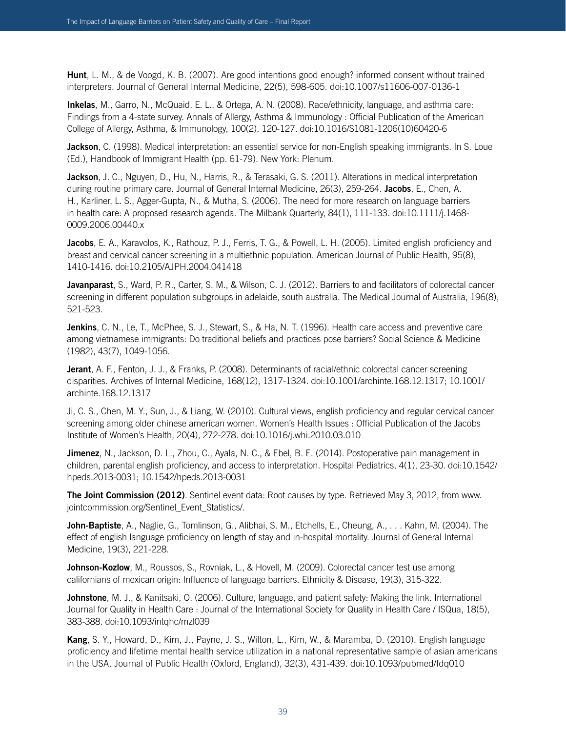**Hunt**, L. M., & de Voogd, K. B. (2007). Are good intentions good enough? informed consent without trained interpreters. Journal of General Internal Medicine, 22(5), 598-605. doi:10.1007/s11606-007-0136-1

**Inkelas**, M., Garro, N., McQuaid, E. L., & Ortega, A. N. (2008). Race/ethnicity, language, and asthma care: Findings from a 4-state survey. Annals of Allergy, Asthma & Immunology : Official Publication of the American College of Allergy, Asthma, & Immunology, 100(2), 120-127. doi:10.1016/S1081-1206(10)60420-6

**Jackson**, C. (1998). Medical interpretation: an essential service for non-English speaking immigrants. In S. Loue (Ed.), Handbook of Immigrant Health (pp. 61-79). New York: Plenum.

**Jackson**, J. C., Nguyen, D., Hu, N., Harris, R., & Terasaki, G. S. (2011). Alterations in medical interpretation during routine primary care. Journal of General Internal Medicine, 26(3), 259-264. **Jacobs**, E., Chen, A. H., Karliner, L. S., Agger-Gupta, N., & Mutha, S. (2006). The need for more research on language barriers in health care: A proposed research agenda. The Milbank Quarterly, 84(1), 111-133. doi:10.1111/j.1468-0009.2006.00440.x

**Jacobs**, E. A., Karavolos, K., Rathouz, P. J., Ferris, T. G., & Powell, L. H. (2005). Limited english proficiency and breast and cervical cancer screening in a multiethnic population. American Journal of Public Health, 95(8), 1410-1416. doi:10.2105/AJPH.2004.041418

**Javanparast**, S., Ward, P. R., Carter, S. M., & Wilson, C. J. (2012). Barriers to and facilitators of colorectal cancer screening in different population subgroups in adelaide, south australia. The Medical Journal of Australia, 196(8), 521-523.

**Jenkins**, C. N., Le, T., McPhee, S. J., Stewart, S., & Ha, N. T. (1996). Health care access and preventive care among vietnamese immigrants: Do traditional beliefs and practices pose barriers? Social Science & Medicine (1982), 43(7), 1049-1056.

**Jerant**, A. F., Fenton, J. J., & Franks, P. (2008). Determinants of racial/ethnic colorectal cancer screening disparities. Archives of Internal Medicine, 168(12), 1317-1324. doi:10.1001/archinte.168.12.1317; 10.1001/archinte.168.12.1317

Ji, C. S., Chen, M. Y., Sun, J., & Liang, W. (2010). Cultural views, english proficiency and regular cervical cancer screening among older chinese american women. Women's Health Issues : Official Publication of the Jacobs Institute of Women's Health, 20(4), 272-278. doi:10.1016/j.whi.2010.03.010

**Jimenez**, N., Jackson, D. L., Zhou, C., Ayala, N. C., & Ebel, B. E. (2014). Postoperative pain management in children, parental english proficiency, and access to interpretation. Hospital Pediatrics, 4(1), 23-30. doi:10.1542/hpeds.2013-0031; 10.1542/hpeds.2013-0031

**The Joint Commission (2012)**. Sentinel event data: Root causes by type. Retrieved May 3, 2012, from www.jointcommission.org/Sentinel_Event_Statistics/.

**John-Baptiste**, A., Naglie, G., Tomlinson, G., Alibhai, S. M., Etchells, E., Cheung, A., . . . Kahn, M. (2004). The effect of english language proficiency on length of stay and in-hospital mortality. Journal of General Internal Medicine, 19(3), 221-228.

**Johnson-Kozlow**, M., Roussos, S., Rovniak, L., & Hovell, M. (2009). Colorectal cancer test use among californians of mexican origin: Influence of language barriers. Ethnicity & Disease, 19(3), 315-322.

**Johnstone**, M. J., & Kanitsaki, O. (2006). Culture, language, and patient safety: Making the link. International Journal for Quality in Health Care : Journal of the International Society for Quality in Health Care / ISQua, 18(5), 383-388. doi:10.1093/intqhc/mzl039

**Kang**, S. Y., Howard, D., Kim, J., Payne, J. S., Wilton, L., Kim, W., & Maramba, D. (2010). English language proficiency and lifetime mental health service utilization in a national representative sample of asian americans in the USA. Journal of Public Health (Oxford, England), 32(3), 431-439. doi:10.1093/pubmed/fdq010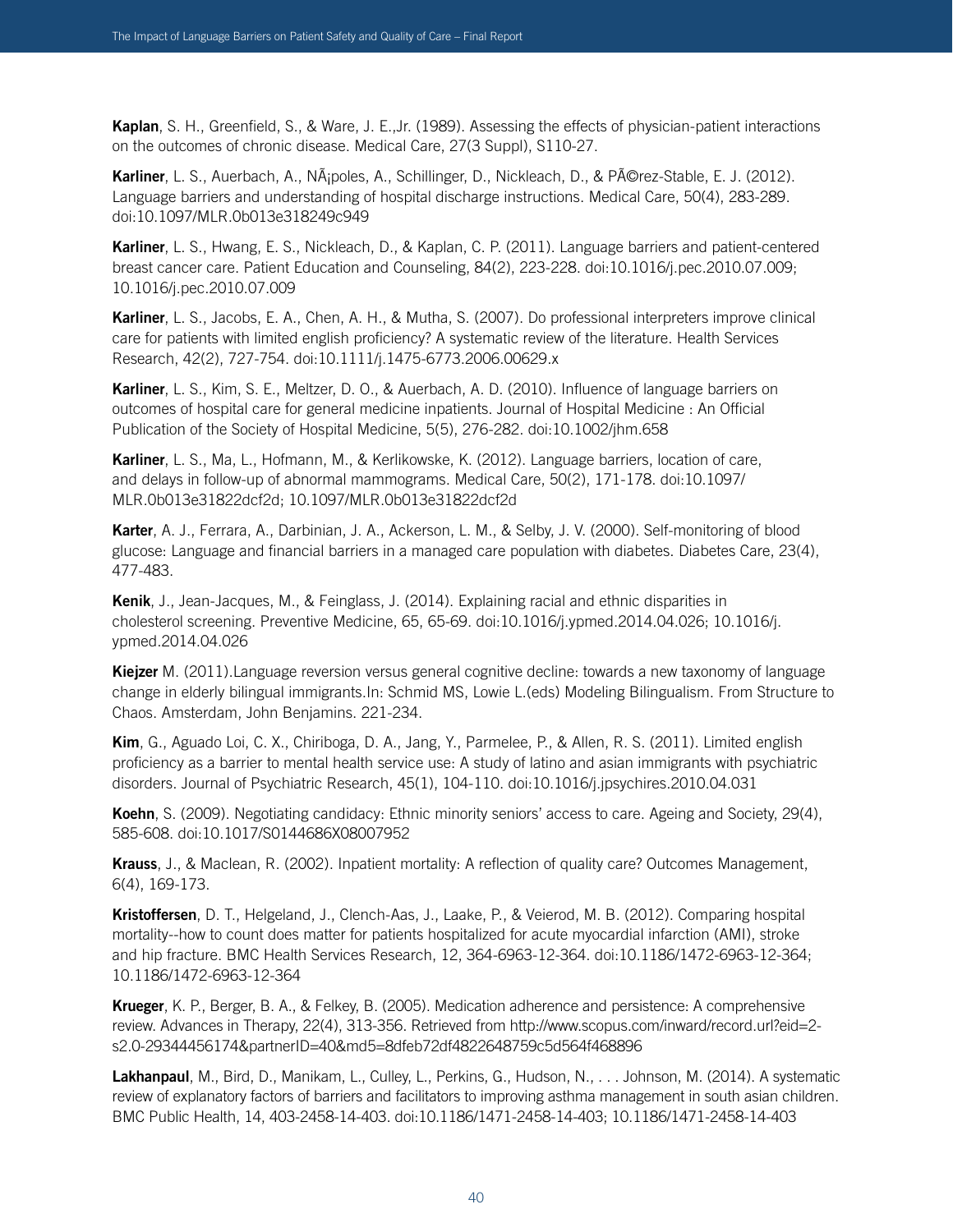**Kaplan**, S. H., Greenfield, S., & Ware, J. E.,Jr. (1989). Assessing the effects of physician-patient interactions on the outcomes of chronic disease. Medical Care, 27(3 Suppl), S110-27.

**Karliner**, L. S., Auerbach, A., NÃ¡poles, A., Schillinger, D., Nickleach, D., & PÃ©rez-Stable, E. J. (2012). Language barriers and understanding of hospital discharge instructions. Medical Care, 50(4), 283-289. doi:10.1097/MLR.0b013e318249c949

**Karliner**, L. S., Hwang, E. S., Nickleach, D., & Kaplan, C. P. (2011). Language barriers and patient-centered breast cancer care. Patient Education and Counseling, 84(2), 223-228. doi:10.1016/j.pec.2010.07.009; 10.1016/j.pec.2010.07.009

**Karliner**, L. S., Jacobs, E. A., Chen, A. H., & Mutha, S. (2007). Do professional interpreters improve clinical care for patients with limited english proficiency? A systematic review of the literature. Health Services Research, 42(2), 727-754. doi:10.1111/j.1475-6773.2006.00629.x

**Karliner**, L. S., Kim, S. E., Meltzer, D. O., & Auerbach, A. D. (2010). Influence of language barriers on outcomes of hospital care for general medicine inpatients. Journal of Hospital Medicine : An Official Publication of the Society of Hospital Medicine, 5(5), 276-282. doi:10.1002/jhm.658

**Karliner**, L. S., Ma, L., Hofmann, M., & Kerlikowske, K. (2012). Language barriers, location of care, and delays in follow-up of abnormal mammograms. Medical Care, 50(2), 171-178. doi:10.1097/MLR.0b013e31822dcf2d; 10.1097/MLR.0b013e31822dcf2d

**Karter**, A. J., Ferrara, A., Darbinian, J. A., Ackerson, L. M., & Selby, J. V. (2000). Self-monitoring of blood glucose: Language and financial barriers in a managed care population with diabetes. Diabetes Care, 23(4), 477-483.

**Kenik**, J., Jean-Jacques, M., & Feinglass, J. (2014). Explaining racial and ethnic disparities in cholesterol screening. Preventive Medicine, 65, 65-69. doi:10.1016/j.ypmed.2014.04.026; 10.1016/j.ypmed.2014.04.026

**Kiejzer** M. (2011).Language reversion versus general cognitive decline: towards a new taxonomy of language change in elderly bilingual immigrants.In: Schmid MS, Lowie L.(eds) Modeling Bilingualism. From Structure to Chaos. Amsterdam, John Benjamins. 221-234.

**Kim**, G., Aguado Loi, C. X., Chiriboga, D. A., Jang, Y., Parmelee, P., & Allen, R. S. (2011). Limited english proficiency as a barrier to mental health service use: A study of latino and asian immigrants with psychiatric disorders. Journal of Psychiatric Research, 45(1), 104-110. doi:10.1016/j.jpsychires.2010.04.031

**Koehn**, S. (2009). Negotiating candidacy: Ethnic minority seniors' access to care. Ageing and Society, 29(4), 585-608. doi:10.1017/S0144686X08007952

**Krauss**, J., & Maclean, R. (2002). Inpatient mortality: A reflection of quality care? Outcomes Management, 6(4), 169-173.

**Kristoffersen**, D. T., Helgeland, J., Clench-Aas, J., Laake, P., & Veierod, M. B. (2012). Comparing hospital mortality--how to count does matter for patients hospitalized for acute myocardial infarction (AMI), stroke and hip fracture. BMC Health Services Research, 12, 364-6963-12-364. doi:10.1186/1472-6963-12-364; 10.1186/1472-6963-12-364

**Krueger**, K. P., Berger, B. A., & Felkey, B. (2005). Medication adherence and persistence: A comprehensive review. Advances in Therapy, 22(4), 313-356. Retrieved from http://www.scopus.com/inward/record.url?eid=2-s2.0-29344456174&partnerID=40&md5=8dfeb72df4822648759c5d564f468896

**Lakhanpaul**, M., Bird, D., Manikam, L., Culley, L., Perkins, G., Hudson, N., . . . Johnson, M. (2014). A systematic review of explanatory factors of barriers and facilitators to improving asthma management in south asian children. BMC Public Health, 14, 403-2458-14-403. doi:10.1186/1471-2458-14-403; 10.1186/1471-2458-14-403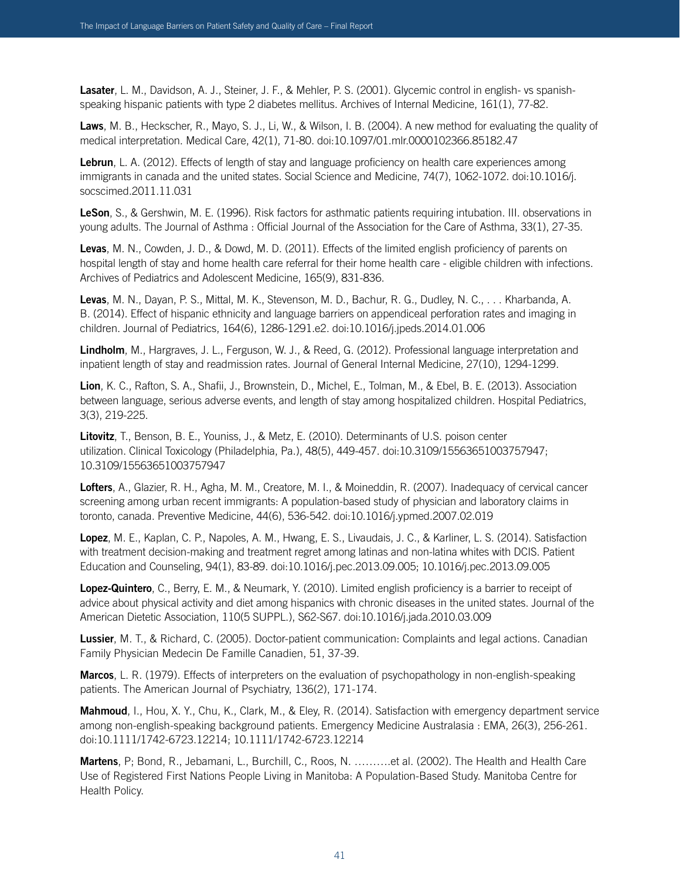**Lasater**, L. M., Davidson, A. J., Steiner, J. F., & Mehler, P. S. (2001). Glycemic control in english- vs spanish-speaking hispanic patients with type 2 diabetes mellitus. Archives of Internal Medicine, 161(1), 77-82.

**Laws**, M. B., Heckscher, R., Mayo, S. J., Li, W., & Wilson, I. B. (2004). A new method for evaluating the quality of medical interpretation. Medical Care, 42(1), 71-80. doi:10.1097/01.mlr.0000102366.85182.47

**Lebrun**, L. A. (2012). Effects of length of stay and language proficiency on health care experiences among immigrants in canada and the united states. Social Science and Medicine, 74(7), 1062-1072. doi:10.1016/j.socscimed.2011.11.031

**LeSon**, S., & Gershwin, M. E. (1996). Risk factors for asthmatic patients requiring intubation. III. observations in young adults. The Journal of Asthma : Official Journal of the Association for the Care of Asthma, 33(1), 27-35.

**Levas**, M. N., Cowden, J. D., & Dowd, M. D. (2011). Effects of the limited english proficiency of parents on hospital length of stay and home health care referral for their home health care - eligible children with infections. Archives of Pediatrics and Adolescent Medicine, 165(9), 831-836.

**Levas**, M. N., Dayan, P. S., Mittal, M. K., Stevenson, M. D., Bachur, R. G., Dudley, N. C., . . . Kharbanda, A. B. (2014). Effect of hispanic ethnicity and language barriers on appendiceal perforation rates and imaging in children. Journal of Pediatrics, 164(6), 1286-1291.e2. doi:10.1016/j.jpeds.2014.01.006

**Lindholm**, M., Hargraves, J. L., Ferguson, W. J., & Reed, G. (2012). Professional language interpretation and inpatient length of stay and readmission rates. Journal of General Internal Medicine, 27(10), 1294-1299.

**Lion**, K. C., Rafton, S. A., Shafii, J., Brownstein, D., Michel, E., Tolman, M., & Ebel, B. E. (2013). Association between language, serious adverse events, and length of stay among hospitalized children. Hospital Pediatrics, 3(3), 219-225.

**Litovitz**, T., Benson, B. E., Youniss, J., & Metz, E. (2010). Determinants of U.S. poison center utilization. Clinical Toxicology (Philadelphia, Pa.), 48(5), 449-457. doi:10.3109/15563651003757947; 10.3109/15563651003757947

**Lofters**, A., Glazier, R. H., Agha, M. M., Creatore, M. I., & Moineddin, R. (2007). Inadequacy of cervical cancer screening among urban recent immigrants: A population-based study of physician and laboratory claims in toronto, canada. Preventive Medicine, 44(6), 536-542. doi:10.1016/j.ypmed.2007.02.019

**Lopez**, M. E., Kaplan, C. P., Napoles, A. M., Hwang, E. S., Livaudais, J. C., & Karliner, L. S. (2014). Satisfaction with treatment decision-making and treatment regret among latinas and non-latina whites with DCIS. Patient Education and Counseling, 94(1), 83-89. doi:10.1016/j.pec.2013.09.005; 10.1016/j.pec.2013.09.005

**Lopez-Quintero**, C., Berry, E. M., & Neumark, Y. (2010). Limited english proficiency is a barrier to receipt of advice about physical activity and diet among hispanics with chronic diseases in the united states. Journal of the American Dietetic Association, 110(5 SUPPL.), S62-S67. doi:10.1016/j.jada.2010.03.009

**Lussier**, M. T., & Richard, C. (2005). Doctor-patient communication: Complaints and legal actions. Canadian Family Physician Medecin De Famille Canadien, 51, 37-39.

**Marcos**, L. R. (1979). Effects of interpreters on the evaluation of psychopathology in non-english-speaking patients. The American Journal of Psychiatry, 136(2), 171-174.

**Mahmoud**, I., Hou, X. Y., Chu, K., Clark, M., & Eley, R. (2014). Satisfaction with emergency department service among non-english-speaking background patients. Emergency Medicine Australasia : EMA, 26(3), 256-261. doi:10.1111/1742-6723.12214; 10.1111/1742-6723.12214

**Martens**, P; Bond, R., Jebamani, L., Burchill, C., Roos, N. ……….et al. (2002). The Health and Health Care Use of Registered First Nations People Living in Manitoba: A Population-Based Study. Manitoba Centre for Health Policy.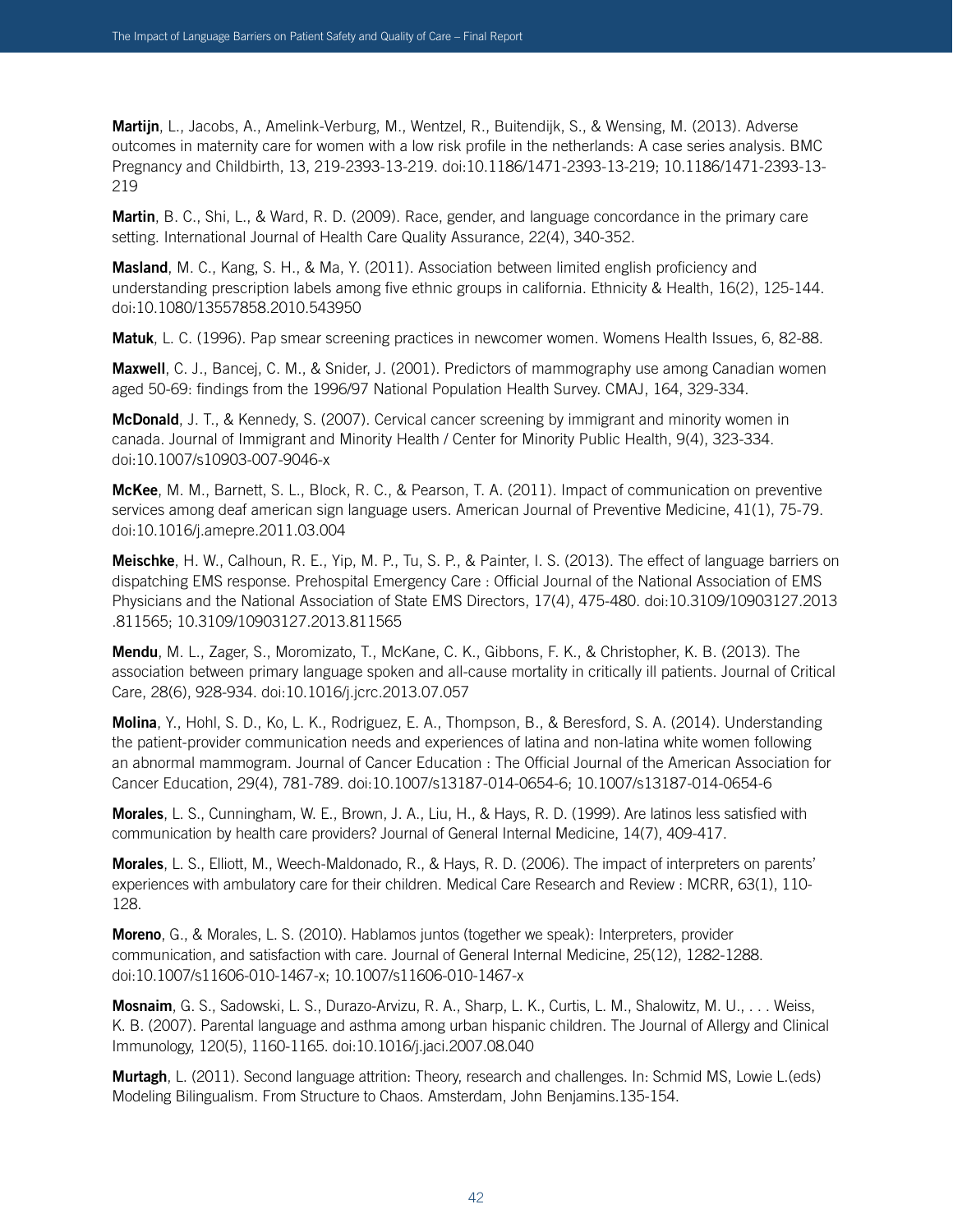**Martijn**, L., Jacobs, A., Amelink-Verburg, M., Wentzel, R., Buitendijk, S., & Wensing, M. (2013). Adverse outcomes in maternity care for women with a low risk profile in the netherlands: A case series analysis. BMC Pregnancy and Childbirth, 13, 219-2393-13-219. doi:10.1186/1471-2393-13-219; 10.1186/1471-2393-13-219

**Martin**, B. C., Shi, L., & Ward, R. D. (2009). Race, gender, and language concordance in the primary care setting. International Journal of Health Care Quality Assurance, 22(4), 340-352.

**Masland**, M. C., Kang, S. H., & Ma, Y. (2011). Association between limited english proficiency and understanding prescription labels among five ethnic groups in california. Ethnicity & Health, 16(2), 125-144. doi:10.1080/13557858.2010.543950

**Matuk**, L. C. (1996). Pap smear screening practices in newcomer women. Womens Health Issues, 6, 82-88.

**Maxwell**, C. J., Bancej, C. M., & Snider, J. (2001). Predictors of mammography use among Canadian women aged 50-69: findings from the 1996/97 National Population Health Survey. CMAJ, 164, 329-334.

**McDonald**, J. T., & Kennedy, S. (2007). Cervical cancer screening by immigrant and minority women in canada. Journal of Immigrant and Minority Health / Center for Minority Public Health, 9(4), 323-334. doi:10.1007/s10903-007-9046-x

**McKee**, M. M., Barnett, S. L., Block, R. C., & Pearson, T. A. (2011). Impact of communication on preventive services among deaf american sign language users. American Journal of Preventive Medicine, 41(1), 75-79. doi:10.1016/j.amepre.2011.03.004

**Meischke**, H. W., Calhoun, R. E., Yip, M. P., Tu, S. P., & Painter, I. S. (2013). The effect of language barriers on dispatching EMS response. Prehospital Emergency Care : Official Journal of the National Association of EMS Physicians and the National Association of State EMS Directors, 17(4), 475-480. doi:10.3109/10903127.2013.811565; 10.3109/10903127.2013.811565

**Mendu**, M. L., Zager, S., Moromizato, T., McKane, C. K., Gibbons, F. K., & Christopher, K. B. (2013). The association between primary language spoken and all-cause mortality in critically ill patients. Journal of Critical Care, 28(6), 928-934. doi:10.1016/j.jcrc.2013.07.057

**Molina**, Y., Hohl, S. D., Ko, L. K., Rodriguez, E. A., Thompson, B., & Beresford, S. A. (2014). Understanding the patient-provider communication needs and experiences of latina and non-latina white women following an abnormal mammogram. Journal of Cancer Education : The Official Journal of the American Association for Cancer Education, 29(4), 781-789. doi:10.1007/s13187-014-0654-6; 10.1007/s13187-014-0654-6

**Morales**, L. S., Cunningham, W. E., Brown, J. A., Liu, H., & Hays, R. D. (1999). Are latinos less satisfied with communication by health care providers? Journal of General Internal Medicine, 14(7), 409-417.

**Morales**, L. S., Elliott, M., Weech-Maldonado, R., & Hays, R. D. (2006). The impact of interpreters on parents' experiences with ambulatory care for their children. Medical Care Research and Review : MCRR, 63(1), 110-128.

**Moreno**, G., & Morales, L. S. (2010). Hablamos juntos (together we speak): Interpreters, provider communication, and satisfaction with care. Journal of General Internal Medicine, 25(12), 1282-1288. doi:10.1007/s11606-010-1467-x; 10.1007/s11606-010-1467-x

**Mosnaim**, G. S., Sadowski, L. S., Durazo-Arvizu, R. A., Sharp, L. K., Curtis, L. M., Shalowitz, M. U., . . . Weiss, K. B. (2007). Parental language and asthma among urban hispanic children. The Journal of Allergy and Clinical Immunology, 120(5), 1160-1165. doi:10.1016/j.jaci.2007.08.040

**Murtagh**, L. (2011). Second language attrition: Theory, research and challenges. In: Schmid MS, Lowie L.(eds) Modeling Bilingualism. From Structure to Chaos. Amsterdam, John Benjamins.135-154.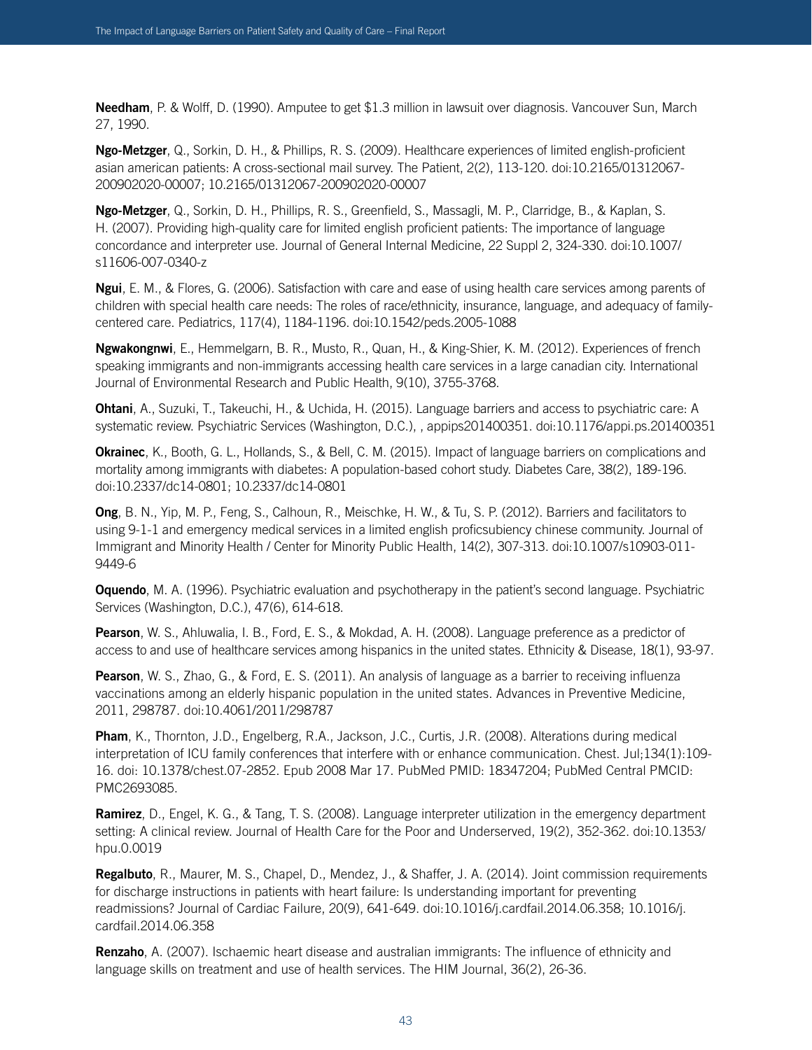**Needham**, P. & Wolff, D. (1990). Amputee to get $1.3 million in lawsuit over diagnosis. Vancouver Sun, March 27, 1990.

**Ngo-Metzger**, Q., Sorkin, D. H., & Phillips, R. S. (2009). Healthcare experiences of limited english-proficient asian american patients: A cross-sectional mail survey. The Patient, 2(2), 113-120. doi:10.2165/01312067-200902020-00007; 10.2165/01312067-200902020-00007

**Ngo-Metzger**, Q., Sorkin, D. H., Phillips, R. S., Greenfield, S., Massagli, M. P., Clarridge, B., & Kaplan, S. H. (2007). Providing high-quality care for limited english proficient patients: The importance of language concordance and interpreter use. Journal of General Internal Medicine, 22 Suppl 2, 324-330. doi:10.1007/s11606-007-0340-z

**Ngui**, E. M., & Flores, G. (2006). Satisfaction with care and ease of using health care services among parents of children with special health care needs: The roles of race/ethnicity, insurance, language, and adequacy of family-centered care. Pediatrics, 117(4), 1184-1196. doi:10.1542/peds.2005-1088

**Ngwakongnwi**, E., Hemmelgarn, B. R., Musto, R., Quan, H., & King-Shier, K. M. (2012). Experiences of french speaking immigrants and non-immigrants accessing health care services in a large canadian city. International Journal of Environmental Research and Public Health, 9(10), 3755-3768.

**Ohtani**, A., Suzuki, T., Takeuchi, H., & Uchida, H. (2015). Language barriers and access to psychiatric care: A systematic review. Psychiatric Services (Washington, D.C.), , appips201400351. doi:10.1176/appi.ps.201400351

**Okrainec**, K., Booth, G. L., Hollands, S., & Bell, C. M. (2015). Impact of language barriers on complications and mortality among immigrants with diabetes: A population-based cohort study. Diabetes Care, 38(2), 189-196. doi:10.2337/dc14-0801; 10.2337/dc14-0801

**Ong**, B. N., Yip, M. P., Feng, S., Calhoun, R., Meischke, H. W., & Tu, S. P. (2012). Barriers and facilitators to using 9-1-1 and emergency medical services in a limited english proficsubiency chinese community. Journal of Immigrant and Minority Health / Center for Minority Public Health, 14(2), 307-313. doi:10.1007/s10903-011-9449-6

**Oquendo**, M. A. (1996). Psychiatric evaluation and psychotherapy in the patient's second language. Psychiatric Services (Washington, D.C.), 47(6), 614-618.

**Pearson**, W. S., Ahluwalia, I. B., Ford, E. S., & Mokdad, A. H. (2008). Language preference as a predictor of access to and use of healthcare services among hispanics in the united states. Ethnicity & Disease, 18(1), 93-97.

**Pearson**, W. S., Zhao, G., & Ford, E. S. (2011). An analysis of language as a barrier to receiving influenza vaccinations among an elderly hispanic population in the united states. Advances in Preventive Medicine, 2011, 298787. doi:10.4061/2011/298787

**Pham**, K., Thornton, J.D., Engelberg, R.A., Jackson, J.C., Curtis, J.R. (2008). Alterations during medical interpretation of ICU family conferences that interfere with or enhance communication. Chest. Jul;134(1):109-16. doi: 10.1378/chest.07-2852. Epub 2008 Mar 17. PubMed PMID: 18347204; PubMed Central PMCID: PMC2693085.

**Ramirez**, D., Engel, K. G., & Tang, T. S. (2008). Language interpreter utilization in the emergency department setting: A clinical review. Journal of Health Care for the Poor and Underserved, 19(2), 352-362. doi:10.1353/hpu.0.0019

**Regalbuto**, R., Maurer, M. S., Chapel, D., Mendez, J., & Shaffer, J. A. (2014). Joint commission requirements for discharge instructions in patients with heart failure: Is understanding important for preventing readmissions? Journal of Cardiac Failure, 20(9), 641-649. doi:10.1016/j.cardfail.2014.06.358; 10.1016/j.cardfail.2014.06.358

**Renzaho**, A. (2007). Ischaemic heart disease and australian immigrants: The influence of ethnicity and language skills on treatment and use of health services. The HIM Journal, 36(2), 26-36.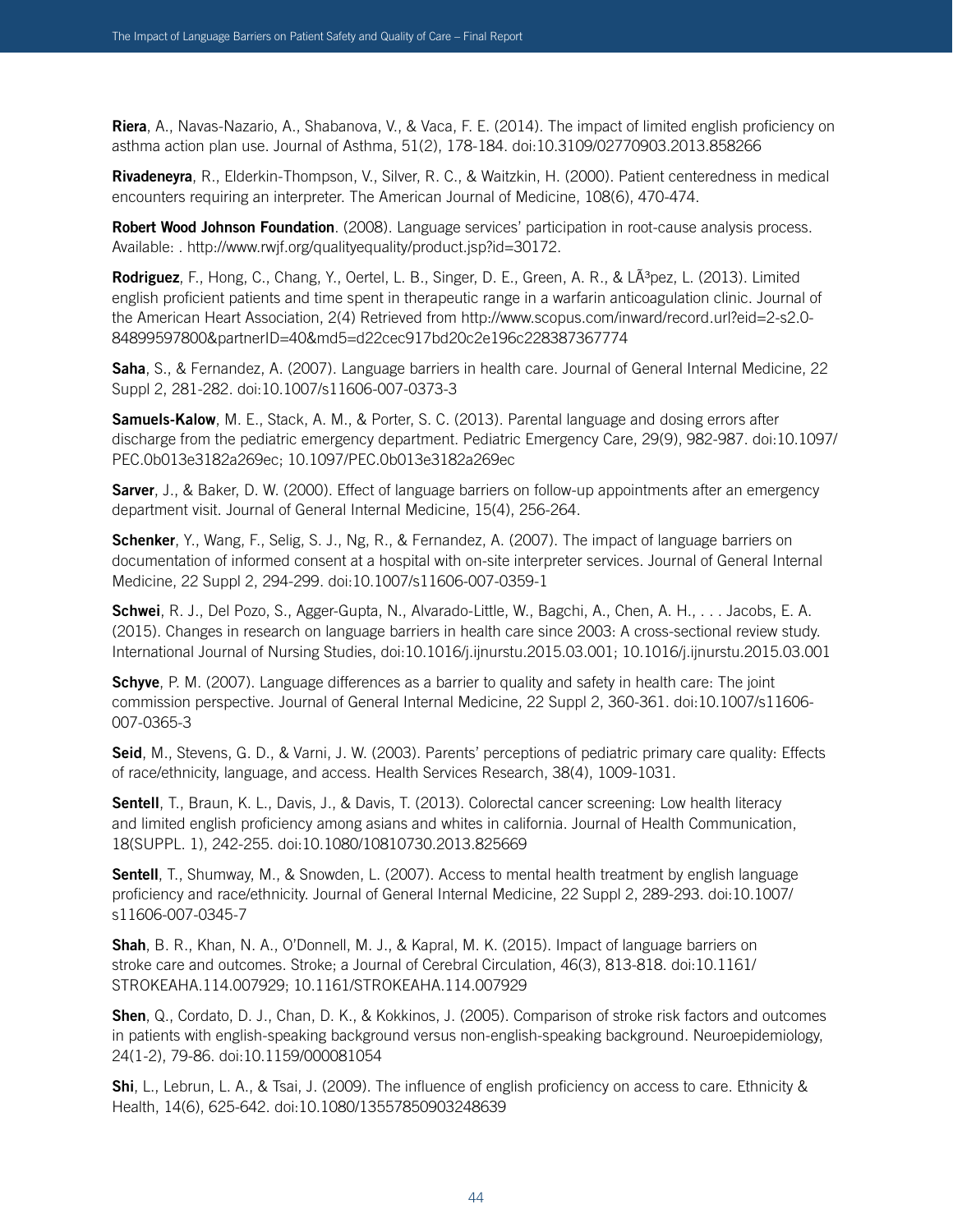**Riera**, A., Navas-Nazario, A., Shabanova, V., & Vaca, F. E. (2014). The impact of limited english proficiency on asthma action plan use. Journal of Asthma, 51(2), 178-184. doi:10.3109/02770903.2013.858266

**Rivadeneyra**, R., Elderkin-Thompson, V., Silver, R. C., & Waitzkin, H. (2000). Patient centeredness in medical encounters requiring an interpreter. The American Journal of Medicine, 108(6), 470-474.

**Robert Wood Johnson Foundation**. (2008). Language services' participation in root-cause analysis process. Available: . http://www.rwjf.org/qualityequality/product.jsp?id=30172.

**Rodriguez**, F., Hong, C., Chang, Y., Oertel, L. B., Singer, D. E., Green, A. R., & LÃ³pez, L. (2013). Limited english proficient patients and time spent in therapeutic range in a warfarin anticoagulation clinic. Journal of the American Heart Association, 2(4) Retrieved from http://www.scopus.com/inward/record.url?eid=2-s2.0-84899597800&partnerID=40&md5=d22cec917bd20c2e196c228387367774

**Saha**, S., & Fernandez, A. (2007). Language barriers in health care. Journal of General Internal Medicine, 22 Suppl 2, 281-282. doi:10.1007/s11606-007-0373-3

**Samuels-Kalow**, M. E., Stack, A. M., & Porter, S. C. (2013). Parental language and dosing errors after discharge from the pediatric emergency department. Pediatric Emergency Care, 29(9), 982-987. doi:10.1097/PEC.0b013e3182a269ec; 10.1097/PEC.0b013e3182a269ec

**Sarver**, J., & Baker, D. W. (2000). Effect of language barriers on follow-up appointments after an emergency department visit. Journal of General Internal Medicine, 15(4), 256-264.

**Schenker**, Y., Wang, F., Selig, S. J., Ng, R., & Fernandez, A. (2007). The impact of language barriers on documentation of informed consent at a hospital with on-site interpreter services. Journal of General Internal Medicine, 22 Suppl 2, 294-299. doi:10.1007/s11606-007-0359-1

**Schwei**, R. J., Del Pozo, S., Agger-Gupta, N., Alvarado-Little, W., Bagchi, A., Chen, A. H., . . . Jacobs, E. A. (2015). Changes in research on language barriers in health care since 2003: A cross-sectional review study. International Journal of Nursing Studies, doi:10.1016/j.ijnurstu.2015.03.001; 10.1016/j.ijnurstu.2015.03.001

**Schyve**, P. M. (2007). Language differences as a barrier to quality and safety in health care: The joint commission perspective. Journal of General Internal Medicine, 22 Suppl 2, 360-361. doi:10.1007/s11606-007-0365-3

**Seid**, M., Stevens, G. D., & Varni, J. W. (2003). Parents' perceptions of pediatric primary care quality: Effects of race/ethnicity, language, and access. Health Services Research, 38(4), 1009-1031.

**Sentell**, T., Braun, K. L., Davis, J., & Davis, T. (2013). Colorectal cancer screening: Low health literacy and limited english proficiency among asians and whites in california. Journal of Health Communication, 18(SUPPL. 1), 242-255. doi:10.1080/10810730.2013.825669

**Sentell**, T., Shumway, M., & Snowden, L. (2007). Access to mental health treatment by english language proficiency and race/ethnicity. Journal of General Internal Medicine, 22 Suppl 2, 289-293. doi:10.1007/s11606-007-0345-7

**Shah**, B. R., Khan, N. A., O'Donnell, M. J., & Kapral, M. K. (2015). Impact of language barriers on stroke care and outcomes. Stroke; a Journal of Cerebral Circulation, 46(3), 813-818. doi:10.1161/STROKEAHA.114.007929; 10.1161/STROKEAHA.114.007929

**Shen**, Q., Cordato, D. J., Chan, D. K., & Kokkinos, J. (2005). Comparison of stroke risk factors and outcomes in patients with english-speaking background versus non-english-speaking background. Neuroepidemiology, 24(1-2), 79-86. doi:10.1159/000081054

**Shi**, L., Lebrun, L. A., & Tsai, J. (2009). The influence of english proficiency on access to care. Ethnicity & Health, 14(6), 625-642. doi:10.1080/13557850903248639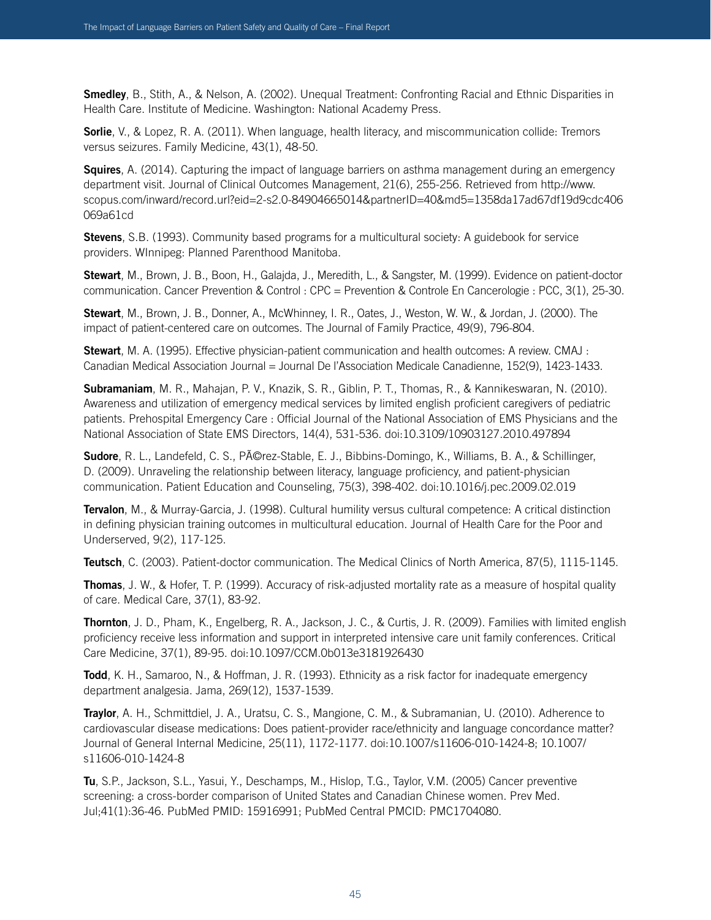**Smedley**, B., Stith, A., & Nelson, A. (2002). Unequal Treatment: Confronting Racial and Ethnic Disparities in Health Care. Institute of Medicine. Washington: National Academy Press.

**Sorlie**, V., & Lopez, R. A. (2011). When language, health literacy, and miscommunication collide: Tremors versus seizures. Family Medicine, 43(1), 48-50.

**Squires**, A. (2014). Capturing the impact of language barriers on asthma management during an emergency department visit. Journal of Clinical Outcomes Management, 21(6), 255-256. Retrieved from http://www.scopus.com/inward/record.url?eid=2-s2.0-84904665014&partnerID=40&md5=1358da17ad67df19d9cdc406069a61cd

**Stevens**, S.B. (1993). Community based programs for a multicultural society: A guidebook for service providers. WInnipeg: Planned Parenthood Manitoba.

**Stewart**, M., Brown, J. B., Boon, H., Galajda, J., Meredith, L., & Sangster, M. (1999). Evidence on patient-doctor communication. Cancer Prevention & Control : CPC = Prevention & Controle En Cancerologie : PCC, 3(1), 25-30.

**Stewart**, M., Brown, J. B., Donner, A., McWhinney, I. R., Oates, J., Weston, W. W., & Jordan, J. (2000). The impact of patient-centered care on outcomes. The Journal of Family Practice, 49(9), 796-804.

**Stewart**, M. A. (1995). Effective physician-patient communication and health outcomes: A review. CMAJ : Canadian Medical Association Journal = Journal De l'Association Medicale Canadienne, 152(9), 1423-1433.

**Subramaniam**, M. R., Mahajan, P. V., Knazik, S. R., Giblin, P. T., Thomas, R., & Kannikeswaran, N. (2010). Awareness and utilization of emergency medical services by limited english proficient caregivers of pediatric patients. Prehospital Emergency Care : Official Journal of the National Association of EMS Physicians and the National Association of State EMS Directors, 14(4), 531-536. doi:10.3109/10903127.2010.497894

**Sudore**, R. L., Landefeld, C. S., PÃ©rez-Stable, E. J., Bibbins-Domingo, K., Williams, B. A., & Schillinger, D. (2009). Unraveling the relationship between literacy, language proficiency, and patient-physician communication. Patient Education and Counseling, 75(3), 398-402. doi:10.1016/j.pec.2009.02.019

**Tervalon**, M., & Murray-Garcia, J. (1998). Cultural humility versus cultural competence: A critical distinction in defining physician training outcomes in multicultural education. Journal of Health Care for the Poor and Underserved, 9(2), 117-125.

**Teutsch**, C. (2003). Patient-doctor communication. The Medical Clinics of North America, 87(5), 1115-1145.

**Thomas**, J. W., & Hofer, T. P. (1999). Accuracy of risk-adjusted mortality rate as a measure of hospital quality of care. Medical Care, 37(1), 83-92.

**Thornton**, J. D., Pham, K., Engelberg, R. A., Jackson, J. C., & Curtis, J. R. (2009). Families with limited english proficiency receive less information and support in interpreted intensive care unit family conferences. Critical Care Medicine, 37(1), 89-95. doi:10.1097/CCM.0b013e3181926430

**Todd**, K. H., Samaroo, N., & Hoffman, J. R. (1993). Ethnicity as a risk factor for inadequate emergency department analgesia. Jama, 269(12), 1537-1539.

**Traylor**, A. H., Schmittdiel, J. A., Uratsu, C. S., Mangione, C. M., & Subramanian, U. (2010). Adherence to cardiovascular disease medications: Does patient-provider race/ethnicity and language concordance matter? Journal of General Internal Medicine, 25(11), 1172-1177. doi:10.1007/s11606-010-1424-8; 10.1007/s11606-010-1424-8

**Tu**, S.P., Jackson, S.L., Yasui, Y., Deschamps, M., Hislop, T.G., Taylor, V.M. (2005) Cancer preventive screening: a cross-border comparison of United States and Canadian Chinese women. Prev Med. Jul;41(1):36-46. PubMed PMID: 15916991; PubMed Central PMCID: PMC1704080.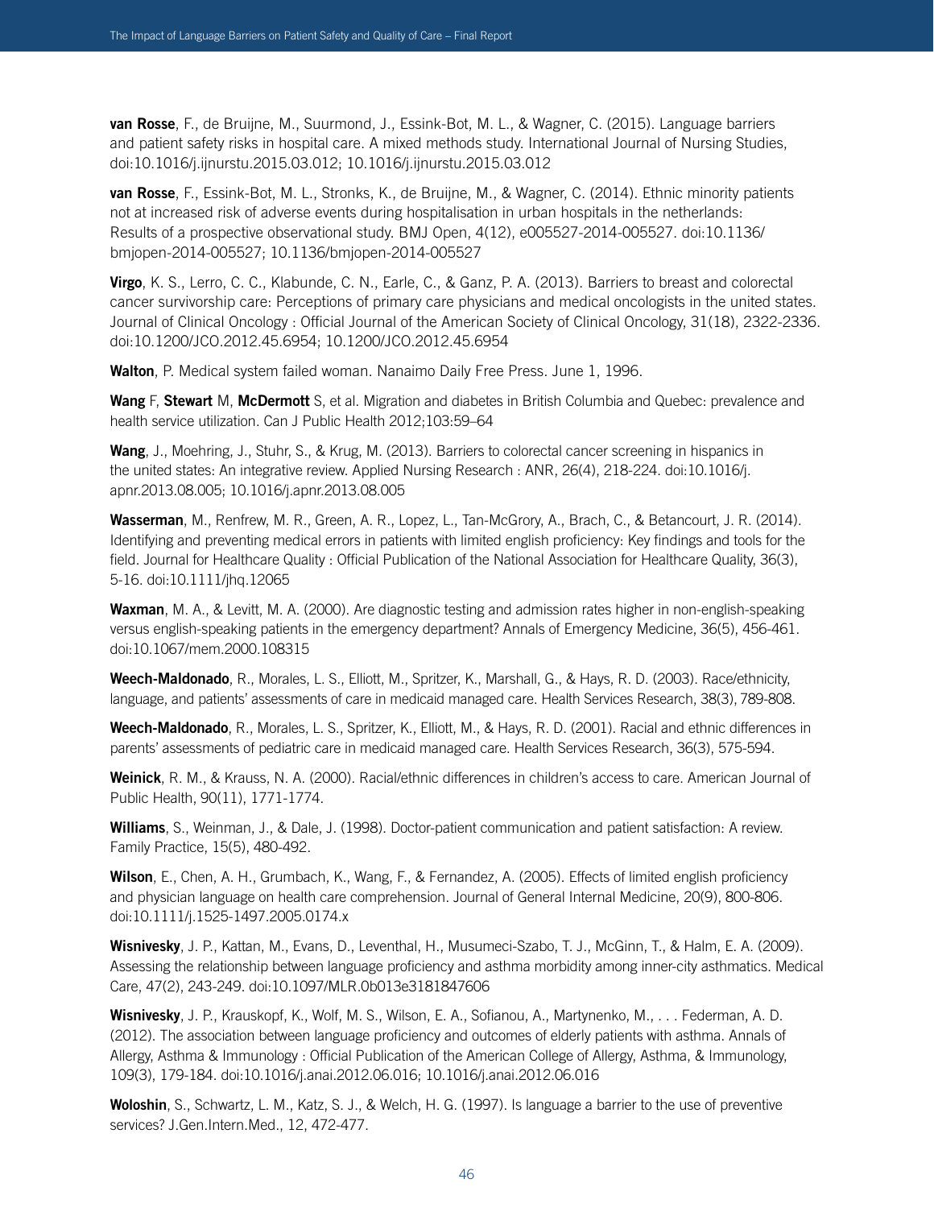**van Rosse**, F., de Bruijne, M., Suurmond, J., Essink-Bot, M. L., & Wagner, C. (2015). Language barriers and patient safety risks in hospital care. A mixed methods study. International Journal of Nursing Studies, doi:10.1016/j.ijnurstu.2015.03.012; 10.1016/j.ijnurstu.2015.03.012

**van Rosse**, F., Essink-Bot, M. L., Stronks, K., de Bruijne, M., & Wagner, C. (2014). Ethnic minority patients not at increased risk of adverse events during hospitalisation in urban hospitals in the netherlands: Results of a prospective observational study. BMJ Open, 4(12), e005527-2014-005527. doi:10.1136/bmjopen-2014-005527; 10.1136/bmjopen-2014-005527

**Virgo**, K. S., Lerro, C. C., Klabunde, C. N., Earle, C., & Ganz, P. A. (2013). Barriers to breast and colorectal cancer survivorship care: Perceptions of primary care physicians and medical oncologists in the united states. Journal of Clinical Oncology : Official Journal of the American Society of Clinical Oncology, 31(18), 2322-2336. doi:10.1200/JCO.2012.45.6954; 10.1200/JCO.2012.45.6954

**Walton**, P. Medical system failed woman. Nanaimo Daily Free Press. June 1, 1996.

**Wang** F, **Stewart** M, **McDermott** S, et al. Migration and diabetes in British Columbia and Quebec: prevalence and health service utilization. Can J Public Health 2012;103:59–64

**Wang**, J., Moehring, J., Stuhr, S., & Krug, M. (2013). Barriers to colorectal cancer screening in hispanics in the united states: An integrative review. Applied Nursing Research : ANR, 26(4), 218-224. doi:10.1016/j.apnr.2013.08.005; 10.1016/j.apnr.2013.08.005

**Wasserman**, M., Renfrew, M. R., Green, A. R., Lopez, L., Tan-McGrory, A., Brach, C., & Betancourt, J. R. (2014). Identifying and preventing medical errors in patients with limited english proficiency: Key findings and tools for the field. Journal for Healthcare Quality : Official Publication of the National Association for Healthcare Quality, 36(3), 5-16. doi:10.1111/jhq.12065

**Waxman**, M. A., & Levitt, M. A. (2000). Are diagnostic testing and admission rates higher in non-english-speaking versus english-speaking patients in the emergency department? Annals of Emergency Medicine, 36(5), 456-461. doi:10.1067/mem.2000.108315

**Weech-Maldonado**, R., Morales, L. S., Elliott, M., Spritzer, K., Marshall, G., & Hays, R. D. (2003). Race/ethnicity, language, and patients' assessments of care in medicaid managed care. Health Services Research, 38(3), 789-808.

**Weech-Maldonado**, R., Morales, L. S., Spritzer, K., Elliott, M., & Hays, R. D. (2001). Racial and ethnic differences in parents' assessments of pediatric care in medicaid managed care. Health Services Research, 36(3), 575-594.

**Weinick**, R. M., & Krauss, N. A. (2000). Racial/ethnic differences in children's access to care. American Journal of Public Health, 90(11), 1771-1774.

**Williams**, S., Weinman, J., & Dale, J. (1998). Doctor-patient communication and patient satisfaction: A review. Family Practice, 15(5), 480-492.

**Wilson**, E., Chen, A. H., Grumbach, K., Wang, F., & Fernandez, A. (2005). Effects of limited english proficiency and physician language on health care comprehension. Journal of General Internal Medicine, 20(9), 800-806. doi:10.1111/j.1525-1497.2005.0174.x

**Wisnivesky**, J. P., Kattan, M., Evans, D., Leventhal, H., Musumeci-Szabo, T. J., McGinn, T., & Halm, E. A. (2009). Assessing the relationship between language proficiency and asthma morbidity among inner-city asthmatics. Medical Care, 47(2), 243-249. doi:10.1097/MLR.0b013e3181847606

**Wisnivesky**, J. P., Krauskopf, K., Wolf, M. S., Wilson, E. A., Sofianou, A., Martynenko, M., . . . Federman, A. D. (2012). The association between language proficiency and outcomes of elderly patients with asthma. Annals of Allergy, Asthma & Immunology : Official Publication of the American College of Allergy, Asthma, & Immunology, 109(3), 179-184. doi:10.1016/j.anai.2012.06.016; 10.1016/j.anai.2012.06.016

**Woloshin**, S., Schwartz, L. M., Katz, S. J., & Welch, H. G. (1997). Is language a barrier to the use of preventive services? J.Gen.Intern.Med., 12, 472-477.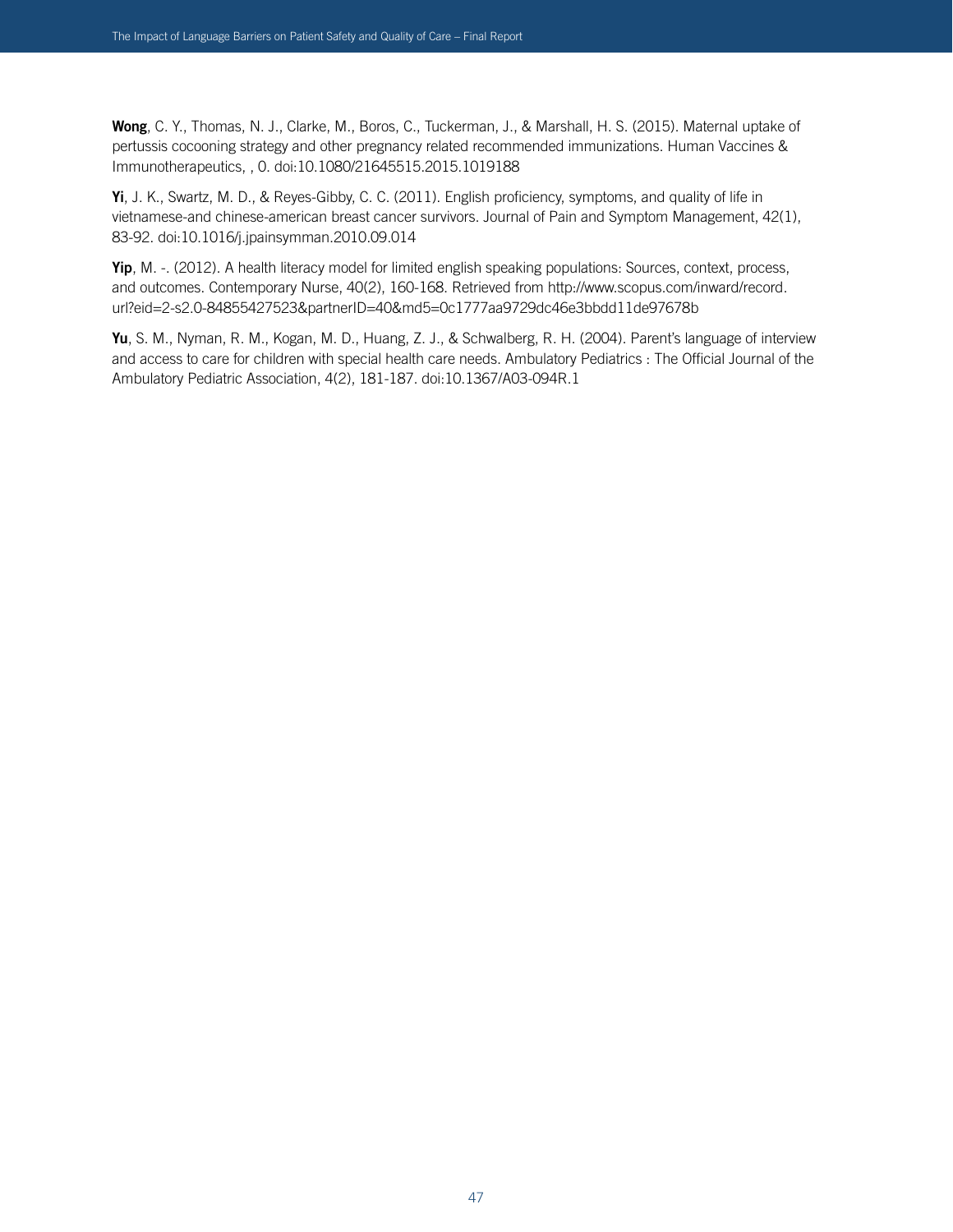**Wong**, C. Y., Thomas, N. J., Clarke, M., Boros, C., Tuckerman, J., & Marshall, H. S. (2015). Maternal uptake of pertussis cocooning strategy and other pregnancy related recommended immunizations. Human Vaccines & Immunotherapeutics, , 0. doi:10.1080/21645515.2015.1019188

**Yi**, J. K., Swartz, M. D., & Reyes-Gibby, C. C. (2011). English proficiency, symptoms, and quality of life in vietnamese-and chinese-american breast cancer survivors. Journal of Pain and Symptom Management, 42(1), 83-92. doi:10.1016/j.jpainsymman.2010.09.014

**Yip**, M. -. (2012). A health literacy model for limited english speaking populations: Sources, context, process, and outcomes. Contemporary Nurse, 40(2), 160-168. Retrieved from http://www.scopus.com/inward/record.url?eid=2-s2.0-84855427523&partnerID=40&md5=0c1777aa9729dc46e3bbdd11de97678b

**Yu**, S. M., Nyman, R. M., Kogan, M. D., Huang, Z. J., & Schwalberg, R. H. (2004). Parent's language of interview and access to care for children with special health care needs. Ambulatory Pediatrics : The Official Journal of the Ambulatory Pediatric Association, 4(2), 181-187. doi:10.1367/A03-094R.1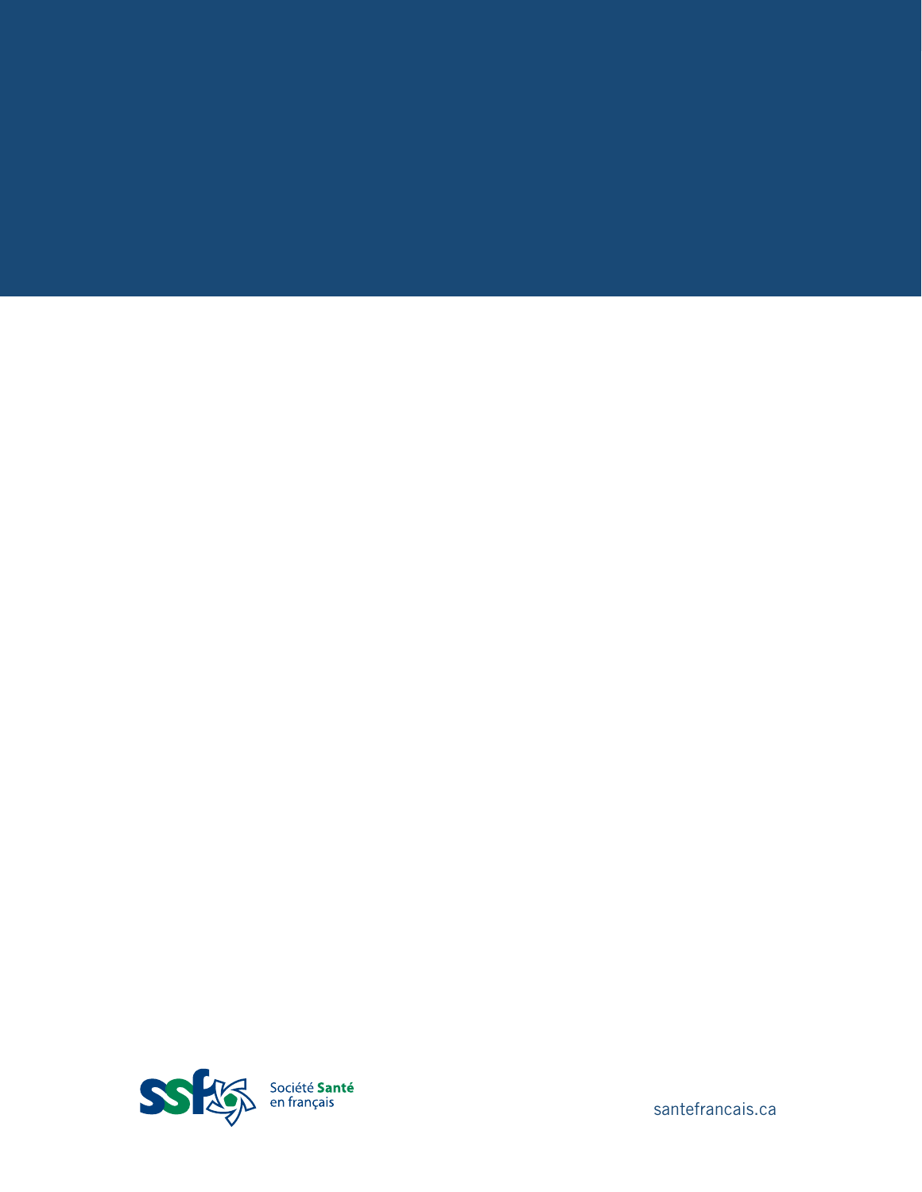Société Santé en français

santefrancais.ca